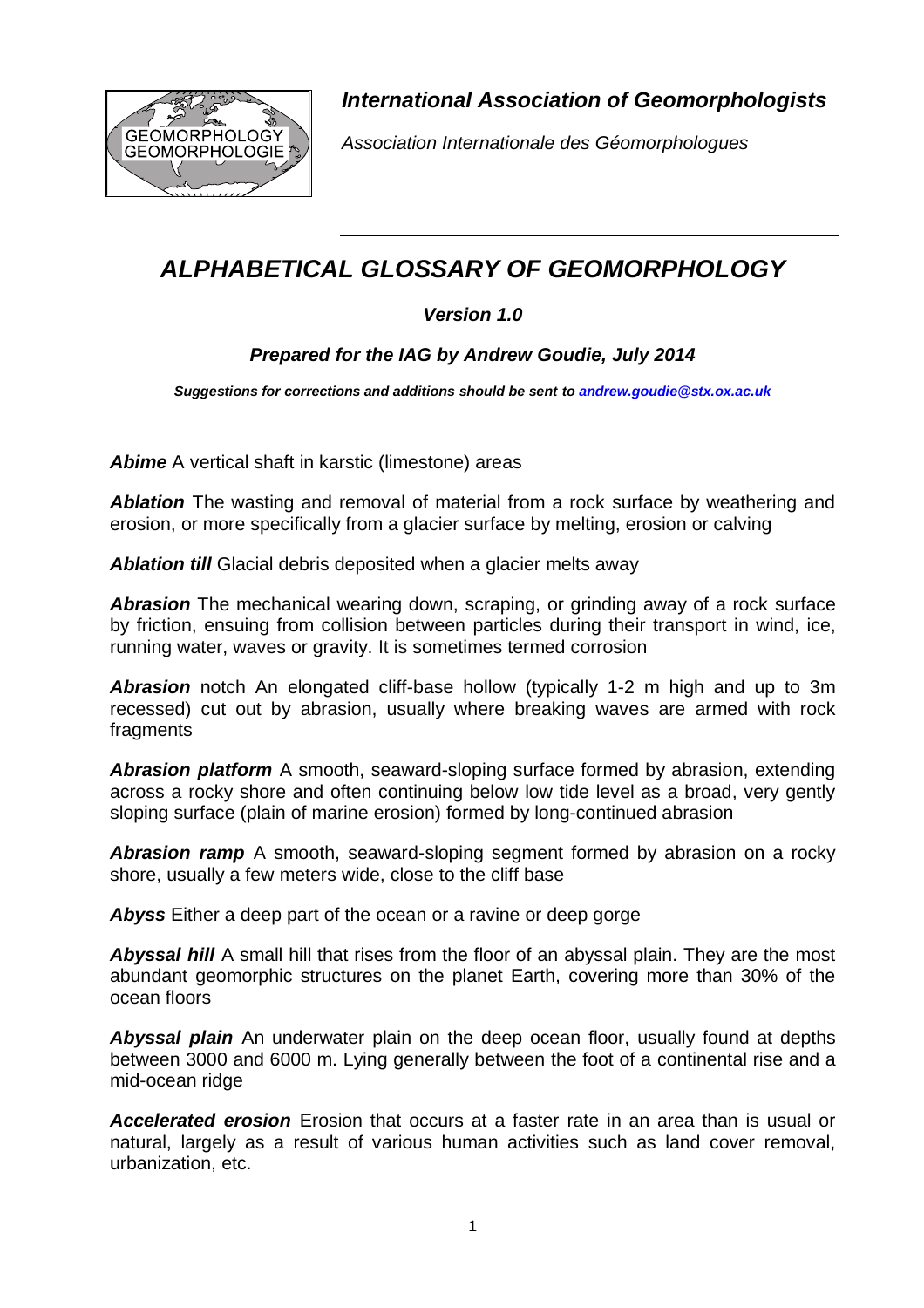***International Association of Geomorphologists***

*Association Internationale des Géomorphologues*

# *ALPHABETICAL GLOSSARY OF GEOMORPHOLOGY*

***Version 1.0***

***Prepared for the IAG by Andrew Goudie, July 2014***

***Suggestions for corrections and additions should be sent to andrew.goudie@stx.ox.ac.uk***

***Abime*** A vertical shaft in karstic (limestone) areas

***Ablation*** The wasting and removal of material from a rock surface by weathering and erosion, or more specifically from a glacier surface by melting, erosion or calving

***Ablation till*** Glacial debris deposited when a glacier melts away

***Abrasion*** The mechanical wearing down, scraping, or grinding away of a rock surface by friction, ensuing from collision between particles during their transport in wind, ice, running water, waves or gravity. It is sometimes termed corrosion

***Abrasion*** notch An elongated cliff-base hollow (typically 1-2 m high and up to 3m recessed) cut out by abrasion, usually where breaking waves are armed with rock fragments

***Abrasion platform*** A smooth, seaward-sloping surface formed by abrasion, extending across a rocky shore and often continuing below low tide level as a broad, very gently sloping surface (plain of marine erosion) formed by long-continued abrasion

***Abrasion ramp*** A smooth, seaward-sloping segment formed by abrasion on a rocky shore, usually a few meters wide, close to the cliff base

***Abyss*** Either a deep part of the ocean or a ravine or deep gorge

***Abyssal hill*** A small hill that rises from the floor of an abyssal plain. They are the most abundant geomorphic structures on the planet Earth, covering more than 30% of the ocean floors

***Abyssal plain*** An underwater plain on the deep ocean floor, usually found at depths between 3000 and 6000 m. Lying generally between the foot of a continental rise and a mid-ocean ridge

***Accelerated erosion*** Erosion that occurs at a faster rate in an area than is usual or natural, largely as a result of various human activities such as land cover removal, urbanization, etc.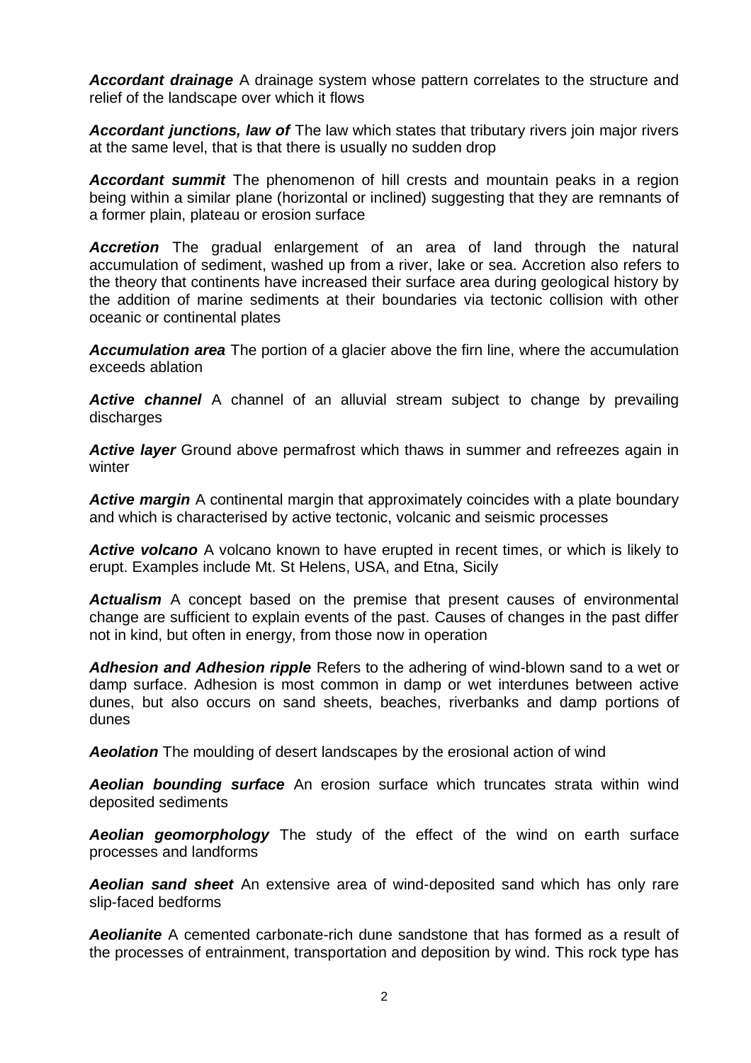***Accordant drainage*** A drainage system whose pattern correlates to the structure and relief of the landscape over which it flows

***Accordant junctions, law of*** The law which states that tributary rivers join major rivers at the same level, that is that there is usually no sudden drop

***Accordant summit*** The phenomenon of hill crests and mountain peaks in a region being within a similar plane (horizontal or inclined) suggesting that they are remnants of a former plain, plateau or erosion surface

***Accretion*** The gradual enlargement of an area of land through the natural accumulation of sediment, washed up from a river, lake or sea. Accretion also refers to the theory that continents have increased their surface area during geological history by the addition of marine sediments at their boundaries via tectonic collision with other oceanic or continental plates

***Accumulation area*** The portion of a glacier above the firn line, where the accumulation exceeds ablation

***Active channel*** A channel of an alluvial stream subject to change by prevailing discharges

***Active layer*** Ground above permafrost which thaws in summer and refreezes again in winter

***Active margin*** A continental margin that approximately coincides with a plate boundary and which is characterised by active tectonic, volcanic and seismic processes

***Active volcano*** A volcano known to have erupted in recent times, or which is likely to erupt. Examples include Mt. St Helens, USA, and Etna, Sicily

***Actualism*** A concept based on the premise that present causes of environmental change are sufficient to explain events of the past. Causes of changes in the past differ not in kind, but often in energy, from those now in operation

***Adhesion and Adhesion ripple*** Refers to the adhering of wind-blown sand to a wet or damp surface. Adhesion is most common in damp or wet interdunes between active dunes, but also occurs on sand sheets, beaches, riverbanks and damp portions of dunes

***Aeolation*** The moulding of desert landscapes by the erosional action of wind

***Aeolian bounding surface*** An erosion surface which truncates strata within wind deposited sediments

***Aeolian geomorphology*** The study of the effect of the wind on earth surface processes and landforms

***Aeolian sand sheet*** An extensive area of wind-deposited sand which has only rare slip-faced bedforms

***Aeolianite*** A cemented carbonate-rich dune sandstone that has formed as a result of the processes of entrainment, transportation and deposition by wind. This rock type has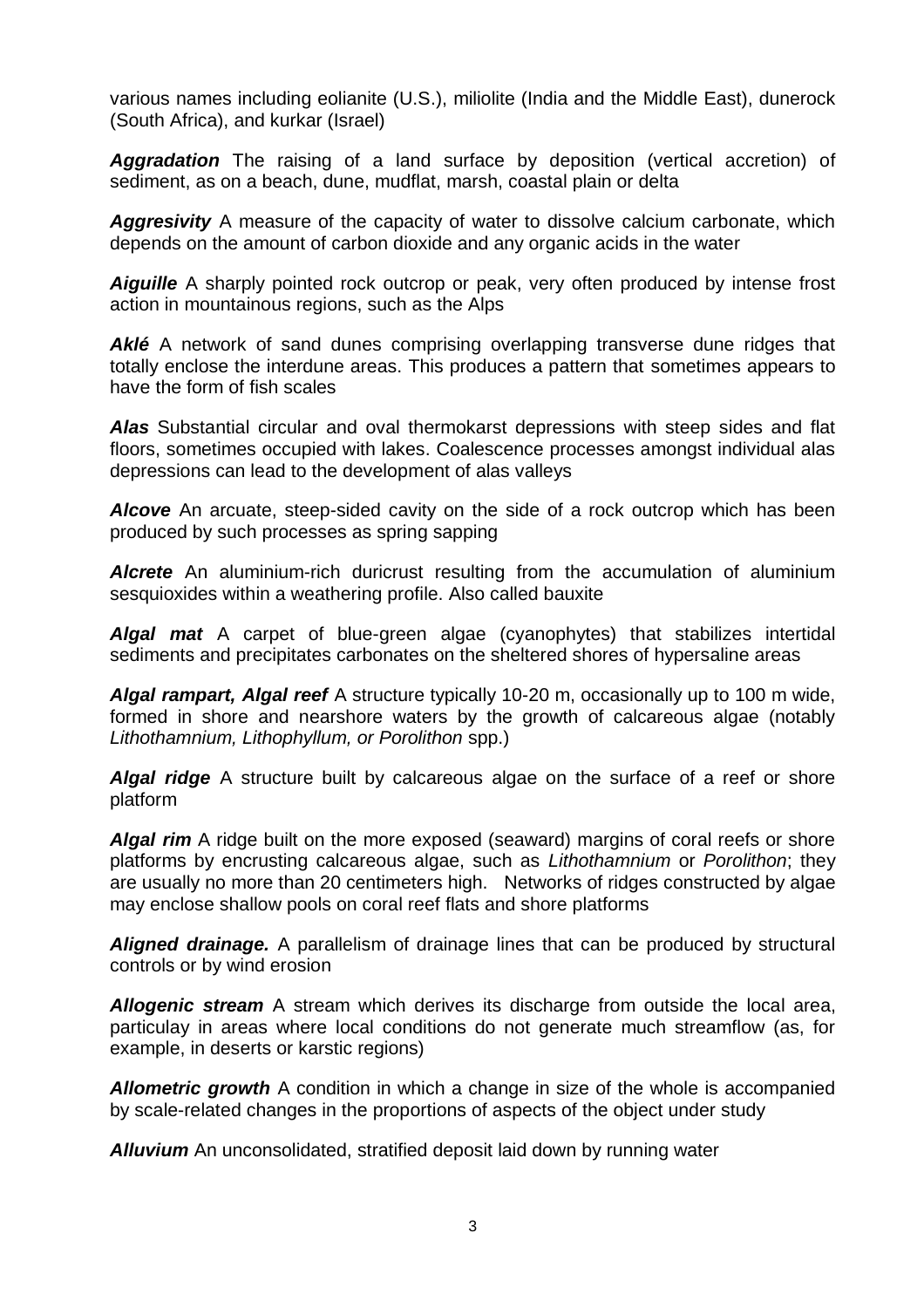various names including eolianite (U.S.), miliolite (India and the Middle East), dunerock (South Africa), and kurkar (Israel)

***Aggradation*** The raising of a land surface by deposition (vertical accretion) of sediment, as on a beach, dune, mudflat, marsh, coastal plain or delta

***Aggresivity*** A measure of the capacity of water to dissolve calcium carbonate, which depends on the amount of carbon dioxide and any organic acids in the water

***Aiguille*** A sharply pointed rock outcrop or peak, very often produced by intense frost action in mountainous regions, such as the Alps

***Aklé*** A network of sand dunes comprising overlapping transverse dune ridges that totally enclose the interdune areas. This produces a pattern that sometimes appears to have the form of fish scales

***Alas*** Substantial circular and oval thermokarst depressions with steep sides and flat floors, sometimes occupied with lakes. Coalescence processes amongst individual alas depressions can lead to the development of alas valleys

***Alcove*** An arcuate, steep-sided cavity on the side of a rock outcrop which has been produced by such processes as spring sapping

***Alcrete*** An aluminium-rich duricrust resulting from the accumulation of aluminium sesquioxides within a weathering profile. Also called bauxite

***Algal mat*** A carpet of blue-green algae (cyanophytes) that stabilizes intertidal sediments and precipitates carbonates on the sheltered shores of hypersaline areas

***Algal rampart, Algal reef*** A structure typically 10-20 m, occasionally up to 100 m wide, formed in shore and nearshore waters by the growth of calcareous algae (notably *Lithothamnium, Lithophyllum, or Porolithon* spp.)

***Algal ridge*** A structure built by calcareous algae on the surface of a reef or shore platform

***Algal rim*** A ridge built on the more exposed (seaward) margins of coral reefs or shore platforms by encrusting calcareous algae, such as *Lithothamnium* or *Porolithon*; they are usually no more than 20 centimeters high. Networks of ridges constructed by algae may enclose shallow pools on coral reef flats and shore platforms

***Aligned drainage.*** A parallelism of drainage lines that can be produced by structural controls or by wind erosion

***Allogenic stream*** A stream which derives its discharge from outside the local area, particulay in areas where local conditions do not generate much streamflow (as, for example, in deserts or karstic regions)

***Allometric growth*** A condition in which a change in size of the whole is accompanied by scale-related changes in the proportions of aspects of the object under study

***Alluvium*** An unconsolidated, stratified deposit laid down by running water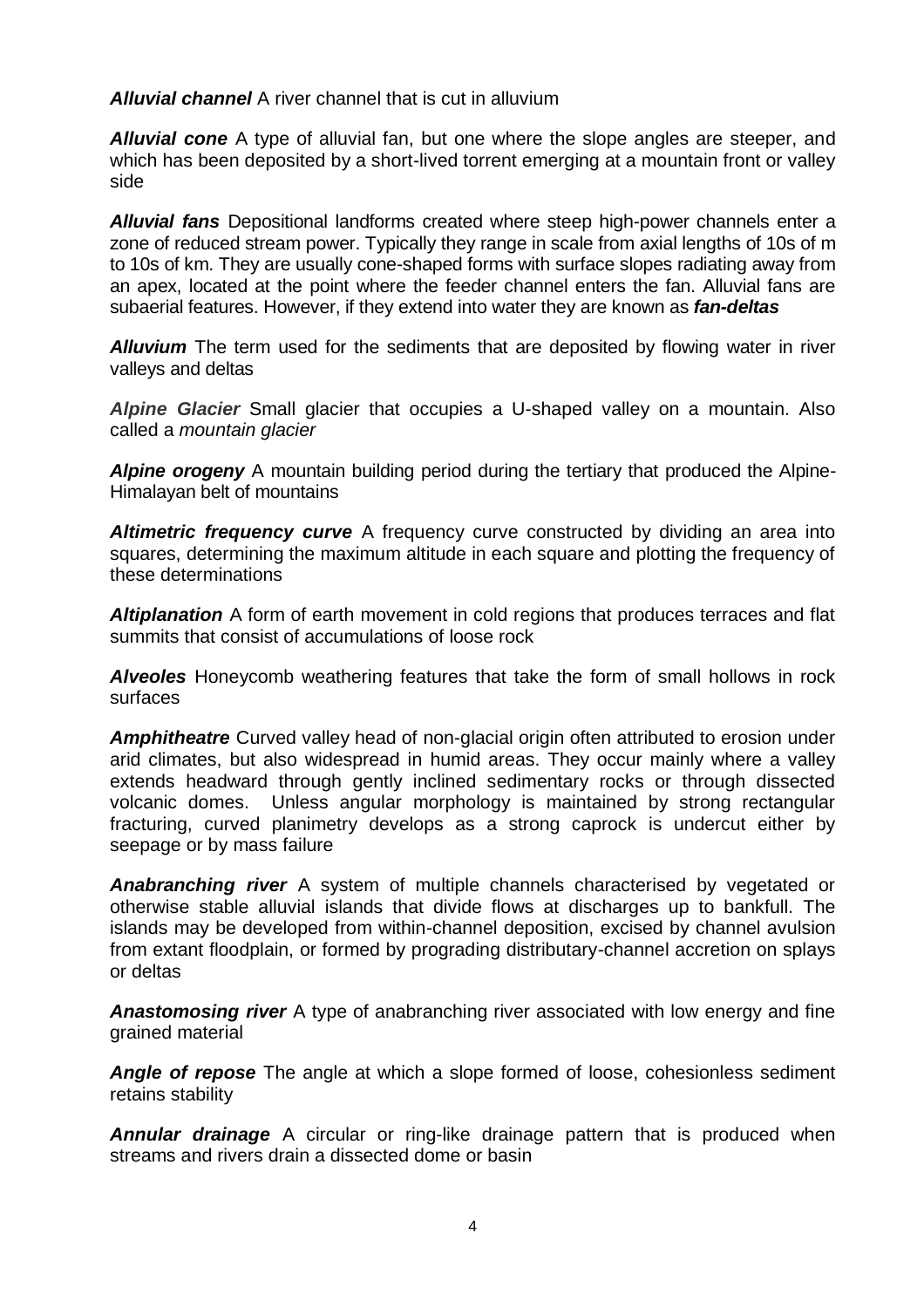***Alluvial channel*** A river channel that is cut in alluvium

***Alluvial cone*** A type of alluvial fan, but one where the slope angles are steeper, and which has been deposited by a short-lived torrent emerging at a mountain front or valley side

***Alluvial fans*** Depositional landforms created where steep high-power channels enter a zone of reduced stream power. Typically they range in scale from axial lengths of 10s of m to 10s of km. They are usually cone-shaped forms with surface slopes radiating away from an apex, located at the point where the feeder channel enters the fan. Alluvial fans are subaerial features. However, if they extend into water they are known as ***fan-deltas***

***Alluvium*** The term used for the sediments that are deposited by flowing water in river valleys and deltas

***Alpine Glacier*** Small glacier that occupies a U-shaped valley on a mountain. Also called a *mountain glacier*

***Alpine orogeny*** A mountain building period during the tertiary that produced the Alpine-Himalayan belt of mountains

***Altimetric frequency curve*** A frequency curve constructed by dividing an area into squares, determining the maximum altitude in each square and plotting the frequency of these determinations

***Altiplanation*** A form of earth movement in cold regions that produces terraces and flat summits that consist of accumulations of loose rock

***Alveoles*** Honeycomb weathering features that take the form of small hollows in rock surfaces

***Amphitheatre*** Curved valley head of non-glacial origin often attributed to erosion under arid climates, but also widespread in humid areas. They occur mainly where a valley extends headward through gently inclined sedimentary rocks or through dissected volcanic domes. Unless angular morphology is maintained by strong rectangular fracturing, curved planimetry develops as a strong caprock is undercut either by seepage or by mass failure

***Anabranching river*** A system of multiple channels characterised by vegetated or otherwise stable alluvial islands that divide flows at discharges up to bankfull. The islands may be developed from within-channel deposition, excised by channel avulsion from extant floodplain, or formed by prograding distributary-channel accretion on splays or deltas

***Anastomosing river*** A type of anabranching river associated with low energy and fine grained material

***Angle of repose*** The angle at which a slope formed of loose, cohesionless sediment retains stability

***Annular drainage*** A circular or ring-like drainage pattern that is produced when streams and rivers drain a dissected dome or basin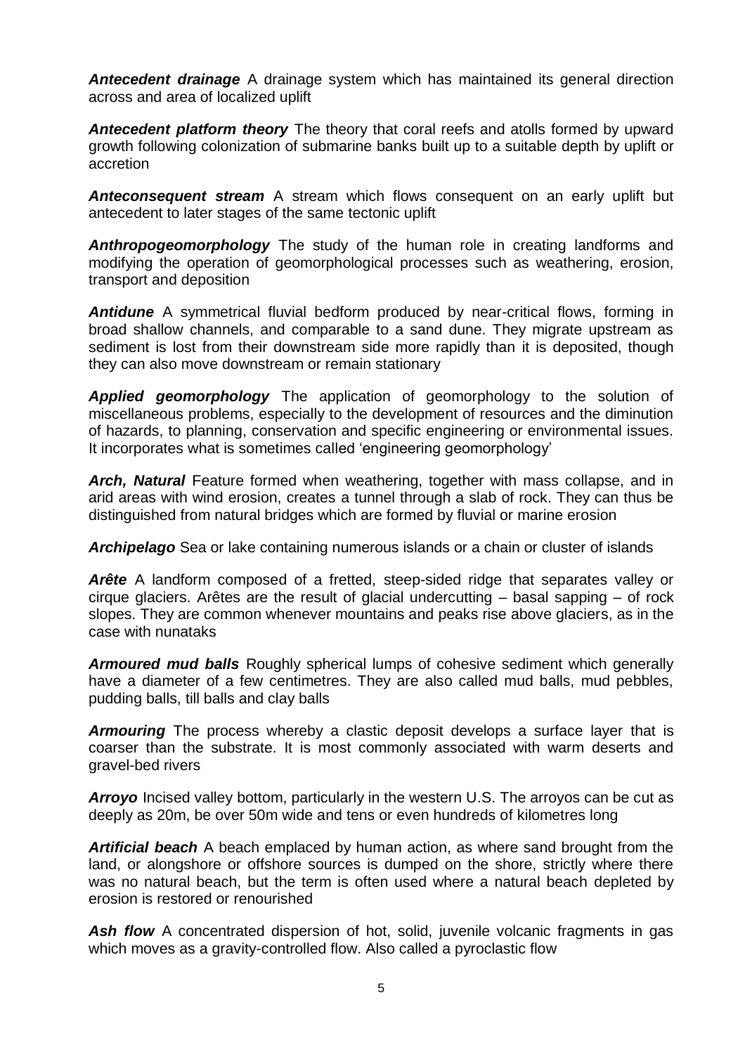***Antecedent drainage*** A drainage system which has maintained its general direction across and area of localized uplift

***Antecedent platform theory*** The theory that coral reefs and atolls formed by upward growth following colonization of submarine banks built up to a suitable depth by uplift or accretion

***Anteconsequent stream*** A stream which flows consequent on an early uplift but antecedent to later stages of the same tectonic uplift

***Anthropogeomorphology*** The study of the human role in creating landforms and modifying the operation of geomorphological processes such as weathering, erosion, transport and deposition

***Antidune*** A symmetrical fluvial bedform produced by near-critical flows, forming in broad shallow channels, and comparable to a sand dune. They migrate upstream as sediment is lost from their downstream side more rapidly than it is deposited, though they can also move downstream or remain stationary

***Applied geomorphology*** The application of geomorphology to the solution of miscellaneous problems, especially to the development of resources and the diminution of hazards, to planning, conservation and specific engineering or environmental issues. It incorporates what is sometimes called 'engineering geomorphology'

***Arch, Natural*** Feature formed when weathering, together with mass collapse, and in arid areas with wind erosion, creates a tunnel through a slab of rock. They can thus be distinguished from natural bridges which are formed by fluvial or marine erosion

***Archipelago*** Sea or lake containing numerous islands or a chain or cluster of islands

***Arête*** A landform composed of a fretted, steep-sided ridge that separates valley or cirque glaciers. Arêtes are the result of glacial undercutting – basal sapping – of rock slopes. They are common whenever mountains and peaks rise above glaciers, as in the case with nunataks

***Armoured mud balls*** Roughly spherical lumps of cohesive sediment which generally have a diameter of a few centimetres. They are also called mud balls, mud pebbles, pudding balls, till balls and clay balls

***Armouring*** The process whereby a clastic deposit develops a surface layer that is coarser than the substrate. It is most commonly associated with warm deserts and gravel-bed rivers

***Arroyo*** Incised valley bottom, particularly in the western U.S. The arroyos can be cut as deeply as 20m, be over 50m wide and tens or even hundreds of kilometres long

***Artificial beach*** A beach emplaced by human action, as where sand brought from the land, or alongshore or offshore sources is dumped on the shore, strictly where there was no natural beach, but the term is often used where a natural beach depleted by erosion is restored or renourished

***Ash flow*** A concentrated dispersion of hot, solid, juvenile volcanic fragments in gas which moves as a gravity-controlled flow. Also called a pyroclastic flow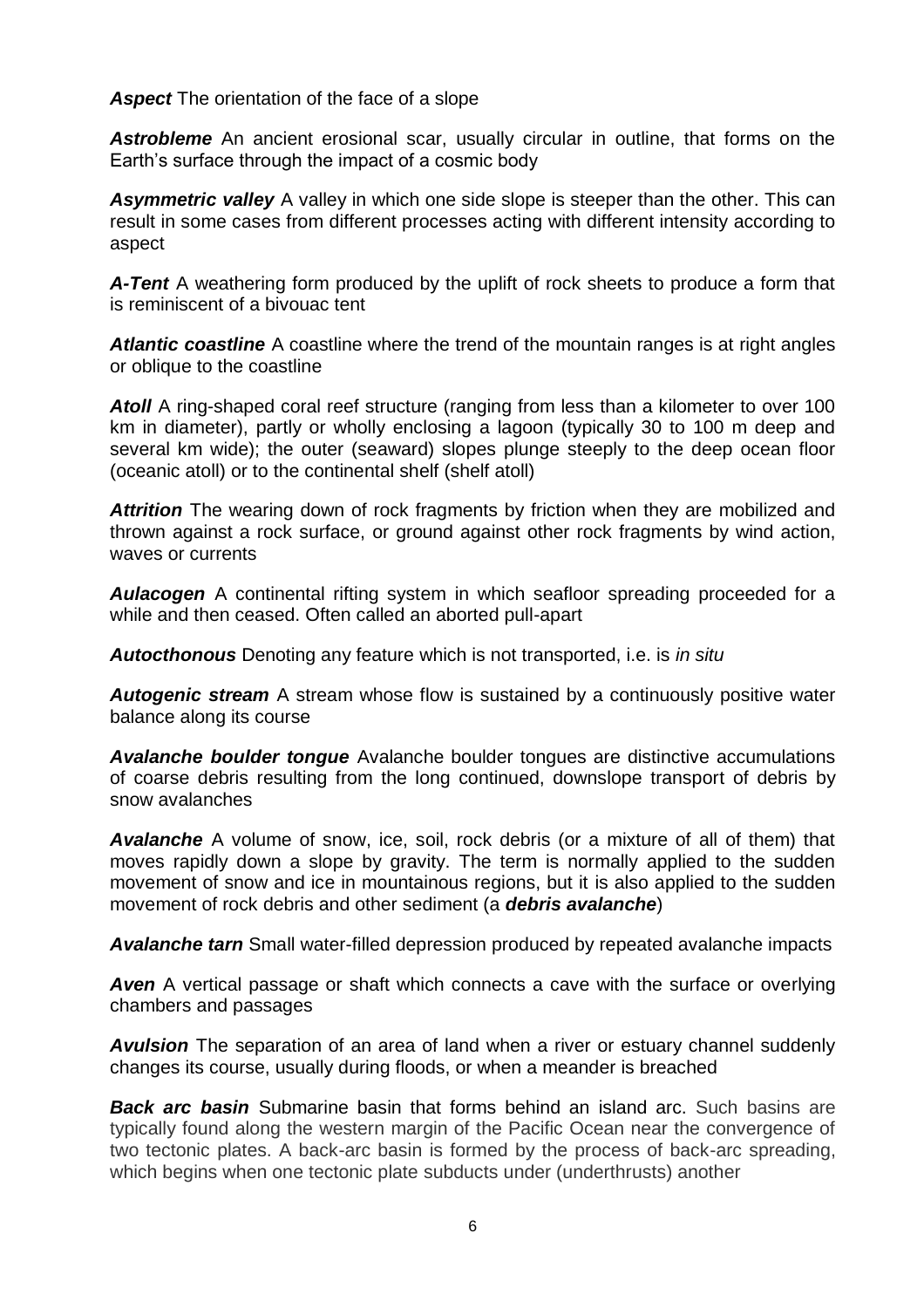***Aspect*** The orientation of the face of a slope

***Astrobleme*** An ancient erosional scar, usually circular in outline, that forms on the Earth's surface through the impact of a cosmic body

***Asymmetric valley*** A valley in which one side slope is steeper than the other. This can result in some cases from different processes acting with different intensity according to aspect

***A-Tent*** A weathering form produced by the uplift of rock sheets to produce a form that is reminiscent of a bivouac tent

***Atlantic coastline*** A coastline where the trend of the mountain ranges is at right angles or oblique to the coastline

***Atoll*** A ring-shaped coral reef structure (ranging from less than a kilometer to over 100 km in diameter), partly or wholly enclosing a lagoon (typically 30 to 100 m deep and several km wide); the outer (seaward) slopes plunge steeply to the deep ocean floor (oceanic atoll) or to the continental shelf (shelf atoll)

***Attrition*** The wearing down of rock fragments by friction when they are mobilized and thrown against a rock surface, or ground against other rock fragments by wind action, waves or currents

***Aulacogen*** A continental rifting system in which seafloor spreading proceeded for a while and then ceased. Often called an aborted pull-apart

***Autocthonous*** Denoting any feature which is not transported, i.e. is *in situ*

***Autogenic stream*** A stream whose flow is sustained by a continuously positive water balance along its course

***Avalanche boulder tongue*** Avalanche boulder tongues are distinctive accumulations of coarse debris resulting from the long continued, downslope transport of debris by snow avalanches

***Avalanche*** A volume of snow, ice, soil, rock debris (or a mixture of all of them) that moves rapidly down a slope by gravity. The term is normally applied to the sudden movement of snow and ice in mountainous regions, but it is also applied to the sudden movement of rock debris and other sediment (a ***debris avalanche***)

***Avalanche tarn*** Small water-filled depression produced by repeated avalanche impacts

***Aven*** A vertical passage or shaft which connects a cave with the surface or overlying chambers and passages

***Avulsion*** The separation of an area of land when a river or estuary channel suddenly changes its course, usually during floods, or when a meander is breached

***Back arc basin*** Submarine basin that forms behind an island arc. Such basins are typically found along the western margin of the Pacific Ocean near the convergence of two tectonic plates. A back-arc basin is formed by the process of back-arc spreading, which begins when one tectonic plate subducts under (underthrusts) another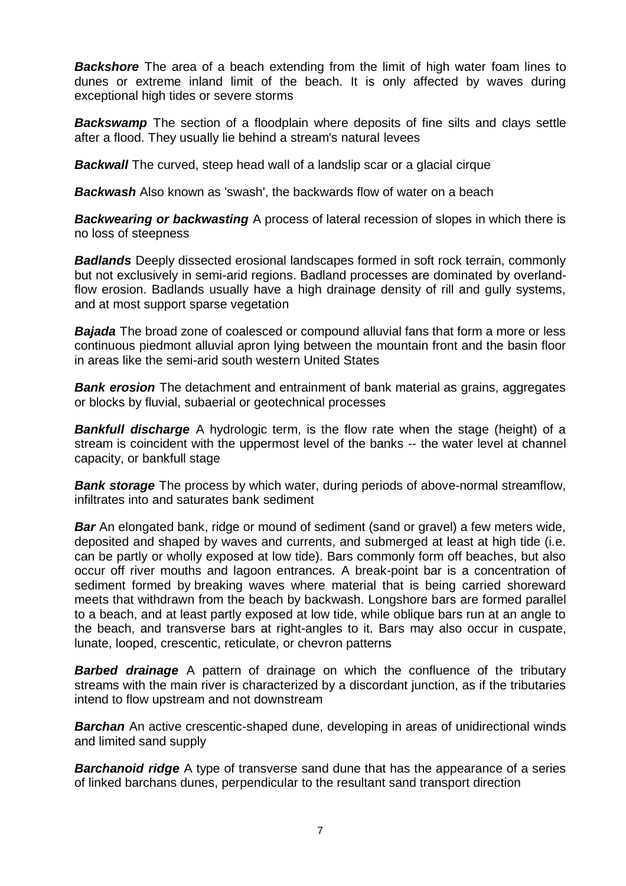***Backshore*** The area of a beach extending from the limit of high water foam lines to dunes or extreme inland limit of the beach. It is only affected by waves during exceptional high tides or severe storms

***Backswamp*** The section of a floodplain where deposits of fine silts and clays settle after a flood. They usually lie behind a stream's natural levees

***Backwall*** The curved, steep head wall of a landslip scar or a glacial cirque

***Backwash*** Also known as 'swash', the backwards flow of water on a beach

***Backwearing or backwasting*** A process of lateral recession of slopes in which there is no loss of steepness

***Badlands*** Deeply dissected erosional landscapes formed in soft rock terrain, commonly but not exclusively in semi-arid regions. Badland processes are dominated by overland-flow erosion. Badlands usually have a high drainage density of rill and gully systems, and at most support sparse vegetation

***Bajada*** The broad zone of coalesced or compound alluvial fans that form a more or less continuous piedmont alluvial apron lying between the mountain front and the basin floor in areas like the semi-arid south western United States

***Bank erosion*** The detachment and entrainment of bank material as grains, aggregates or blocks by fluvial, subaerial or geotechnical processes

***Bankfull discharge*** A hydrologic term, is the flow rate when the stage (height) of a stream is coincident with the uppermost level of the banks -- the water level at channel capacity, or bankfull stage

***Bank storage*** The process by which water, during periods of above-normal streamflow, infiltrates into and saturates bank sediment

***Bar*** An elongated bank, ridge or mound of sediment (sand or gravel) a few meters wide, deposited and shaped by waves and currents, and submerged at least at high tide (i.e. can be partly or wholly exposed at low tide). Bars commonly form off beaches, but also occur off river mouths and lagoon entrances. A break-point bar is a concentration of sediment formed by breaking waves where material that is being carried shoreward meets that withdrawn from the beach by backwash. Longshore bars are formed parallel to a beach, and at least partly exposed at low tide, while oblique bars run at an angle to the beach, and transverse bars at right-angles to it. Bars may also occur in cuspate, lunate, looped, crescentic, reticulate, or chevron patterns

***Barbed drainage*** A pattern of drainage on which the confluence of the tributary streams with the main river is characterized by a discordant junction, as if the tributaries intend to flow upstream and not downstream

***Barchan*** An active crescentic-shaped dune, developing in areas of unidirectional winds and limited sand supply

***Barchanoid ridge*** A type of transverse sand dune that has the appearance of a series of linked barchans dunes, perpendicular to the resultant sand transport direction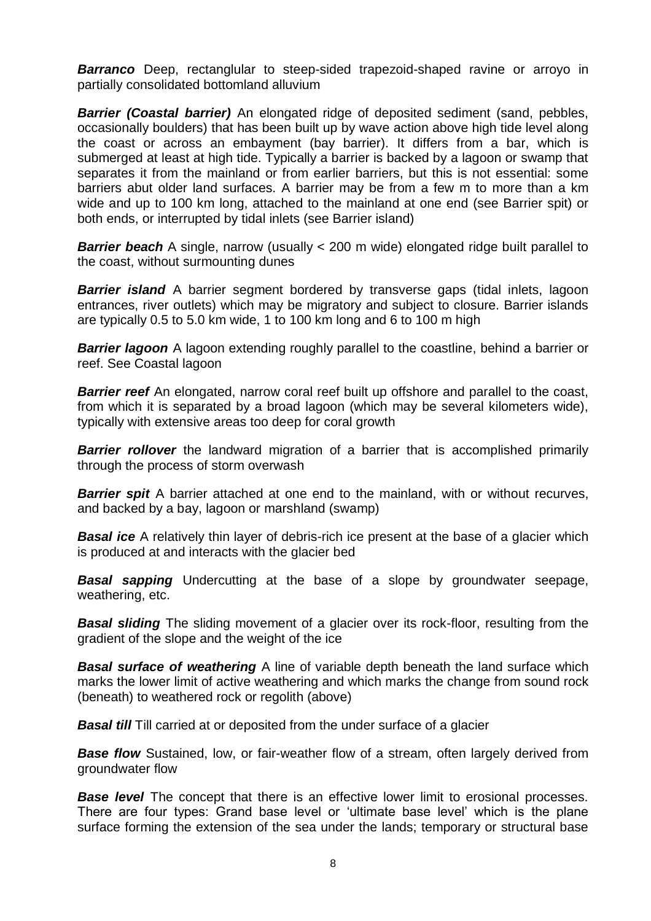***Barranco*** Deep, rectanglular to steep-sided trapezoid-shaped ravine or arroyo in partially consolidated bottomland alluvium

***Barrier (Coastal barrier)*** An elongated ridge of deposited sediment (sand, pebbles, occasionally boulders) that has been built up by wave action above high tide level along the coast or across an embayment (bay barrier). It differs from a bar, which is submerged at least at high tide. Typically a barrier is backed by a lagoon or swamp that separates it from the mainland or from earlier barriers, but this is not essential: some barriers abut older land surfaces. A barrier may be from a few m to more than a km wide and up to 100 km long, attached to the mainland at one end (see Barrier spit) or both ends, or interrupted by tidal inlets (see Barrier island)

***Barrier beach*** A single, narrow (usually < 200 m wide) elongated ridge built parallel to the coast, without surmounting dunes

***Barrier island*** A barrier segment bordered by transverse gaps (tidal inlets, lagoon entrances, river outlets) which may be migratory and subject to closure. Barrier islands are typically 0.5 to 5.0 km wide, 1 to 100 km long and 6 to 100 m high

***Barrier lagoon*** A lagoon extending roughly parallel to the coastline, behind a barrier or reef. See Coastal lagoon

***Barrier reef*** An elongated, narrow coral reef built up offshore and parallel to the coast, from which it is separated by a broad lagoon (which may be several kilometers wide), typically with extensive areas too deep for coral growth

***Barrier rollover*** the landward migration of a barrier that is accomplished primarily through the process of storm overwash

***Barrier spit*** A barrier attached at one end to the mainland, with or without recurves, and backed by a bay, lagoon or marshland (swamp)

***Basal ice*** A relatively thin layer of debris-rich ice present at the base of a glacier which is produced at and interacts with the glacier bed

***Basal sapping*** Undercutting at the base of a slope by groundwater seepage, weathering, etc.

***Basal sliding*** The sliding movement of a glacier over its rock-floor, resulting from the gradient of the slope and the weight of the ice

***Basal surface of weathering*** A line of variable depth beneath the land surface which marks the lower limit of active weathering and which marks the change from sound rock (beneath) to weathered rock or regolith (above)

***Basal till*** Till carried at or deposited from the under surface of a glacier

***Base flow*** Sustained, low, or fair-weather flow of a stream, often largely derived from groundwater flow

***Base level*** The concept that there is an effective lower limit to erosional processes. There are four types: Grand base level or 'ultimate base level' which is the plane surface forming the extension of the sea under the lands; temporary or structural base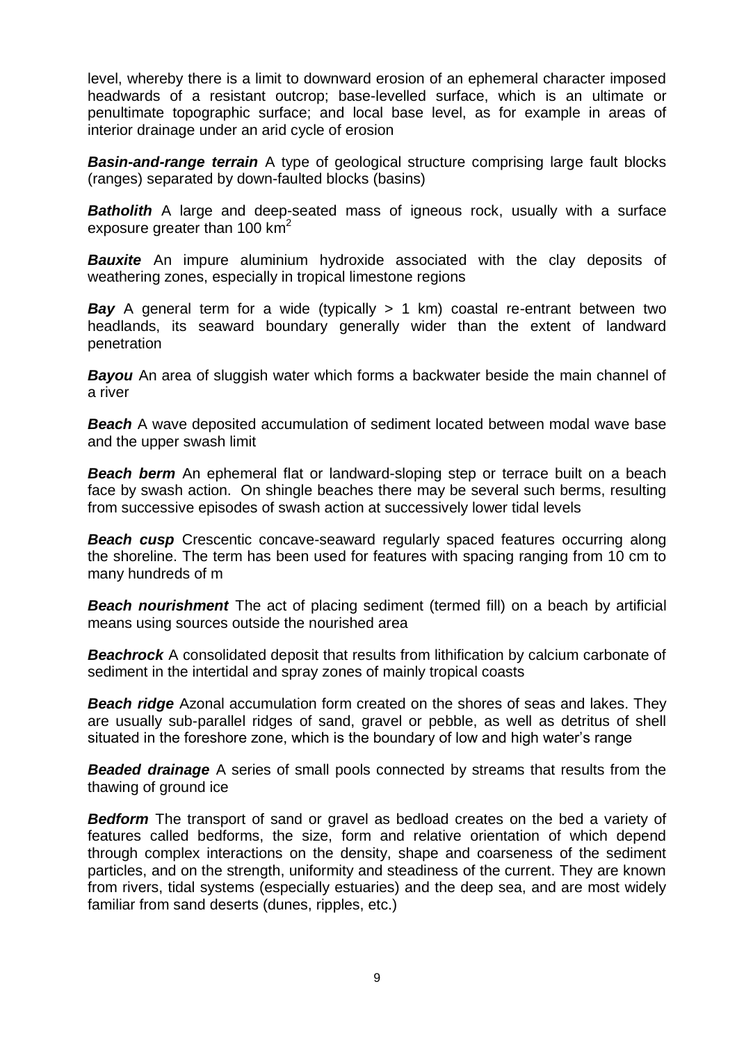level, whereby there is a limit to downward erosion of an ephemeral character imposed headwards of a resistant outcrop; base-levelled surface, which is an ultimate or penultimate topographic surface; and local base level, as for example in areas of interior drainage under an arid cycle of erosion

***Basin-and-range terrain*** A type of geological structure comprising large fault blocks (ranges) separated by down-faulted blocks (basins)

***Batholith*** A large and deep-seated mass of igneous rock, usually with a surface exposure greater than 100 $km^2$

***Bauxite*** An impure aluminium hydroxide associated with the clay deposits of weathering zones, especially in tropical limestone regions

***Bay*** A general term for a wide (typically > 1 km) coastal re-entrant between two headlands, its seaward boundary generally wider than the extent of landward penetration

***Bayou*** An area of sluggish water which forms a backwater beside the main channel of a river

***Beach*** A wave deposited accumulation of sediment located between modal wave base and the upper swash limit

***Beach berm*** An ephemeral flat or landward-sloping step or terrace built on a beach face by swash action. On shingle beaches there may be several such berms, resulting from successive episodes of swash action at successively lower tidal levels

***Beach cusp*** Crescentic concave-seaward regularly spaced features occurring along the shoreline. The term has been used for features with spacing ranging from 10 cm to many hundreds of m

***Beach nourishment*** The act of placing sediment (termed fill) on a beach by artificial means using sources outside the nourished area

***Beachrock*** A consolidated deposit that results from lithification by calcium carbonate of sediment in the intertidal and spray zones of mainly tropical coasts

***Beach ridge*** Azonal accumulation form created on the shores of seas and lakes. They are usually sub-parallel ridges of sand, gravel or pebble, as well as detritus of shell situated in the foreshore zone, which is the boundary of low and high water's range

***Beaded drainage*** A series of small pools connected by streams that results from the thawing of ground ice

***Bedform*** The transport of sand or gravel as bedload creates on the bed a variety of features called bedforms, the size, form and relative orientation of which depend through complex interactions on the density, shape and coarseness of the sediment particles, and on the strength, uniformity and steadiness of the current. They are known from rivers, tidal systems (especially estuaries) and the deep sea, and are most widely familiar from sand deserts (dunes, ripples, etc.)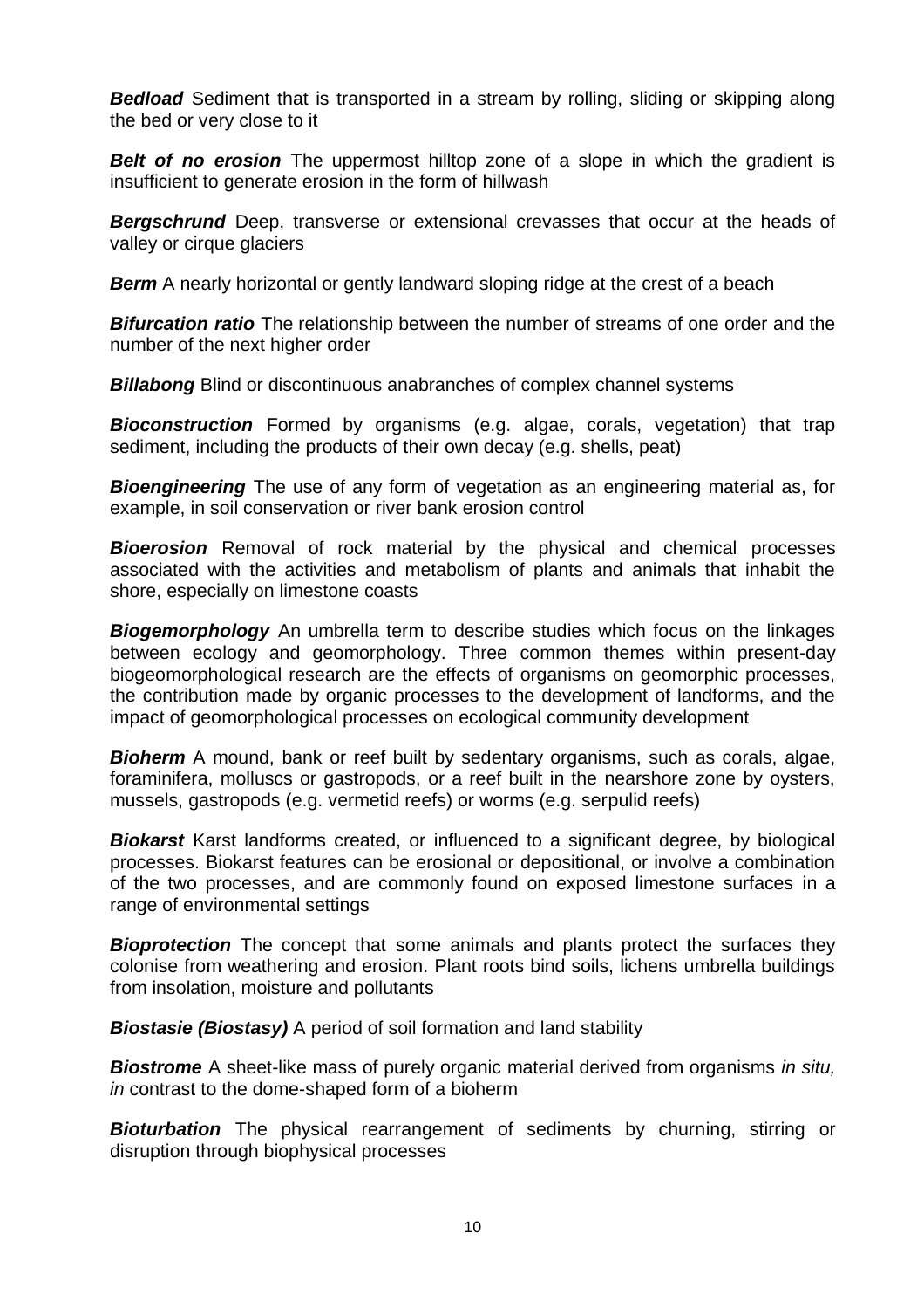***Bedload*** Sediment that is transported in a stream by rolling, sliding or skipping along the bed or very close to it

***Belt of no erosion*** The uppermost hilltop zone of a slope in which the gradient is insufficient to generate erosion in the form of hillwash

***Bergschrund*** Deep, transverse or extensional crevasses that occur at the heads of valley or cirque glaciers

***Berm*** A nearly horizontal or gently landward sloping ridge at the crest of a beach

***Bifurcation ratio*** The relationship between the number of streams of one order and the number of the next higher order

***Billabong*** Blind or discontinuous anabranches of complex channel systems

***Bioconstruction*** Formed by organisms (e.g. algae, corals, vegetation) that trap sediment, including the products of their own decay (e.g. shells, peat)

***Bioengineering*** The use of any form of vegetation as an engineering material as, for example, in soil conservation or river bank erosion control

***Bioerosion*** Removal of rock material by the physical and chemical processes associated with the activities and metabolism of plants and animals that inhabit the shore, especially on limestone coasts

***Biogemorphology*** An umbrella term to describe studies which focus on the linkages between ecology and geomorphology. Three common themes within present-day biogeomorphological research are the effects of organisms on geomorphic processes, the contribution made by organic processes to the development of landforms, and the impact of geomorphological processes on ecological community development

***Bioherm*** A mound, bank or reef built by sedentary organisms, such as corals, algae, foraminifera, molluscs or gastropods, or a reef built in the nearshore zone by oysters, mussels, gastropods (e.g. vermetid reefs) or worms (e.g. serpulid reefs)

***Biokarst*** Karst landforms created, or influenced to a significant degree, by biological processes. Biokarst features can be erosional or depositional, or involve a combination of the two processes, and are commonly found on exposed limestone surfaces in a range of environmental settings

***Bioprotection*** The concept that some animals and plants protect the surfaces they colonise from weathering and erosion. Plant roots bind soils, lichens umbrella buildings from insolation, moisture and pollutants

***Biostasie (Biostasy)*** A period of soil formation and land stability

***Biostrome*** A sheet-like mass of purely organic material derived from organisms *in situ, in* contrast to the dome-shaped form of a bioherm

***Bioturbation*** The physical rearrangement of sediments by churning, stirring or disruption through biophysical processes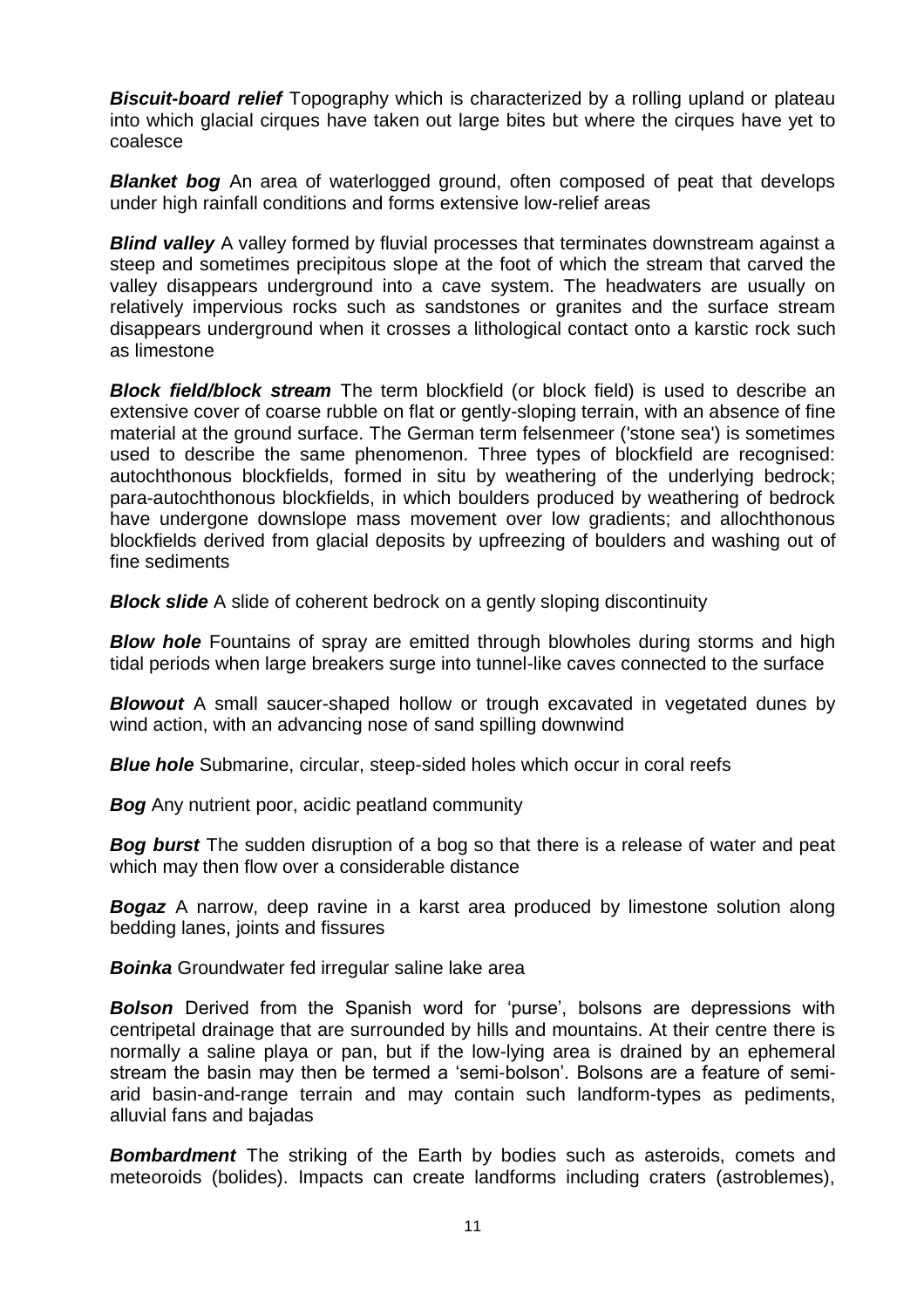***Biscuit-board relief*** Topography which is characterized by a rolling upland or plateau into which glacial cirques have taken out large bites but where the cirques have yet to coalesce

***Blanket bog*** An area of waterlogged ground, often composed of peat that develops under high rainfall conditions and forms extensive low-relief areas

***Blind valley*** A valley formed by fluvial processes that terminates downstream against a steep and sometimes precipitous slope at the foot of which the stream that carved the valley disappears underground into a cave system. The headwaters are usually on relatively impervious rocks such as sandstones or granites and the surface stream disappears underground when it crosses a lithological contact onto a karstic rock such as limestone

***Block field/block stream*** The term blockfield (or block field) is used to describe an extensive cover of coarse rubble on flat or gently-sloping terrain, with an absence of fine material at the ground surface. The German term felsenmeer ('stone sea') is sometimes used to describe the same phenomenon. Three types of blockfield are recognised: autochthonous blockfields, formed in situ by weathering of the underlying bedrock; para-autochthonous blockfields, in which boulders produced by weathering of bedrock have undergone downslope mass movement over low gradients; and allochthonous blockfields derived from glacial deposits by upfreezing of boulders and washing out of fine sediments

***Block slide*** A slide of coherent bedrock on a gently sloping discontinuity

***Blow hole*** Fountains of spray are emitted through blowholes during storms and high tidal periods when large breakers surge into tunnel-like caves connected to the surface

***Blowout*** A small saucer-shaped hollow or trough excavated in vegetated dunes by wind action, with an advancing nose of sand spilling downwind

***Blue hole*** Submarine, circular, steep-sided holes which occur in coral reefs

***Bog*** Any nutrient poor, acidic peatland community

***Bog burst*** The sudden disruption of a bog so that there is a release of water and peat which may then flow over a considerable distance

***Bogaz*** A narrow, deep ravine in a karst area produced by limestone solution along bedding lanes, joints and fissures

***Boinka*** Groundwater fed irregular saline lake area

***Bolson*** Derived from the Spanish word for 'purse', bolsons are depressions with centripetal drainage that are surrounded by hills and mountains. At their centre there is normally a saline playa or pan, but if the low-lying area is drained by an ephemeral stream the basin may then be termed a 'semi-bolson'. Bolsons are a feature of semi-arid basin-and-range terrain and may contain such landform-types as pediments, alluvial fans and bajadas

***Bombardment*** The striking of the Earth by bodies such as asteroids, comets and meteoroids (bolides). Impacts can create landforms including craters (astroblemes),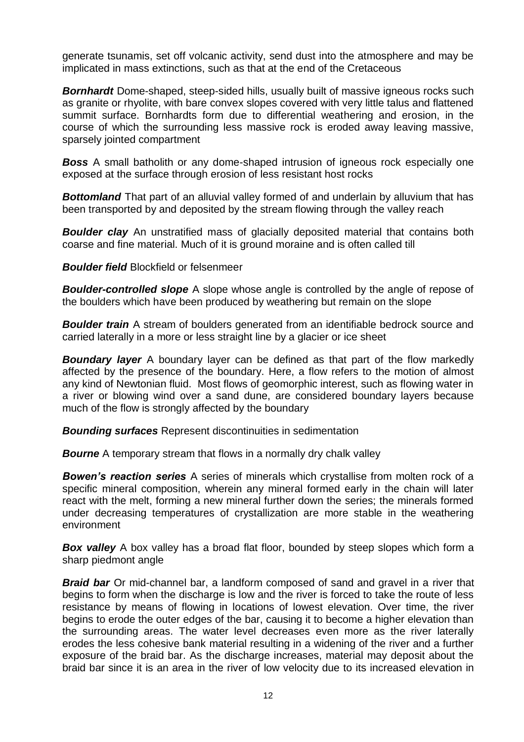generate tsunamis, set off volcanic activity, send dust into the atmosphere and may be implicated in mass extinctions, such as that at the end of the Cretaceous

***Bornhardt*** Dome-shaped, steep-sided hills, usually built of massive igneous rocks such as granite or rhyolite, with bare convex slopes covered with very little talus and flattened summit surface. Bornhardts form due to differential weathering and erosion, in the course of which the surrounding less massive rock is eroded away leaving massive, sparsely jointed compartment

***Boss*** A small batholith or any dome-shaped intrusion of igneous rock especially one exposed at the surface through erosion of less resistant host rocks

***Bottomland*** That part of an alluvial valley formed of and underlain by alluvium that has been transported by and deposited by the stream flowing through the valley reach

***Boulder clay*** An unstratified mass of glacially deposited material that contains both coarse and fine material. Much of it is ground moraine and is often called till

***Boulder field*** Blockfield or felsenmeer

***Boulder-controlled slope*** A slope whose angle is controlled by the angle of repose of the boulders which have been produced by weathering but remain on the slope

***Boulder train*** A stream of boulders generated from an identifiable bedrock source and carried laterally in a more or less straight line by a glacier or ice sheet

***Boundary layer*** A boundary layer can be defined as that part of the flow markedly affected by the presence of the boundary. Here, a flow refers to the motion of almost any kind of Newtonian fluid. Most flows of geomorphic interest, such as flowing water in a river or blowing wind over a sand dune, are considered boundary layers because much of the flow is strongly affected by the boundary

***Bounding surfaces*** Represent discontinuities in sedimentation

***Bourne*** A temporary stream that flows in a normally dry chalk valley

***Bowen's reaction series*** A series of minerals which crystallise from molten rock of a specific mineral composition, wherein any mineral formed early in the chain will later react with the melt, forming a new mineral further down the series; the minerals formed under decreasing temperatures of crystallization are more stable in the weathering environment

***Box valley*** A box valley has a broad flat floor, bounded by steep slopes which form a sharp piedmont angle

***Braid bar*** Or mid-channel bar, a landform composed of sand and gravel in a river that begins to form when the discharge is low and the river is forced to take the route of less resistance by means of flowing in locations of lowest elevation. Over time, the river begins to erode the outer edges of the bar, causing it to become a higher elevation than the surrounding areas. The water level decreases even more as the river laterally erodes the less cohesive bank material resulting in a widening of the river and a further exposure of the braid bar. As the discharge increases, material may deposit about the braid bar since it is an area in the river of low velocity due to its increased elevation in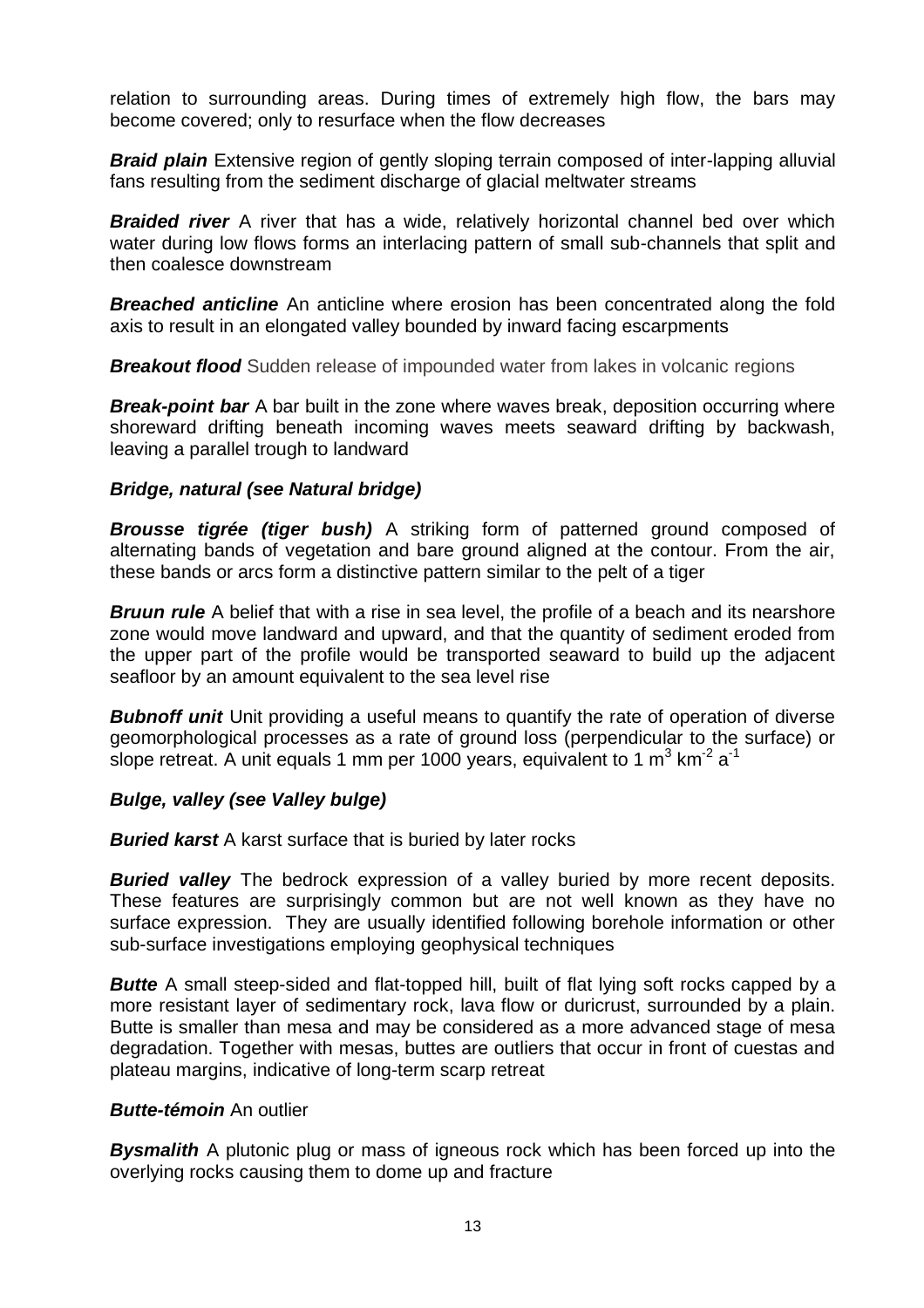relation to surrounding areas. During times of extremely high flow, the bars may become covered; only to resurface when the flow decreases

***Braid plain*** Extensive region of gently sloping terrain composed of inter-lapping alluvial fans resulting from the sediment discharge of glacial meltwater streams

***Braided river*** A river that has a wide, relatively horizontal channel bed over which water during low flows forms an interlacing pattern of small sub-channels that split and then coalesce downstream

***Breached anticline*** An anticline where erosion has been concentrated along the fold axis to result in an elongated valley bounded by inward facing escarpments

***Breakout flood*** Sudden release of impounded water from lakes in volcanic regions

***Break-point bar*** A bar built in the zone where waves break, deposition occurring where shoreward drifting beneath incoming waves meets seaward drifting by backwash, leaving a parallel trough to landward

***Bridge, natural (see Natural bridge)***

***Brousse tigrée (tiger bush)*** A striking form of patterned ground composed of alternating bands of vegetation and bare ground aligned at the contour. From the air, these bands or arcs form a distinctive pattern similar to the pelt of a tiger

***Bruun rule*** A belief that with a rise in sea level, the profile of a beach and its nearshore zone would move landward and upward, and that the quantity of sediment eroded from the upper part of the profile would be transported seaward to build up the adjacent seafloor by an amount equivalent to the sea level rise

***Bubnoff unit*** Unit providing a useful means to quantify the rate of operation of diverse geomorphological processes as a rate of ground loss (perpendicular to the surface) or slope retreat. A unit equals 1 mm per 1000 years, equivalent to 1 $m^3$ $km^{-2}$ $a^{-1}$

***Bulge, valley (see Valley bulge)***

***Buried karst*** A karst surface that is buried by later rocks

***Buried valley*** The bedrock expression of a valley buried by more recent deposits. These features are surprisingly common but are not well known as they have no surface expression. They are usually identified following borehole information or other sub-surface investigations employing geophysical techniques

***Butte*** A small steep-sided and flat-topped hill, built of flat lying soft rocks capped by a more resistant layer of sedimentary rock, lava flow or duricrust, surrounded by a plain. Butte is smaller than mesa and may be considered as a more advanced stage of mesa degradation. Together with mesas, buttes are outliers that occur in front of cuestas and plateau margins, indicative of long-term scarp retreat

***Butte-témoin*** An outlier

***Bysmalith*** A plutonic plug or mass of igneous rock which has been forced up into the overlying rocks causing them to dome up and fracture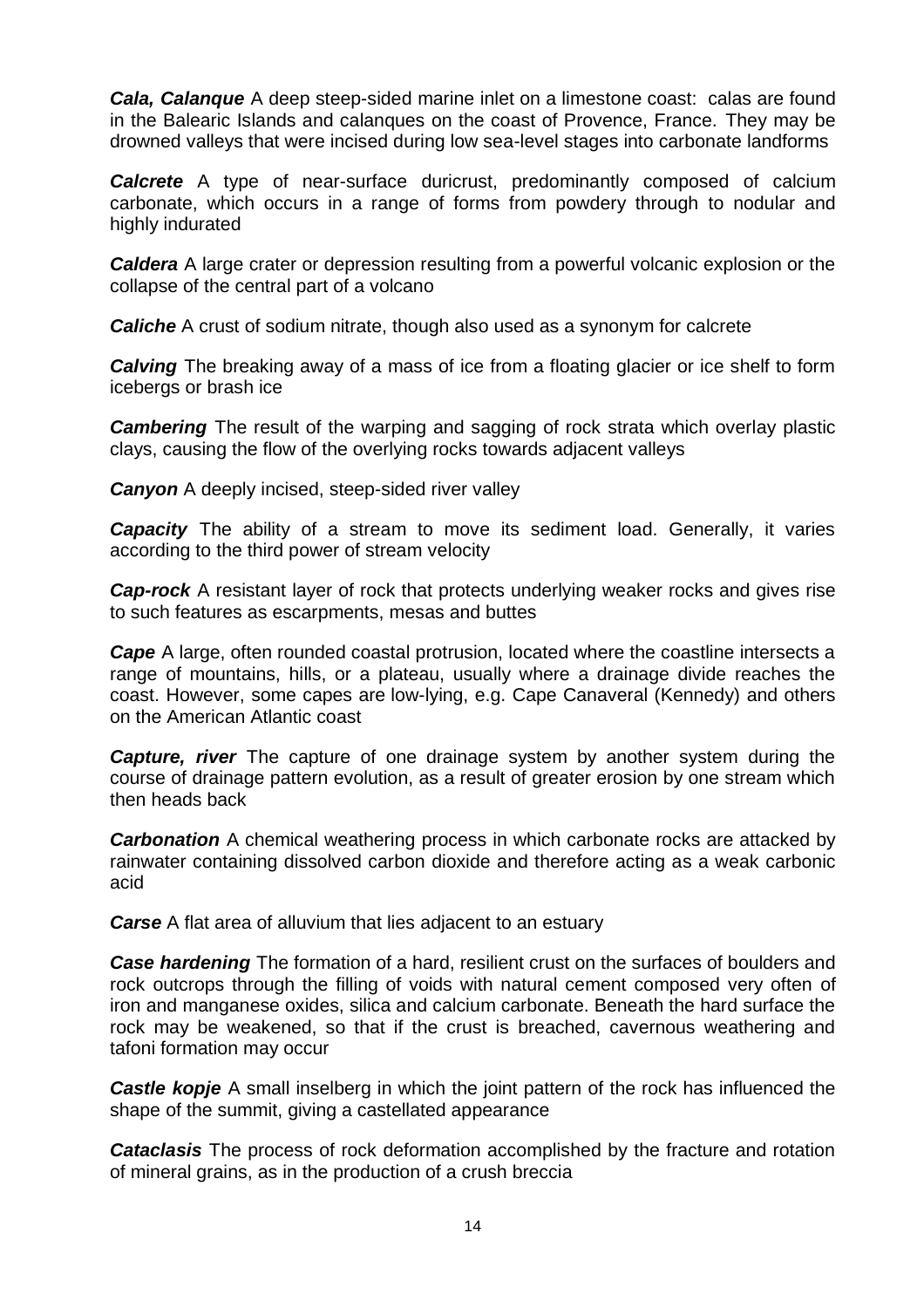***Cala, Calanque*** A deep steep-sided marine inlet on a limestone coast: calas are found in the Balearic Islands and calanques on the coast of Provence, France. They may be drowned valleys that were incised during low sea-level stages into carbonate landforms

***Calcrete*** A type of near-surface duricrust, predominantly composed of calcium carbonate, which occurs in a range of forms from powdery through to nodular and highly indurated

***Caldera*** A large crater or depression resulting from a powerful volcanic explosion or the collapse of the central part of a volcano

***Caliche*** A crust of sodium nitrate, though also used as a synonym for calcrete

***Calving*** The breaking away of a mass of ice from a floating glacier or ice shelf to form icebergs or brash ice

***Cambering*** The result of the warping and sagging of rock strata which overlay plastic clays, causing the flow of the overlying rocks towards adjacent valleys

***Canyon*** A deeply incised, steep-sided river valley

***Capacity*** The ability of a stream to move its sediment load. Generally, it varies according to the third power of stream velocity

***Cap-rock*** A resistant layer of rock that protects underlying weaker rocks and gives rise to such features as escarpments, mesas and buttes

***Cape*** A large, often rounded coastal protrusion, located where the coastline intersects a range of mountains, hills, or a plateau, usually where a drainage divide reaches the coast. However, some capes are low-lying, e.g. Cape Canaveral (Kennedy) and others on the American Atlantic coast

***Capture, river*** The capture of one drainage system by another system during the course of drainage pattern evolution, as a result of greater erosion by one stream which then heads back

***Carbonation*** A chemical weathering process in which carbonate rocks are attacked by rainwater containing dissolved carbon dioxide and therefore acting as a weak carbonic acid

***Carse*** A flat area of alluvium that lies adjacent to an estuary

***Case hardening*** The formation of a hard, resilient crust on the surfaces of boulders and rock outcrops through the filling of voids with natural cement composed very often of iron and manganese oxides, silica and calcium carbonate. Beneath the hard surface the rock may be weakened, so that if the crust is breached, cavernous weathering and tafoni formation may occur

***Castle kopje*** A small inselberg in which the joint pattern of the rock has influenced the shape of the summit, giving a castellated appearance

***Cataclasis*** The process of rock deformation accomplished by the fracture and rotation of mineral grains, as in the production of a crush breccia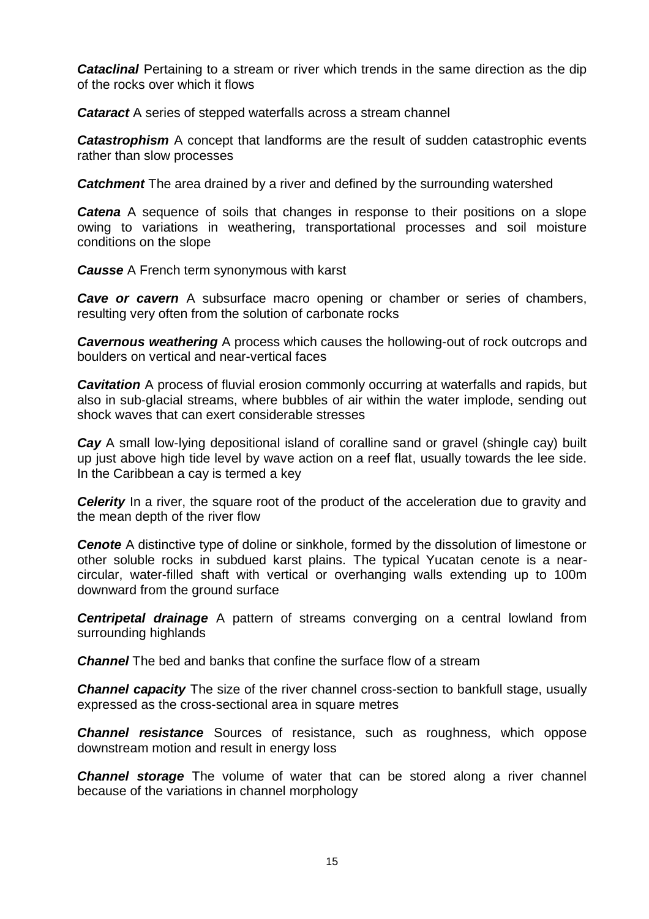***Cataclinal*** Pertaining to a stream or river which trends in the same direction as the dip of the rocks over which it flows

***Cataract*** A series of stepped waterfalls across a stream channel

***Catastrophism*** A concept that landforms are the result of sudden catastrophic events rather than slow processes

***Catchment*** The area drained by a river and defined by the surrounding watershed

***Catena*** A sequence of soils that changes in response to their positions on a slope owing to variations in weathering, transportational processes and soil moisture conditions on the slope

***Causse*** A French term synonymous with karst

***Cave or cavern*** A subsurface macro opening or chamber or series of chambers, resulting very often from the solution of carbonate rocks

***Cavernous weathering*** A process which causes the hollowing-out of rock outcrops and boulders on vertical and near-vertical faces

***Cavitation*** A process of fluvial erosion commonly occurring at waterfalls and rapids, but also in sub-glacial streams, where bubbles of air within the water implode, sending out shock waves that can exert considerable stresses

***Cay*** A small low-lying depositional island of coralline sand or gravel (shingle cay) built up just above high tide level by wave action on a reef flat, usually towards the lee side. In the Caribbean a cay is termed a key

***Celerity*** In a river, the square root of the product of the acceleration due to gravity and the mean depth of the river flow

***Cenote*** A distinctive type of doline or sinkhole, formed by the dissolution of limestone or other soluble rocks in subdued karst plains. The typical Yucatan cenote is a near-circular, water-filled shaft with vertical or overhanging walls extending up to 100m downward from the ground surface

***Centripetal drainage*** A pattern of streams converging on a central lowland from surrounding highlands

***Channel*** The bed and banks that confine the surface flow of a stream

***Channel capacity*** The size of the river channel cross-section to bankfull stage, usually expressed as the cross-sectional area in square metres

***Channel resistance*** Sources of resistance, such as roughness, which oppose downstream motion and result in energy loss

***Channel storage*** The volume of water that can be stored along a river channel because of the variations in channel morphology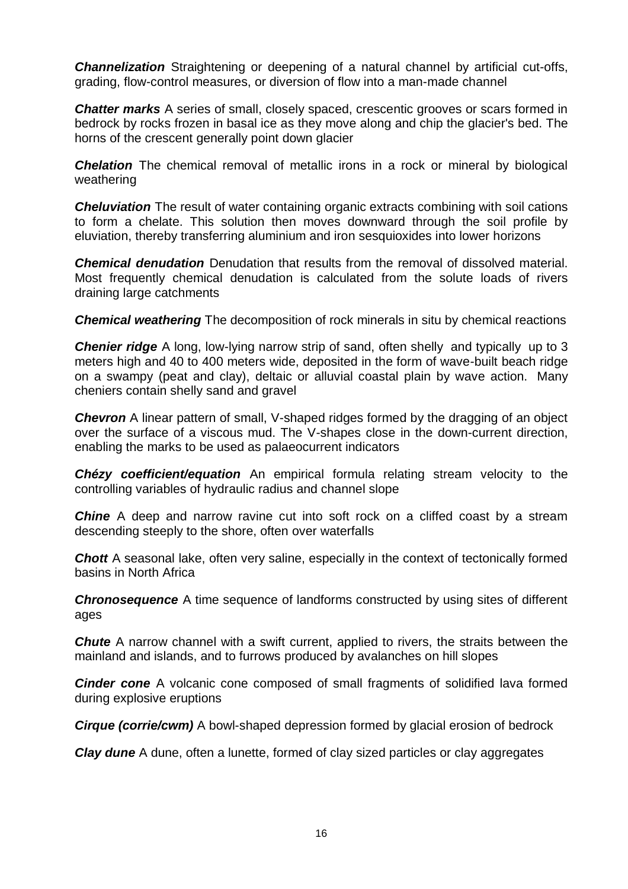***Channelization*** Straightening or deepening of a natural channel by artificial cut-offs, grading, flow-control measures, or diversion of flow into a man-made channel

***Chatter marks*** A series of small, closely spaced, crescentic grooves or scars formed in bedrock by rocks frozen in basal ice as they move along and chip the glacier's bed. The horns of the crescent generally point down glacier

***Chelation*** The chemical removal of metallic irons in a rock or mineral by biological weathering

***Cheluviation*** The result of water containing organic extracts combining with soil cations to form a chelate. This solution then moves downward through the soil profile by eluviation, thereby transferring aluminium and iron sesquioxides into lower horizons

***Chemical denudation*** Denudation that results from the removal of dissolved material. Most frequently chemical denudation is calculated from the solute loads of rivers draining large catchments

***Chemical weathering*** The decomposition of rock minerals in situ by chemical reactions

***Chenier ridge*** A long, low-lying narrow strip of sand, often shelly and typically up to 3 meters high and 40 to 400 meters wide, deposited in the form of wave-built beach ridge on a swampy (peat and clay), deltaic or alluvial coastal plain by wave action. Many cheniers contain shelly sand and gravel

***Chevron*** A linear pattern of small, V-shaped ridges formed by the dragging of an object over the surface of a viscous mud. The V-shapes close in the down-current direction, enabling the marks to be used as palaeocurrent indicators

***Chézy coefficient/equation*** An empirical formula relating stream velocity to the controlling variables of hydraulic radius and channel slope

***Chine*** A deep and narrow ravine cut into soft rock on a cliffed coast by a stream descending steeply to the shore, often over waterfalls

***Chott*** A seasonal lake, often very saline, especially in the context of tectonically formed basins in North Africa

***Chronosequence*** A time sequence of landforms constructed by using sites of different ages

***Chute*** A narrow channel with a swift current, applied to rivers, the straits between the mainland and islands, and to furrows produced by avalanches on hill slopes

***Cinder cone*** A volcanic cone composed of small fragments of solidified lava formed during explosive eruptions

***Cirque (corrie/cwm)*** A bowl-shaped depression formed by glacial erosion of bedrock

***Clay dune*** A dune, often a lunette, formed of clay sized particles or clay aggregates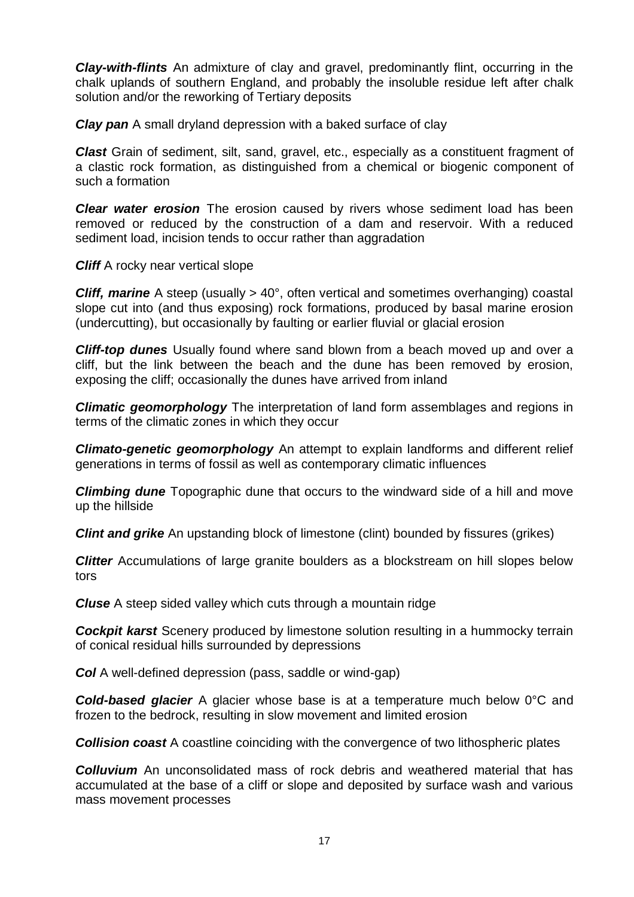***Clay-with-flints*** An admixture of clay and gravel, predominantly flint, occurring in the chalk uplands of southern England, and probably the insoluble residue left after chalk solution and/or the reworking of Tertiary deposits

***Clay pan*** A small dryland depression with a baked surface of clay

***Clast*** Grain of sediment, silt, sand, gravel, etc., especially as a constituent fragment of a clastic rock formation, as distinguished from a chemical or biogenic component of such a formation

***Clear water erosion*** The erosion caused by rivers whose sediment load has been removed or reduced by the construction of a dam and reservoir. With a reduced sediment load, incision tends to occur rather than aggradation

***Cliff*** A rocky near vertical slope

***Cliff, marine*** A steep (usually > 40°, often vertical and sometimes overhanging) coastal slope cut into (and thus exposing) rock formations, produced by basal marine erosion (undercutting), but occasionally by faulting or earlier fluvial or glacial erosion

***Cliff-top dunes*** Usually found where sand blown from a beach moved up and over a cliff, but the link between the beach and the dune has been removed by erosion, exposing the cliff; occasionally the dunes have arrived from inland

***Climatic geomorphology*** The interpretation of land form assemblages and regions in terms of the climatic zones in which they occur

***Climato-genetic geomorphology*** An attempt to explain landforms and different relief generations in terms of fossil as well as contemporary climatic influences

***Climbing dune*** Topographic dune that occurs to the windward side of a hill and move up the hillside

***Clint and grike*** An upstanding block of limestone (clint) bounded by fissures (grikes)

***Clitter*** Accumulations of large granite boulders as a blockstream on hill slopes below tors

***Cluse*** A steep sided valley which cuts through a mountain ridge

***Cockpit karst*** Scenery produced by limestone solution resulting in a hummocky terrain of conical residual hills surrounded by depressions

***Col*** A well-defined depression (pass, saddle or wind-gap)

***Cold-based glacier*** A glacier whose base is at a temperature much below 0°C and frozen to the bedrock, resulting in slow movement and limited erosion

***Collision coast*** A coastline coinciding with the convergence of two lithospheric plates

***Colluvium*** An unconsolidated mass of rock debris and weathered material that has accumulated at the base of a cliff or slope and deposited by surface wash and various mass movement processes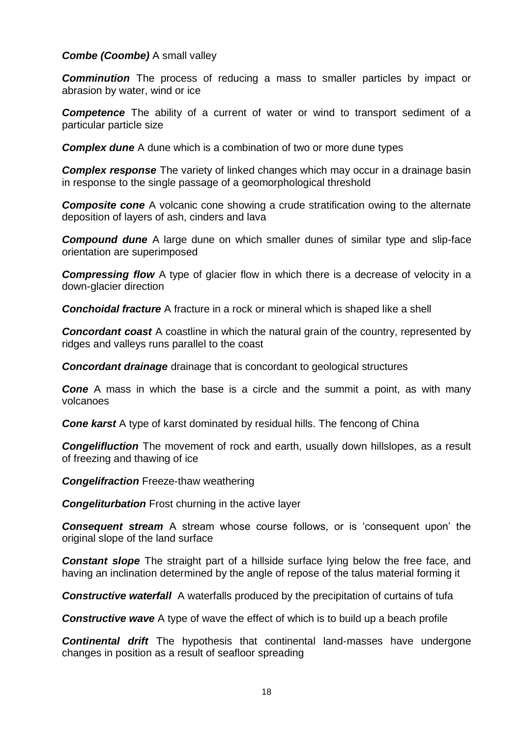***Combe (Coombe)*** A small valley

***Comminution*** The process of reducing a mass to smaller particles by impact or abrasion by water, wind or ice

***Competence*** The ability of a current of water or wind to transport sediment of a particular particle size

***Complex dune*** A dune which is a combination of two or more dune types

***Complex response*** The variety of linked changes which may occur in a drainage basin in response to the single passage of a geomorphological threshold

***Composite cone*** A volcanic cone showing a crude stratification owing to the alternate deposition of layers of ash, cinders and lava

***Compound dune*** A large dune on which smaller dunes of similar type and slip-face orientation are superimposed

***Compressing flow*** A type of glacier flow in which there is a decrease of velocity in a down-glacier direction

***Conchoidal fracture*** A fracture in a rock or mineral which is shaped like a shell

***Concordant coast*** A coastline in which the natural grain of the country, represented by ridges and valleys runs parallel to the coast

***Concordant drainage*** drainage that is concordant to geological structures

***Cone*** A mass in which the base is a circle and the summit a point, as with many volcanoes

***Cone karst*** A type of karst dominated by residual hills. The fencong of China

***Congelifluction*** The movement of rock and earth, usually down hillslopes, as a result of freezing and thawing of ice

***Congelifraction*** Freeze-thaw weathering

***Congeliturbation*** Frost churning in the active layer

***Consequent stream*** A stream whose course follows, or is 'consequent upon' the original slope of the land surface

***Constant slope*** The straight part of a hillside surface lying below the free face, and having an inclination determined by the angle of repose of the talus material forming it

***Constructive waterfall*** A waterfalls produced by the precipitation of curtains of tufa

***Constructive wave*** A type of wave the effect of which is to build up a beach profile

***Continental drift*** The hypothesis that continental land-masses have undergone changes in position as a result of seafloor spreading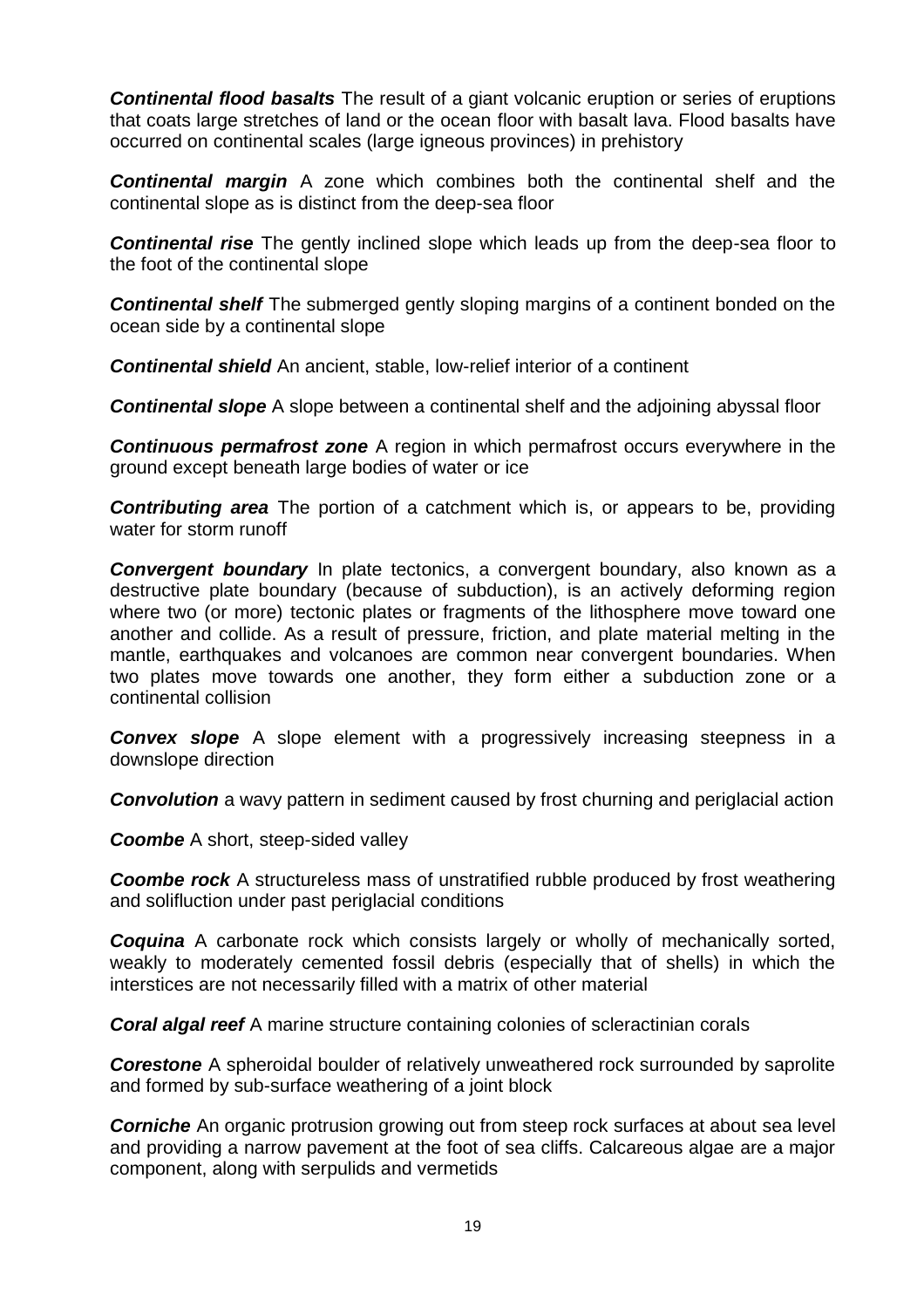***Continental flood basalts*** The result of a giant volcanic eruption or series of eruptions that coats large stretches of land or the ocean floor with basalt lava. Flood basalts have occurred on continental scales (large igneous provinces) in prehistory

***Continental margin*** A zone which combines both the continental shelf and the continental slope as is distinct from the deep-sea floor

***Continental rise*** The gently inclined slope which leads up from the deep-sea floor to the foot of the continental slope

***Continental shelf*** The submerged gently sloping margins of a continent bonded on the ocean side by a continental slope

***Continental shield*** An ancient, stable, low-relief interior of a continent

***Continental slope*** A slope between a continental shelf and the adjoining abyssal floor

***Continuous permafrost zone*** A region in which permafrost occurs everywhere in the ground except beneath large bodies of water or ice

***Contributing area*** The portion of a catchment which is, or appears to be, providing water for storm runoff

***Convergent boundary*** In plate tectonics, a convergent boundary, also known as a destructive plate boundary (because of subduction), is an actively deforming region where two (or more) tectonic plates or fragments of the lithosphere move toward one another and collide. As a result of pressure, friction, and plate material melting in the mantle, earthquakes and volcanoes are common near convergent boundaries. When two plates move towards one another, they form either a subduction zone or a continental collision

***Convex slope*** A slope element with a progressively increasing steepness in a downslope direction

***Convolution*** a wavy pattern in sediment caused by frost churning and periglacial action

***Coombe*** A short, steep-sided valley

***Coombe rock*** A structureless mass of unstratified rubble produced by frost weathering and solifluction under past periglacial conditions

***Coquina*** A carbonate rock which consists largely or wholly of mechanically sorted, weakly to moderately cemented fossil debris (especially that of shells) in which the interstices are not necessarily filled with a matrix of other material

***Coral algal reef*** A marine structure containing colonies of scleractinian corals

***Corestone*** A spheroidal boulder of relatively unweathered rock surrounded by saprolite and formed by sub-surface weathering of a joint block

***Corniche*** An organic protrusion growing out from steep rock surfaces at about sea level and providing a narrow pavement at the foot of sea cliffs. Calcareous algae are a major component, along with serpulids and vermetids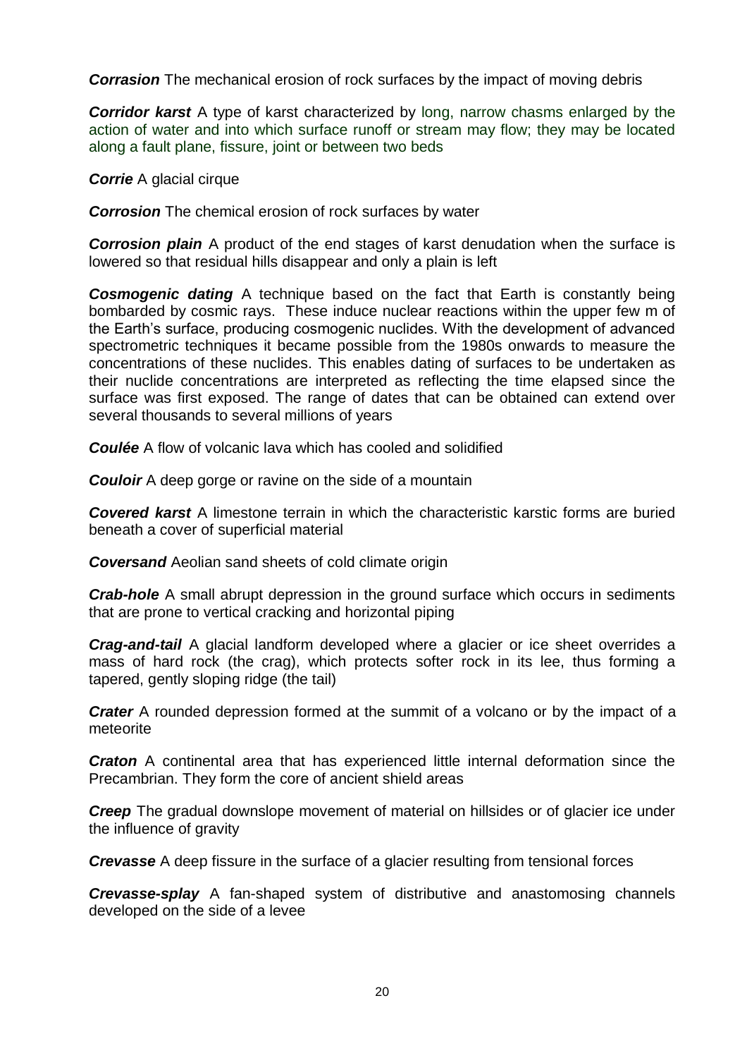***Corrasion*** The mechanical erosion of rock surfaces by the impact of moving debris

***Corridor karst*** A type of karst characterized by long, narrow chasms enlarged by the action of water and into which surface runoff or stream may flow; they may be located along a fault plane, fissure, joint or between two beds

***Corrie*** A glacial cirque

***Corrosion*** The chemical erosion of rock surfaces by water

***Corrosion plain*** A product of the end stages of karst denudation when the surface is lowered so that residual hills disappear and only a plain is left

***Cosmogenic dating*** A technique based on the fact that Earth is constantly being bombarded by cosmic rays. These induce nuclear reactions within the upper few m of the Earth's surface, producing cosmogenic nuclides. With the development of advanced spectrometric techniques it became possible from the 1980s onwards to measure the concentrations of these nuclides. This enables dating of surfaces to be undertaken as their nuclide concentrations are interpreted as reflecting the time elapsed since the surface was first exposed. The range of dates that can be obtained can extend over several thousands to several millions of years

***Coulée*** A flow of volcanic lava which has cooled and solidified

***Couloir*** A deep gorge or ravine on the side of a mountain

***Covered karst*** A limestone terrain in which the characteristic karstic forms are buried beneath a cover of superficial material

***Coversand*** Aeolian sand sheets of cold climate origin

***Crab-hole*** A small abrupt depression in the ground surface which occurs in sediments that are prone to vertical cracking and horizontal piping

***Crag-and-tail*** A glacial landform developed where a glacier or ice sheet overrides a mass of hard rock (the crag), which protects softer rock in its lee, thus forming a tapered, gently sloping ridge (the tail)

***Crater*** A rounded depression formed at the summit of a volcano or by the impact of a meteorite

***Craton*** A continental area that has experienced little internal deformation since the Precambrian. They form the core of ancient shield areas

***Creep*** The gradual downslope movement of material on hillsides or of glacier ice under the influence of gravity

***Crevasse*** A deep fissure in the surface of a glacier resulting from tensional forces

***Crevasse-splay*** A fan-shaped system of distributive and anastomosing channels developed on the side of a levee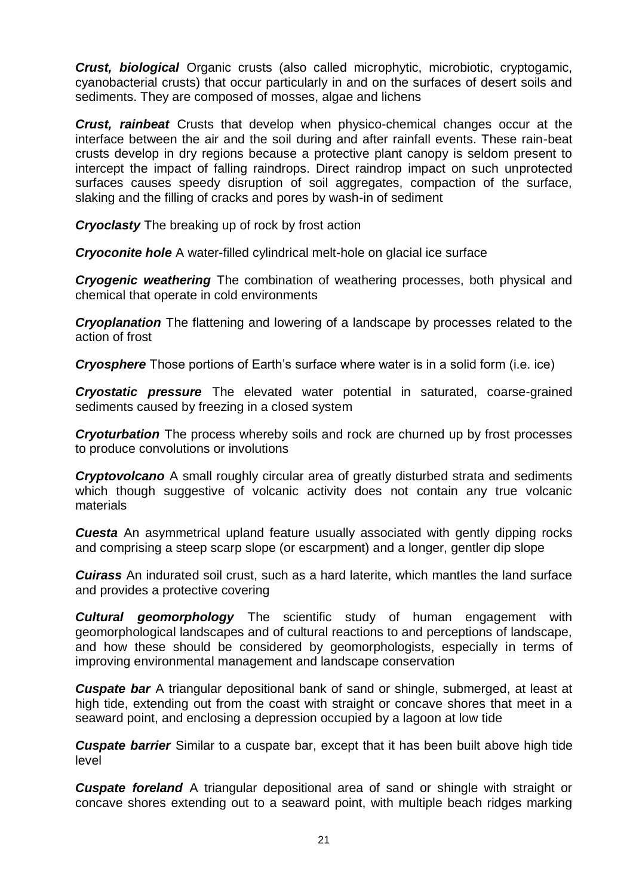***Crust, biological*** Organic crusts (also called microphytic, microbiotic, cryptogamic, cyanobacterial crusts) that occur particularly in and on the surfaces of desert soils and sediments. They are composed of mosses, algae and lichens

***Crust, rainbeat*** Crusts that develop when physico-chemical changes occur at the interface between the air and the soil during and after rainfall events. These rain-beat crusts develop in dry regions because a protective plant canopy is seldom present to intercept the impact of falling raindrops. Direct raindrop impact on such unprotected surfaces causes speedy disruption of soil aggregates, compaction of the surface, slaking and the filling of cracks and pores by wash-in of sediment

***Cryoclasty*** The breaking up of rock by frost action

***Cryoconite hole*** A water-filled cylindrical melt-hole on glacial ice surface

***Cryogenic weathering*** The combination of weathering processes, both physical and chemical that operate in cold environments

***Cryoplanation*** The flattening and lowering of a landscape by processes related to the action of frost

***Cryosphere*** Those portions of Earth's surface where water is in a solid form (i.e. ice)

***Cryostatic pressure*** The elevated water potential in saturated, coarse-grained sediments caused by freezing in a closed system

***Cryoturbation*** The process whereby soils and rock are churned up by frost processes to produce convolutions or involutions

***Cryptovolcano*** A small roughly circular area of greatly disturbed strata and sediments which though suggestive of volcanic activity does not contain any true volcanic materials

***Cuesta*** An asymmetrical upland feature usually associated with gently dipping rocks and comprising a steep scarp slope (or escarpment) and a longer, gentler dip slope

***Cuirass*** An indurated soil crust, such as a hard laterite, which mantles the land surface and provides a protective covering

***Cultural geomorphology*** The scientific study of human engagement with geomorphological landscapes and of cultural reactions to and perceptions of landscape, and how these should be considered by geomorphologists, especially in terms of improving environmental management and landscape conservation

***Cuspate bar*** A triangular depositional bank of sand or shingle, submerged, at least at high tide, extending out from the coast with straight or concave shores that meet in a seaward point, and enclosing a depression occupied by a lagoon at low tide

***Cuspate barrier*** Similar to a cuspate bar, except that it has been built above high tide level

***Cuspate foreland*** A triangular depositional area of sand or shingle with straight or concave shores extending out to a seaward point, with multiple beach ridges marking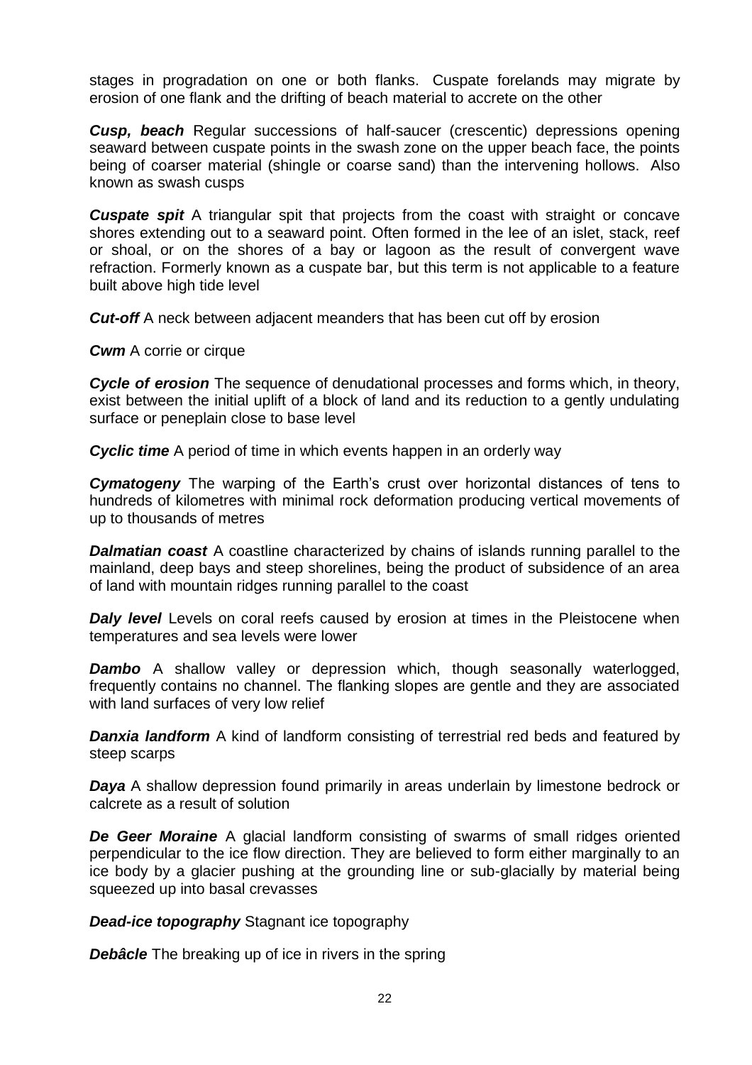stages in progradation on one or both flanks. Cuspate forelands may migrate by erosion of one flank and the drifting of beach material to accrete on the other

***Cusp, beach*** Regular successions of half-saucer (crescentic) depressions opening seaward between cuspate points in the swash zone on the upper beach face, the points being of coarser material (shingle or coarse sand) than the intervening hollows. Also known as swash cusps

***Cuspate spit*** A triangular spit that projects from the coast with straight or concave shores extending out to a seaward point. Often formed in the lee of an islet, stack, reef or shoal, or on the shores of a bay or lagoon as the result of convergent wave refraction. Formerly known as a cuspate bar, but this term is not applicable to a feature built above high tide level

***Cut-off*** A neck between adjacent meanders that has been cut off by erosion

***Cwm*** A corrie or cirque

***Cycle of erosion*** The sequence of denudational processes and forms which, in theory, exist between the initial uplift of a block of land and its reduction to a gently undulating surface or peneplain close to base level

***Cyclic time*** A period of time in which events happen in an orderly way

***Cymatogeny*** The warping of the Earth's crust over horizontal distances of tens to hundreds of kilometres with minimal rock deformation producing vertical movements of up to thousands of metres

***Dalmatian coast*** A coastline characterized by chains of islands running parallel to the mainland, deep bays and steep shorelines, being the product of subsidence of an area of land with mountain ridges running parallel to the coast

***Daly level*** Levels on coral reefs caused by erosion at times in the Pleistocene when temperatures and sea levels were lower

***Dambo*** A shallow valley or depression which, though seasonally waterlogged, frequently contains no channel. The flanking slopes are gentle and they are associated with land surfaces of very low relief

***Danxia landform*** A kind of landform consisting of terrestrial red beds and featured by steep scarps

***Daya*** A shallow depression found primarily in areas underlain by limestone bedrock or calcrete as a result of solution

***De Geer Moraine*** A glacial landform consisting of swarms of small ridges oriented perpendicular to the ice flow direction. They are believed to form either marginally to an ice body by a glacier pushing at the grounding line or sub-glacially by material being squeezed up into basal crevasses

***Dead-ice topography*** Stagnant ice topography

***Debâcle*** The breaking up of ice in rivers in the spring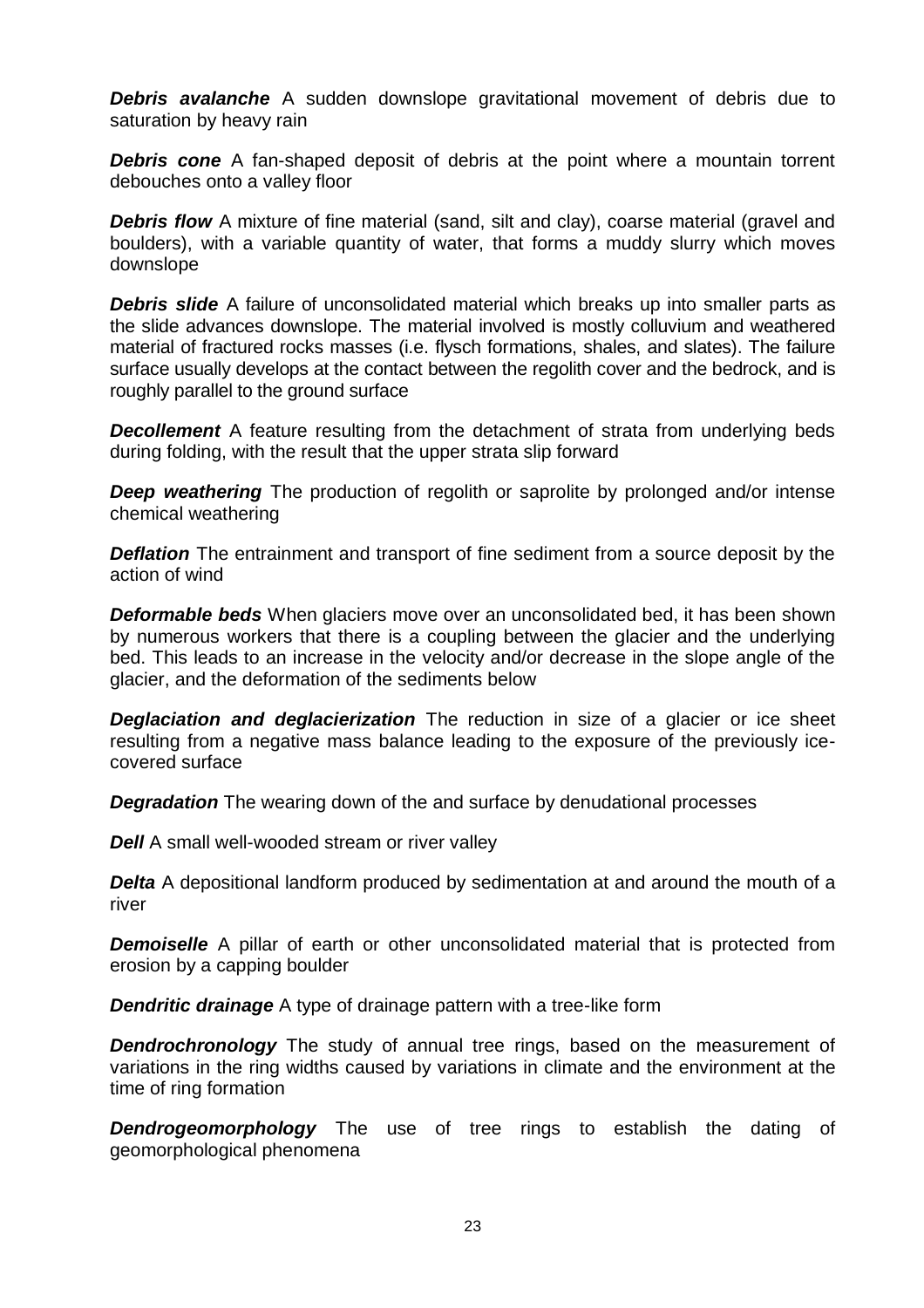***Debris avalanche*** A sudden downslope gravitational movement of debris due to saturation by heavy rain

***Debris cone*** A fan-shaped deposit of debris at the point where a mountain torrent debouches onto a valley floor

***Debris flow*** A mixture of fine material (sand, silt and clay), coarse material (gravel and boulders), with a variable quantity of water, that forms a muddy slurry which moves downslope

***Debris slide*** A failure of unconsolidated material which breaks up into smaller parts as the slide advances downslope. The material involved is mostly colluvium and weathered material of fractured rocks masses (i.e. flysch formations, shales, and slates). The failure surface usually develops at the contact between the regolith cover and the bedrock, and is roughly parallel to the ground surface

***Decollement*** A feature resulting from the detachment of strata from underlying beds during folding, with the result that the upper strata slip forward

***Deep weathering*** The production of regolith or saprolite by prolonged and/or intense chemical weathering

***Deflation*** The entrainment and transport of fine sediment from a source deposit by the action of wind

***Deformable beds*** When glaciers move over an unconsolidated bed, it has been shown by numerous workers that there is a coupling between the glacier and the underlying bed. This leads to an increase in the velocity and/or decrease in the slope angle of the glacier, and the deformation of the sediments below

***Deglaciation and deglacierization*** The reduction in size of a glacier or ice sheet resulting from a negative mass balance leading to the exposure of the previously ice-covered surface

***Degradation*** The wearing down of the and surface by denudational processes

***Dell*** A small well-wooded stream or river valley

***Delta*** A depositional landform produced by sedimentation at and around the mouth of a river

***Demoiselle*** A pillar of earth or other unconsolidated material that is protected from erosion by a capping boulder

***Dendritic drainage*** A type of drainage pattern with a tree-like form

***Dendrochronology*** The study of annual tree rings, based on the measurement of variations in the ring widths caused by variations in climate and the environment at the time of ring formation

***Dendrogeomorphology*** The use of tree rings to establish the dating of geomorphological phenomena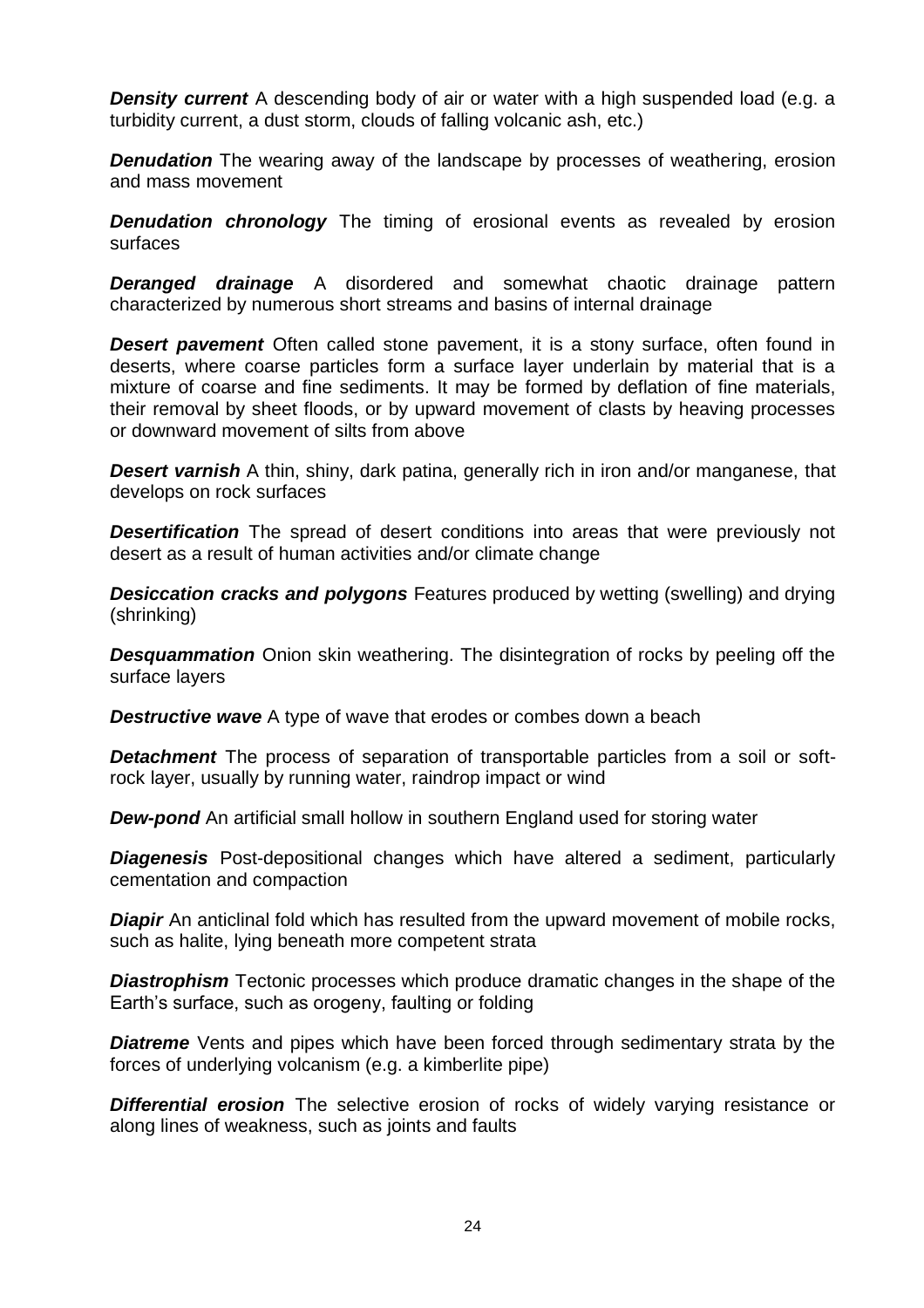***Density current*** A descending body of air or water with a high suspended load (e.g. a turbidity current, a dust storm, clouds of falling volcanic ash, etc.)

***Denudation*** The wearing away of the landscape by processes of weathering, erosion and mass movement

***Denudation chronology*** The timing of erosional events as revealed by erosion surfaces

***Deranged drainage*** A disordered and somewhat chaotic drainage pattern characterized by numerous short streams and basins of internal drainage

***Desert pavement*** Often called stone pavement, it is a stony surface, often found in deserts, where coarse particles form a surface layer underlain by material that is a mixture of coarse and fine sediments. It may be formed by deflation of fine materials, their removal by sheet floods, or by upward movement of clasts by heaving processes or downward movement of silts from above

***Desert varnish*** A thin, shiny, dark patina, generally rich in iron and/or manganese, that develops on rock surfaces

***Desertification*** The spread of desert conditions into areas that were previously not desert as a result of human activities and/or climate change

***Desiccation cracks and polygons*** Features produced by wetting (swelling) and drying (shrinking)

***Desquammation*** Onion skin weathering. The disintegration of rocks by peeling off the surface layers

***Destructive wave*** A type of wave that erodes or combes down a beach

***Detachment*** The process of separation of transportable particles from a soil or soft-rock layer, usually by running water, raindrop impact or wind

***Dew-pond*** An artificial small hollow in southern England used for storing water

***Diagenesis*** Post-depositional changes which have altered a sediment, particularly cementation and compaction

***Diapir*** An anticlinal fold which has resulted from the upward movement of mobile rocks, such as halite, lying beneath more competent strata

***Diastrophism*** Tectonic processes which produce dramatic changes in the shape of the Earth's surface, such as orogeny, faulting or folding

***Diatreme*** Vents and pipes which have been forced through sedimentary strata by the forces of underlying volcanism (e.g. a kimberlite pipe)

***Differential erosion*** The selective erosion of rocks of widely varying resistance or along lines of weakness, such as joints and faults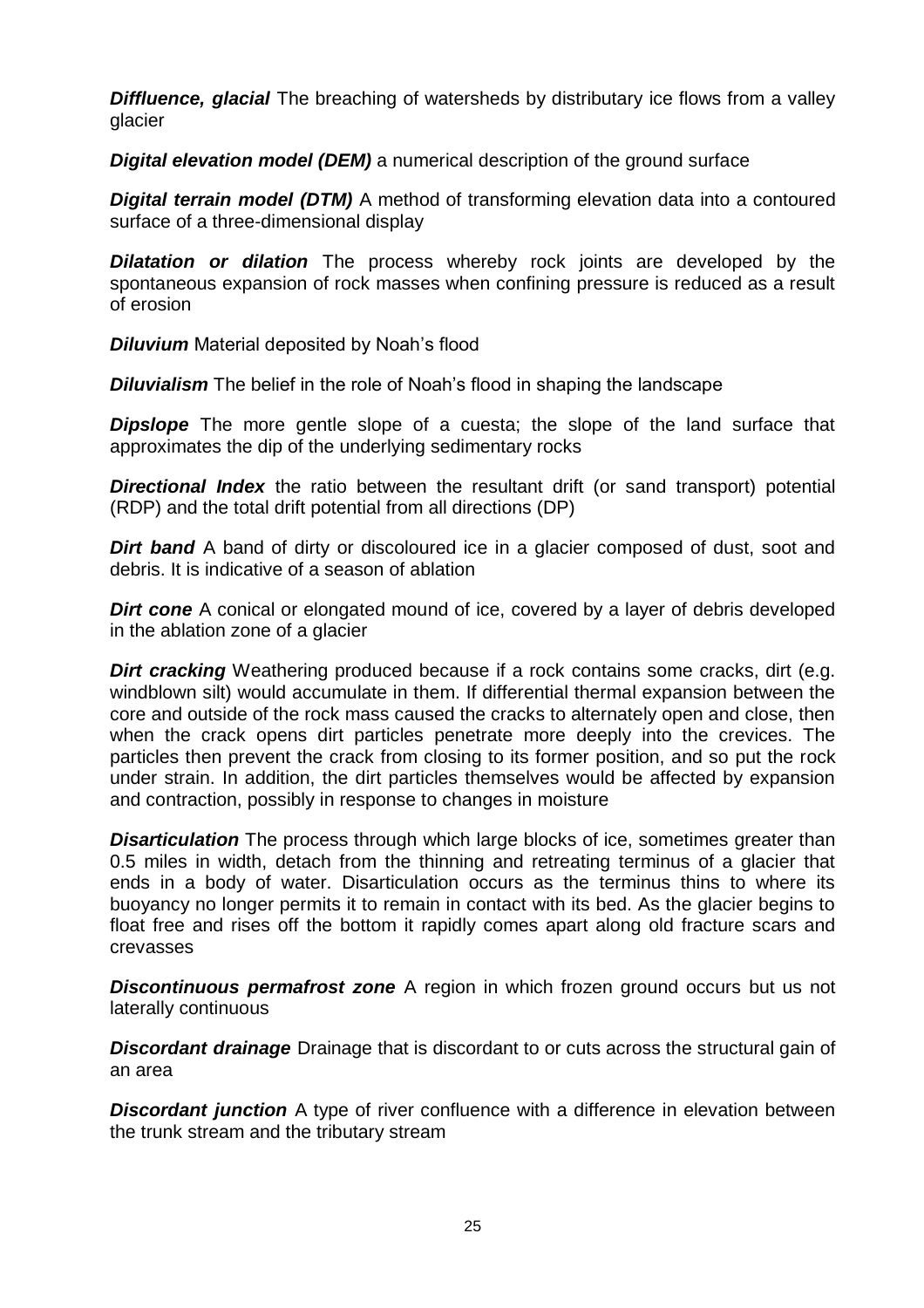***Diffluence, glacial*** The breaching of watersheds by distributary ice flows from a valley glacier

***Digital elevation model (DEM)*** a numerical description of the ground surface

***Digital terrain model (DTM)*** A method of transforming elevation data into a contoured surface of a three-dimensional display

***Dilatation or dilation*** The process whereby rock joints are developed by the spontaneous expansion of rock masses when confining pressure is reduced as a result of erosion

***Diluvium*** Material deposited by Noah's flood

***Diluvialism*** The belief in the role of Noah's flood in shaping the landscape

***Dipslope*** The more gentle slope of a cuesta; the slope of the land surface that approximates the dip of the underlying sedimentary rocks

***Directional Index*** the ratio between the resultant drift (or sand transport) potential (RDP) and the total drift potential from all directions (DP)

***Dirt band*** A band of dirty or discoloured ice in a glacier composed of dust, soot and debris. It is indicative of a season of ablation

***Dirt cone*** A conical or elongated mound of ice, covered by a layer of debris developed in the ablation zone of a glacier

***Dirt cracking*** Weathering produced because if a rock contains some cracks, dirt (e.g. windblown silt) would accumulate in them. If differential thermal expansion between the core and outside of the rock mass caused the cracks to alternately open and close, then when the crack opens dirt particles penetrate more deeply into the crevices. The particles then prevent the crack from closing to its former position, and so put the rock under strain. In addition, the dirt particles themselves would be affected by expansion and contraction, possibly in response to changes in moisture

***Disarticulation*** The process through which large blocks of ice, sometimes greater than 0.5 miles in width, detach from the thinning and retreating terminus of a glacier that ends in a body of water. Disarticulation occurs as the terminus thins to where its buoyancy no longer permits it to remain in contact with its bed. As the glacier begins to float free and rises off the bottom it rapidly comes apart along old fracture scars and crevasses

***Discontinuous permafrost zone*** A region in which frozen ground occurs but us not laterally continuous

***Discordant drainage*** Drainage that is discordant to or cuts across the structural gain of an area

***Discordant junction*** A type of river confluence with a difference in elevation between the trunk stream and the tributary stream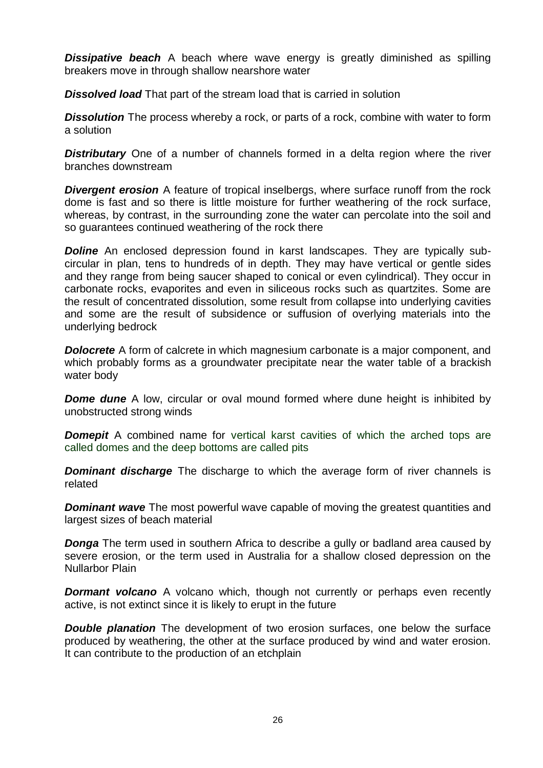***Dissipative beach*** A beach where wave energy is greatly diminished as spilling breakers move in through shallow nearshore water

***Dissolved load*** That part of the stream load that is carried in solution

***Dissolution*** The process whereby a rock, or parts of a rock, combine with water to form a solution

***Distributary*** One of a number of channels formed in a delta region where the river branches downstream

***Divergent erosion*** A feature of tropical inselbergs, where surface runoff from the rock dome is fast and so there is little moisture for further weathering of the rock surface, whereas, by contrast, in the surrounding zone the water can percolate into the soil and so guarantees continued weathering of the rock there

***Doline*** An enclosed depression found in karst landscapes. They are typically sub-circular in plan, tens to hundreds of in depth. They may have vertical or gentle sides and they range from being saucer shaped to conical or even cylindrical). They occur in carbonate rocks, evaporites and even in siliceous rocks such as quartzites. Some are the result of concentrated dissolution, some result from collapse into underlying cavities and some are the result of subsidence or suffusion of overlying materials into the underlying bedrock

***Dolocrete*** A form of calcrete in which magnesium carbonate is a major component, and which probably forms as a groundwater precipitate near the water table of a brackish water body

***Dome dune*** A low, circular or oval mound formed where dune height is inhibited by unobstructed strong winds

***Domepit*** A combined name for vertical karst cavities of which the arched tops are called domes and the deep bottoms are called pits

***Dominant discharge*** The discharge to which the average form of river channels is related

***Dominant wave*** The most powerful wave capable of moving the greatest quantities and largest sizes of beach material

***Donga*** The term used in southern Africa to describe a gully or badland area caused by severe erosion, or the term used in Australia for a shallow closed depression on the Nullarbor Plain

***Dormant volcano*** A volcano which, though not currently or perhaps even recently active, is not extinct since it is likely to erupt in the future

***Double planation*** The development of two erosion surfaces, one below the surface produced by weathering, the other at the surface produced by wind and water erosion. It can contribute to the production of an etchplain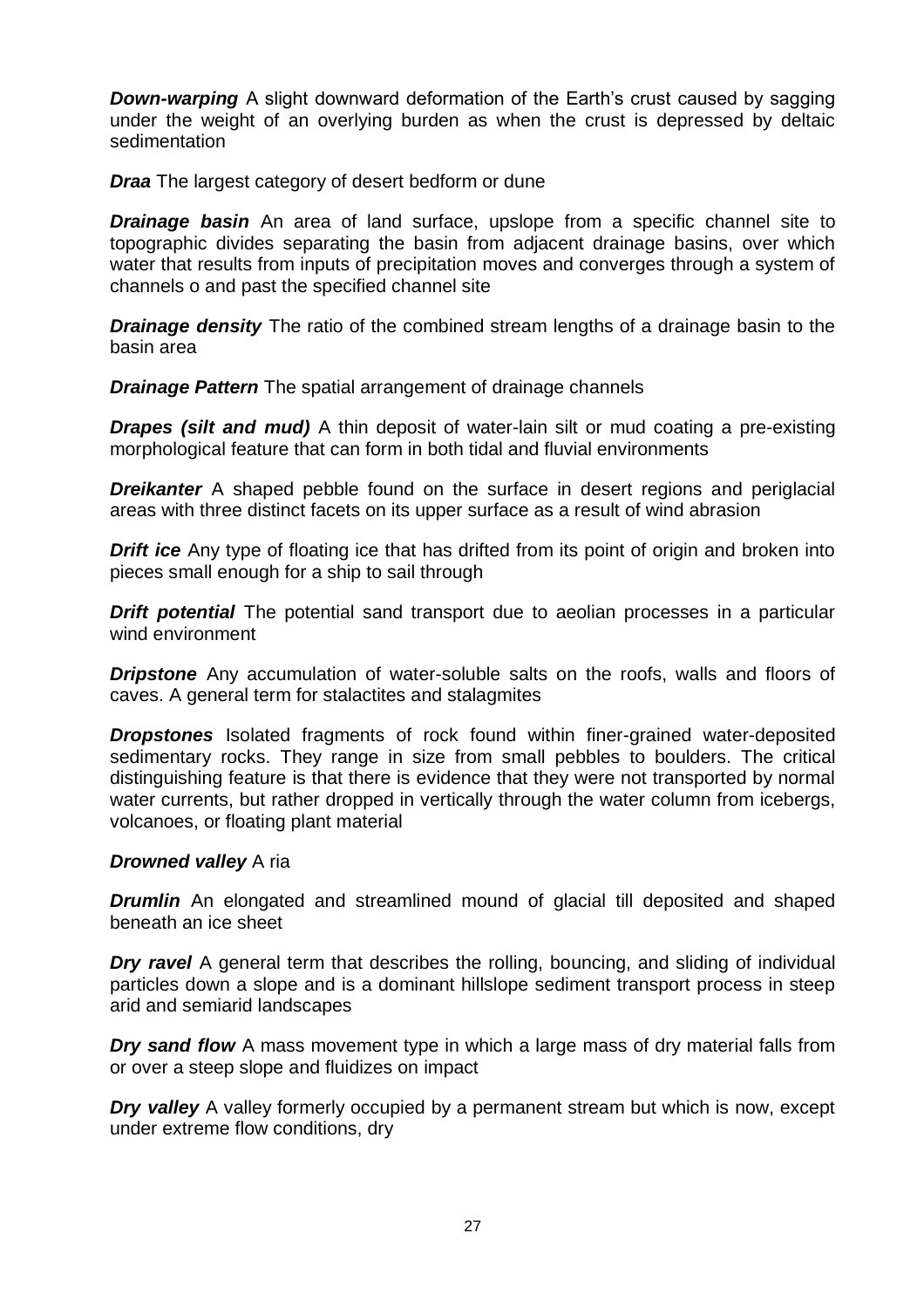***Down-warping*** A slight downward deformation of the Earth's crust caused by sagging under the weight of an overlying burden as when the crust is depressed by deltaic sedimentation

***Draa*** The largest category of desert bedform or dune

***Drainage basin*** An area of land surface, upslope from a specific channel site to topographic divides separating the basin from adjacent drainage basins, over which water that results from inputs of precipitation moves and converges through a system of channels o and past the specified channel site

***Drainage density*** The ratio of the combined stream lengths of a drainage basin to the basin area

***Drainage Pattern*** The spatial arrangement of drainage channels

***Drapes (silt and mud)*** A thin deposit of water-lain silt or mud coating a pre-existing morphological feature that can form in both tidal and fluvial environments

***Dreikanter*** A shaped pebble found on the surface in desert regions and periglacial areas with three distinct facets on its upper surface as a result of wind abrasion

***Drift ice*** Any type of floating ice that has drifted from its point of origin and broken into pieces small enough for a ship to sail through

***Drift potential*** The potential sand transport due to aeolian processes in a particular wind environment

***Dripstone*** Any accumulation of water-soluble salts on the roofs, walls and floors of caves. A general term for stalactites and stalagmites

***Dropstones*** Isolated fragments of rock found within finer-grained water-deposited sedimentary rocks. They range in size from small pebbles to boulders. The critical distinguishing feature is that there is evidence that they were not transported by normal water currents, but rather dropped in vertically through the water column from icebergs, volcanoes, or floating plant material

***Drowned valley*** A ria

***Drumlin*** An elongated and streamlined mound of glacial till deposited and shaped beneath an ice sheet

***Dry ravel*** A general term that describes the rolling, bouncing, and sliding of individual particles down a slope and is a dominant hillslope sediment transport process in steep arid and semiarid landscapes

***Dry sand flow*** A mass movement type in which a large mass of dry material falls from or over a steep slope and fluidizes on impact

***Dry valley*** A valley formerly occupied by a permanent stream but which is now, except under extreme flow conditions, dry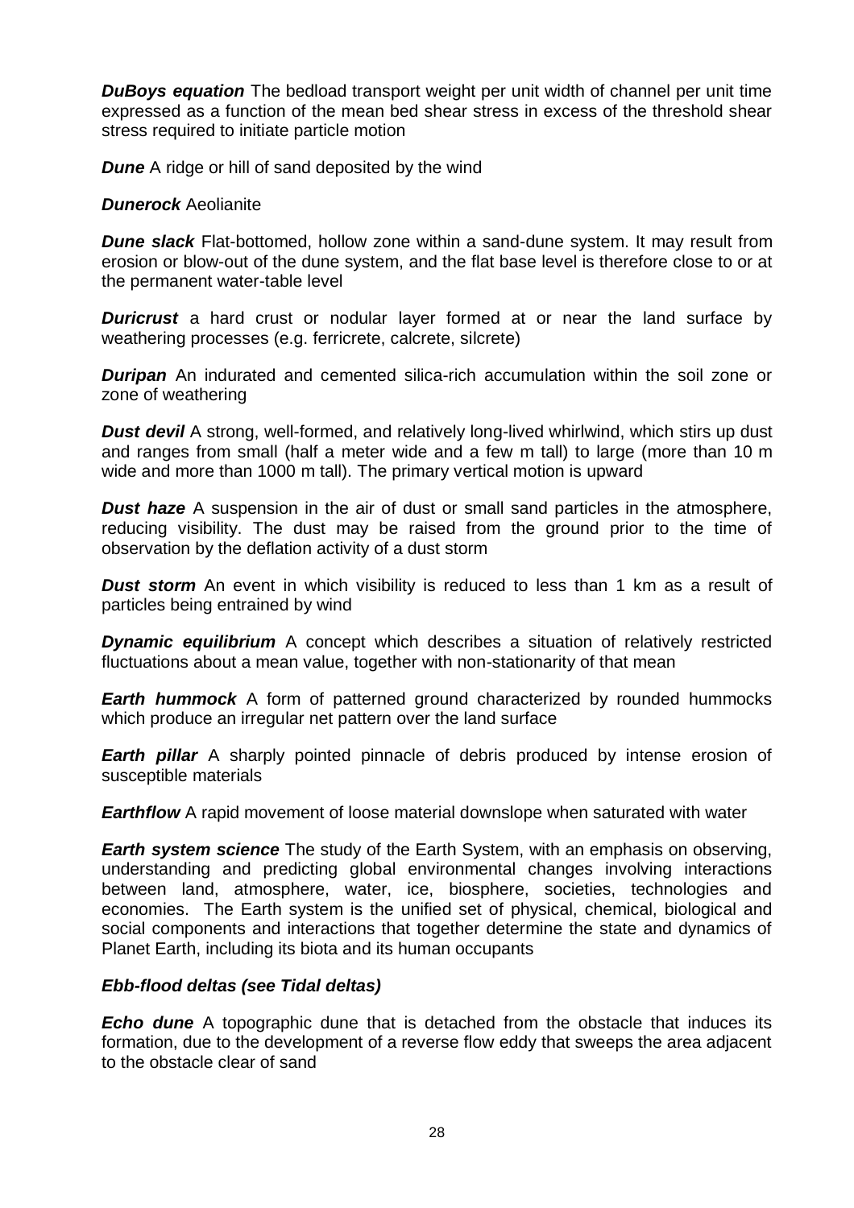***DuBoys equation*** The bedload transport weight per unit width of channel per unit time expressed as a function of the mean bed shear stress in excess of the threshold shear stress required to initiate particle motion

***Dune*** A ridge or hill of sand deposited by the wind

***Dunerock*** Aeolianite

***Dune slack*** Flat-bottomed, hollow zone within a sand-dune system. It may result from erosion or blow-out of the dune system, and the flat base level is therefore close to or at the permanent water-table level

***Duricrust*** a hard crust or nodular layer formed at or near the land surface by weathering processes (e.g. ferricrete, calcrete, silcrete)

***Duripan*** An indurated and cemented silica-rich accumulation within the soil zone or zone of weathering

***Dust devil*** A strong, well-formed, and relatively long-lived whirlwind, which stirs up dust and ranges from small (half a meter wide and a few m tall) to large (more than 10 m wide and more than 1000 m tall). The primary vertical motion is upward

***Dust haze*** A suspension in the air of dust or small sand particles in the atmosphere, reducing visibility. The dust may be raised from the ground prior to the time of observation by the deflation activity of a dust storm

***Dust storm*** An event in which visibility is reduced to less than 1 km as a result of particles being entrained by wind

***Dynamic equilibrium*** A concept which describes a situation of relatively restricted fluctuations about a mean value, together with non-stationarity of that mean

***Earth hummock*** A form of patterned ground characterized by rounded hummocks which produce an irregular net pattern over the land surface

***Earth pillar*** A sharply pointed pinnacle of debris produced by intense erosion of susceptible materials

***Earthflow*** A rapid movement of loose material downslope when saturated with water

***Earth system science*** The study of the Earth System, with an emphasis on observing, understanding and predicting global environmental changes involving interactions between land, atmosphere, water, ice, biosphere, societies, technologies and economies. The Earth system is the unified set of physical, chemical, biological and social components and interactions that together determine the state and dynamics of Planet Earth, including its biota and its human occupants

***Ebb-flood deltas (see Tidal deltas)***

***Echo dune*** A topographic dune that is detached from the obstacle that induces its formation, due to the development of a reverse flow eddy that sweeps the area adjacent to the obstacle clear of sand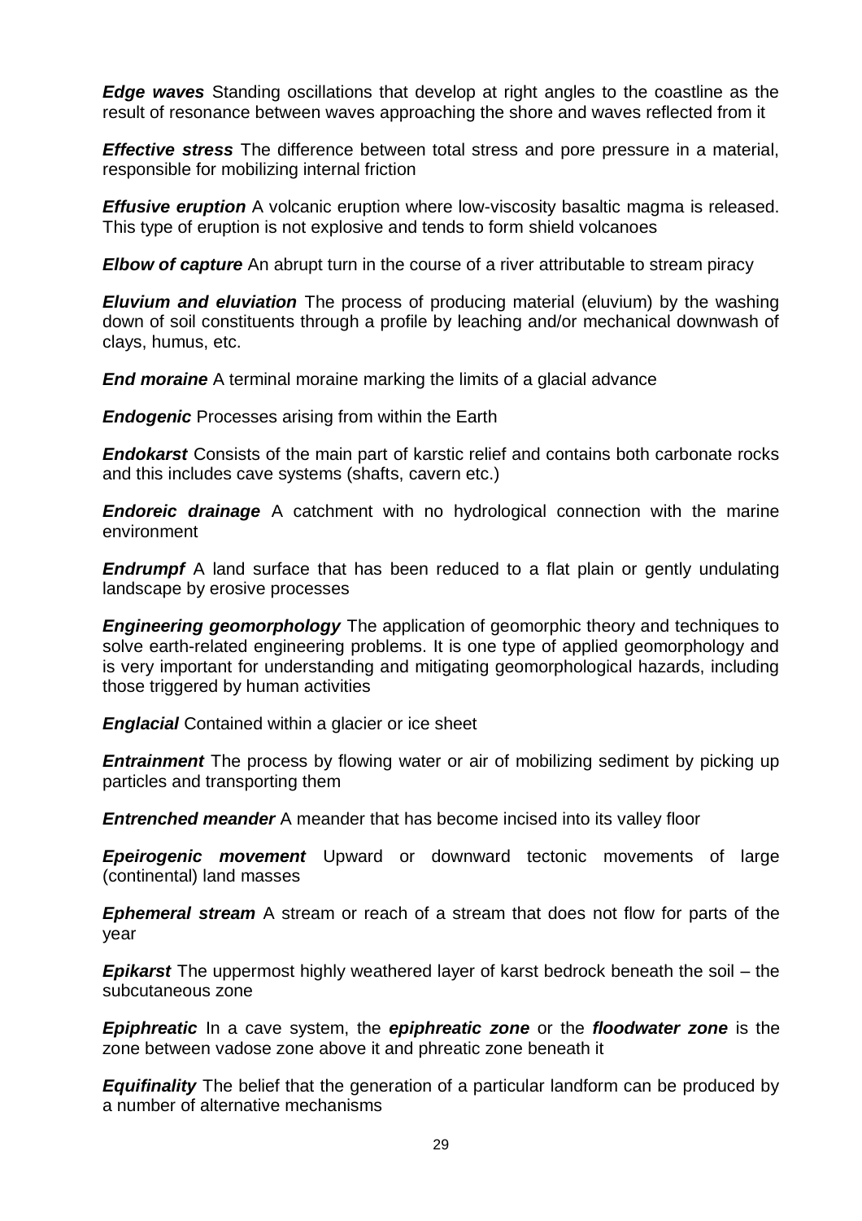***Edge waves*** Standing oscillations that develop at right angles to the coastline as the result of resonance between waves approaching the shore and waves reflected from it

***Effective stress*** The difference between total stress and pore pressure in a material, responsible for mobilizing internal friction

***Effusive eruption*** A volcanic eruption where low-viscosity basaltic magma is released. This type of eruption is not explosive and tends to form shield volcanoes

***Elbow of capture*** An abrupt turn in the course of a river attributable to stream piracy

***Eluvium and eluviation*** The process of producing material (eluvium) by the washing down of soil constituents through a profile by leaching and/or mechanical downwash of clays, humus, etc.

***End moraine*** A terminal moraine marking the limits of a glacial advance

***Endogenic*** Processes arising from within the Earth

***Endokarst*** Consists of the main part of karstic relief and contains both carbonate rocks and this includes cave systems (shafts, cavern etc.)

***Endoreic drainage*** A catchment with no hydrological connection with the marine environment

***Endrumpf*** A land surface that has been reduced to a flat plain or gently undulating landscape by erosive processes

***Engineering geomorphology*** The application of geomorphic theory and techniques to solve earth-related engineering problems. It is one type of applied geomorphology and is very important for understanding and mitigating geomorphological hazards, including those triggered by human activities

***Englacial*** Contained within a glacier or ice sheet

***Entrainment*** The process by flowing water or air of mobilizing sediment by picking up particles and transporting them

***Entrenched meander*** A meander that has become incised into its valley floor

***Epeirogenic movement*** Upward or downward tectonic movements of large (continental) land masses

***Ephemeral stream*** A stream or reach of a stream that does not flow for parts of the year

***Epikarst*** The uppermost highly weathered layer of karst bedrock beneath the soil – the subcutaneous zone

***Epiphreatic*** In a cave system, the ***epiphreatic zone*** or the ***floodwater zone*** is the zone between vadose zone above it and phreatic zone beneath it

***Equifinality*** The belief that the generation of a particular landform can be produced by a number of alternative mechanisms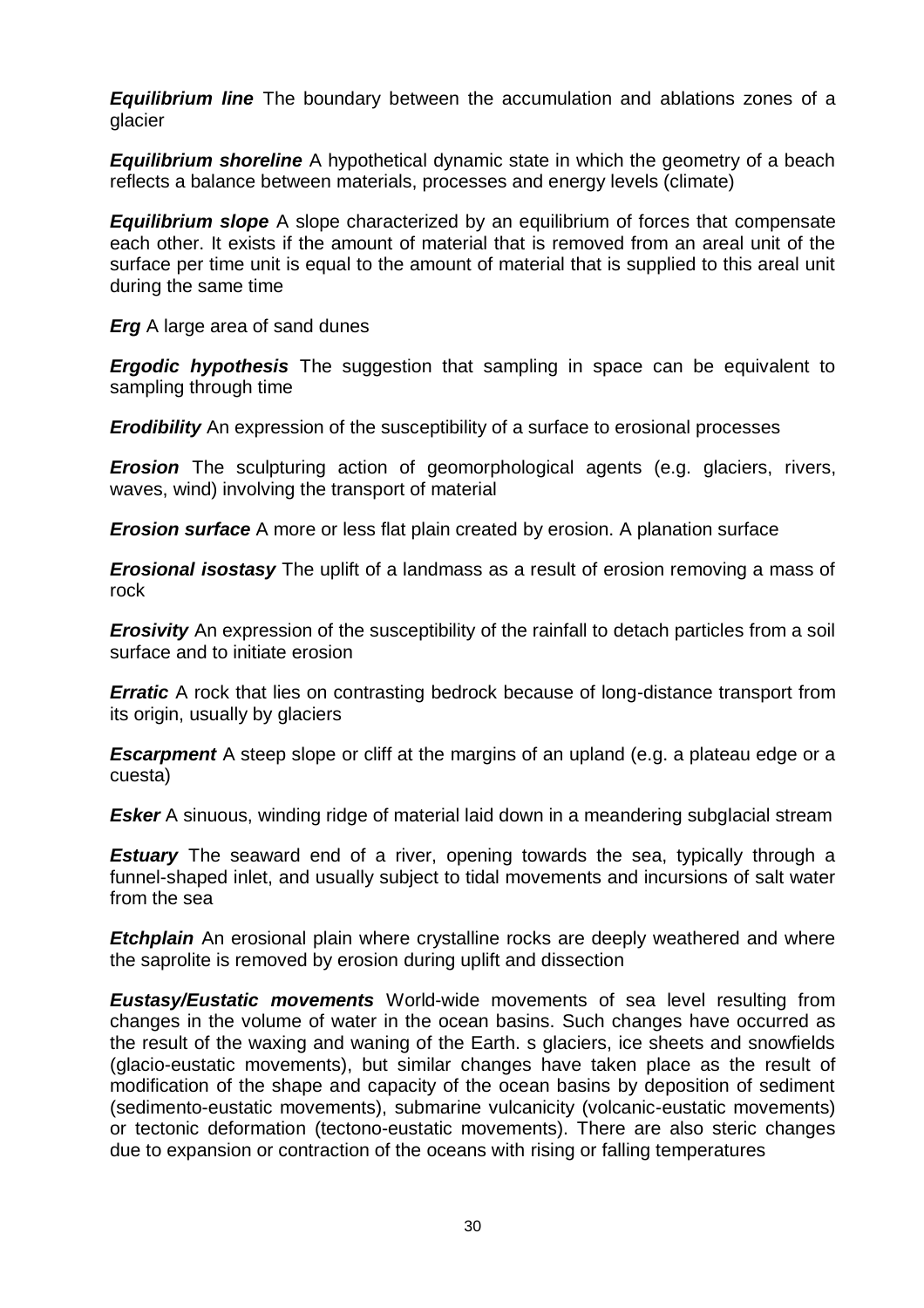***Equilibrium line*** The boundary between the accumulation and ablations zones of a glacier

***Equilibrium shoreline*** A hypothetical dynamic state in which the geometry of a beach reflects a balance between materials, processes and energy levels (climate)

***Equilibrium slope*** A slope characterized by an equilibrium of forces that compensate each other. It exists if the amount of material that is removed from an areal unit of the surface per time unit is equal to the amount of material that is supplied to this areal unit during the same time

***Erg*** A large area of sand dunes

***Ergodic hypothesis*** The suggestion that sampling in space can be equivalent to sampling through time

***Erodibility*** An expression of the susceptibility of a surface to erosional processes

***Erosion*** The sculpturing action of geomorphological agents (e.g. glaciers, rivers, waves, wind) involving the transport of material

***Erosion surface*** A more or less flat plain created by erosion. A planation surface

***Erosional isostasy*** The uplift of a landmass as a result of erosion removing a mass of rock

***Erosivity*** An expression of the susceptibility of the rainfall to detach particles from a soil surface and to initiate erosion

***Erratic*** A rock that lies on contrasting bedrock because of long-distance transport from its origin, usually by glaciers

***Escarpment*** A steep slope or cliff at the margins of an upland (e.g. a plateau edge or a cuesta)

***Esker*** A sinuous, winding ridge of material laid down in a meandering subglacial stream

***Estuary*** The seaward end of a river, opening towards the sea, typically through a funnel-shaped inlet, and usually subject to tidal movements and incursions of salt water from the sea

***Etchplain*** An erosional plain where crystalline rocks are deeply weathered and where the saprolite is removed by erosion during uplift and dissection

***Eustasy/Eustatic movements*** World-wide movements of sea level resulting from changes in the volume of water in the ocean basins. Such changes have occurred as the result of the waxing and waning of the Earth. s glaciers, ice sheets and snowfields (glacio-eustatic movements), but similar changes have taken place as the result of modification of the shape and capacity of the ocean basins by deposition of sediment (sedimento-eustatic movements), submarine vulcanicity (volcanic-eustatic movements) or tectonic deformation (tectono-eustatic movements). There are also steric changes due to expansion or contraction of the oceans with rising or falling temperatures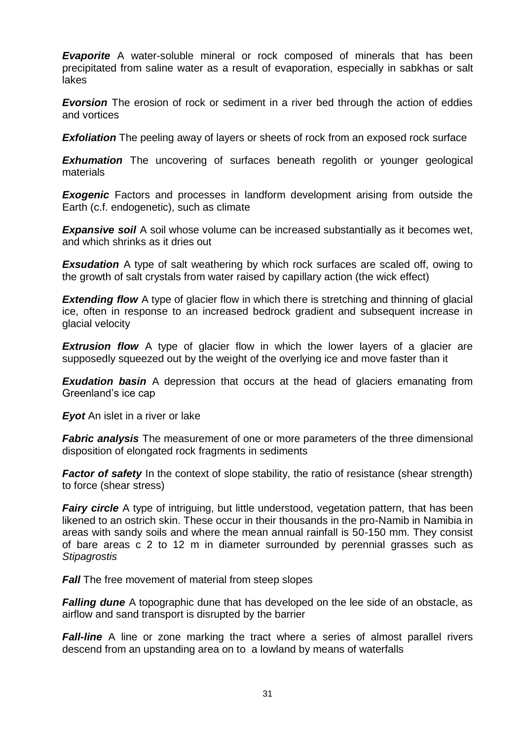***Evaporite*** A water-soluble mineral or rock composed of minerals that has been precipitated from saline water as a result of evaporation, especially in sabkhas or salt lakes

***Eversion*** The erosion of rock or sediment in a river bed through the action of eddies and vortices

***Exfoliation*** The peeling away of layers or sheets of rock from an exposed rock surface

***Exhumation*** The uncovering of surfaces beneath regolith or younger geological materials

***Exogenic*** Factors and processes in landform development arising from outside the Earth (c.f. endogenetic), such as climate

***Expansive soil*** A soil whose volume can be increased substantially as it becomes wet, and which shrinks as it dries out

***Exsudation*** A type of salt weathering by which rock surfaces are scaled off, owing to the growth of salt crystals from water raised by capillary action (the wick effect)

***Extending flow*** A type of glacier flow in which there is stretching and thinning of glacial ice, often in response to an increased bedrock gradient and subsequent increase in glacial velocity

***Extrusion flow*** A type of glacier flow in which the lower layers of a glacier are supposedly squeezed out by the weight of the overlying ice and move faster than it

***Exudation basin*** A depression that occurs at the head of glaciers emanating from Greenland's ice cap

***Eyot*** An islet in a river or lake

***Fabric analysis*** The measurement of one or more parameters of the three dimensional disposition of elongated rock fragments in sediments

***Factor of safety*** In the context of slope stability, the ratio of resistance (shear strength) to force (shear stress)

***Fairy circle*** A type of intriguing, but little understood, vegetation pattern, that has been likened to an ostrich skin. These occur in their thousands in the pro-Namib in Namibia in areas with sandy soils and where the mean annual rainfall is 50-150 mm. They consist of bare areas c 2 to 12 m in diameter surrounded by perennial grasses such as *Stipagrostis*

***Fall*** The free movement of material from steep slopes

***Falling dune*** A topographic dune that has developed on the lee side of an obstacle, as airflow and sand transport is disrupted by the barrier

***Fall-line*** A line or zone marking the tract where a series of almost parallel rivers descend from an upstanding area on to a lowland by means of waterfalls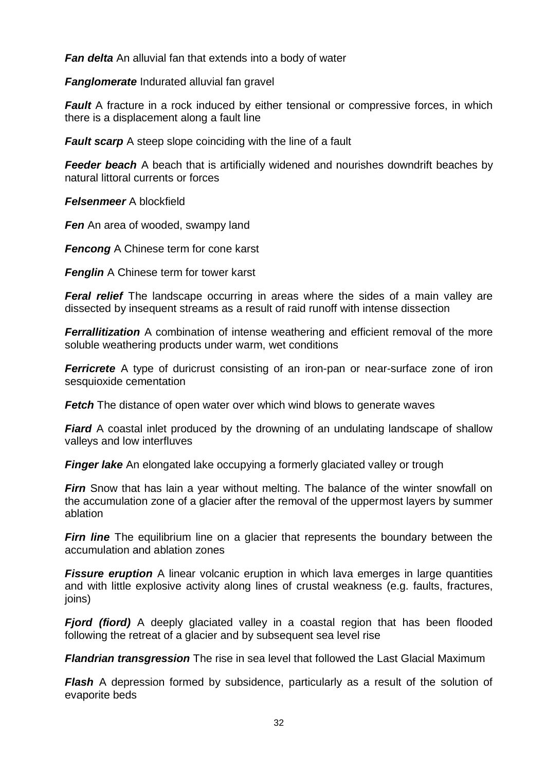***Fan delta*** An alluvial fan that extends into a body of water

***Fanglomerate*** Indurated alluvial fan gravel

***Fault*** A fracture in a rock induced by either tensional or compressive forces, in which there is a displacement along a fault line

***Fault scarp*** A steep slope coinciding with the line of a fault

***Feeder beach*** A beach that is artificially widened and nourishes downdrift beaches by natural littoral currents or forces

***Felsenmeer*** A blockfield

***Fen*** An area of wooded, swampy land

***Fencong*** A Chinese term for cone karst

***Fenglin*** A Chinese term for tower karst

***Feral relief*** The landscape occurring in areas where the sides of a main valley are dissected by insequent streams as a result of raid runoff with intense dissection

***Ferrallitization*** A combination of intense weathering and efficient removal of the more soluble weathering products under warm, wet conditions

***Ferricrete*** A type of duricrust consisting of an iron-pan or near-surface zone of iron sesquioxide cementation

***Fetch*** The distance of open water over which wind blows to generate waves

***Fiard*** A coastal inlet produced by the drowning of an undulating landscape of shallow valleys and low interfluves

***Finger lake*** An elongated lake occupying a formerly glaciated valley or trough

***Firn*** Snow that has lain a year without melting. The balance of the winter snowfall on the accumulation zone of a glacier after the removal of the uppermost layers by summer ablation

***Firn line*** The equilibrium line on a glacier that represents the boundary between the accumulation and ablation zones

***Fissure eruption*** A linear volcanic eruption in which lava emerges in large quantities and with little explosive activity along lines of crustal weakness (e.g. faults, fractures, joins)

***Fjord (fiord)*** A deeply glaciated valley in a coastal region that has been flooded following the retreat of a glacier and by subsequent sea level rise

***Flandrian transgression*** The rise in sea level that followed the Last Glacial Maximum

***Flash*** A depression formed by subsidence, particularly as a result of the solution of evaporite beds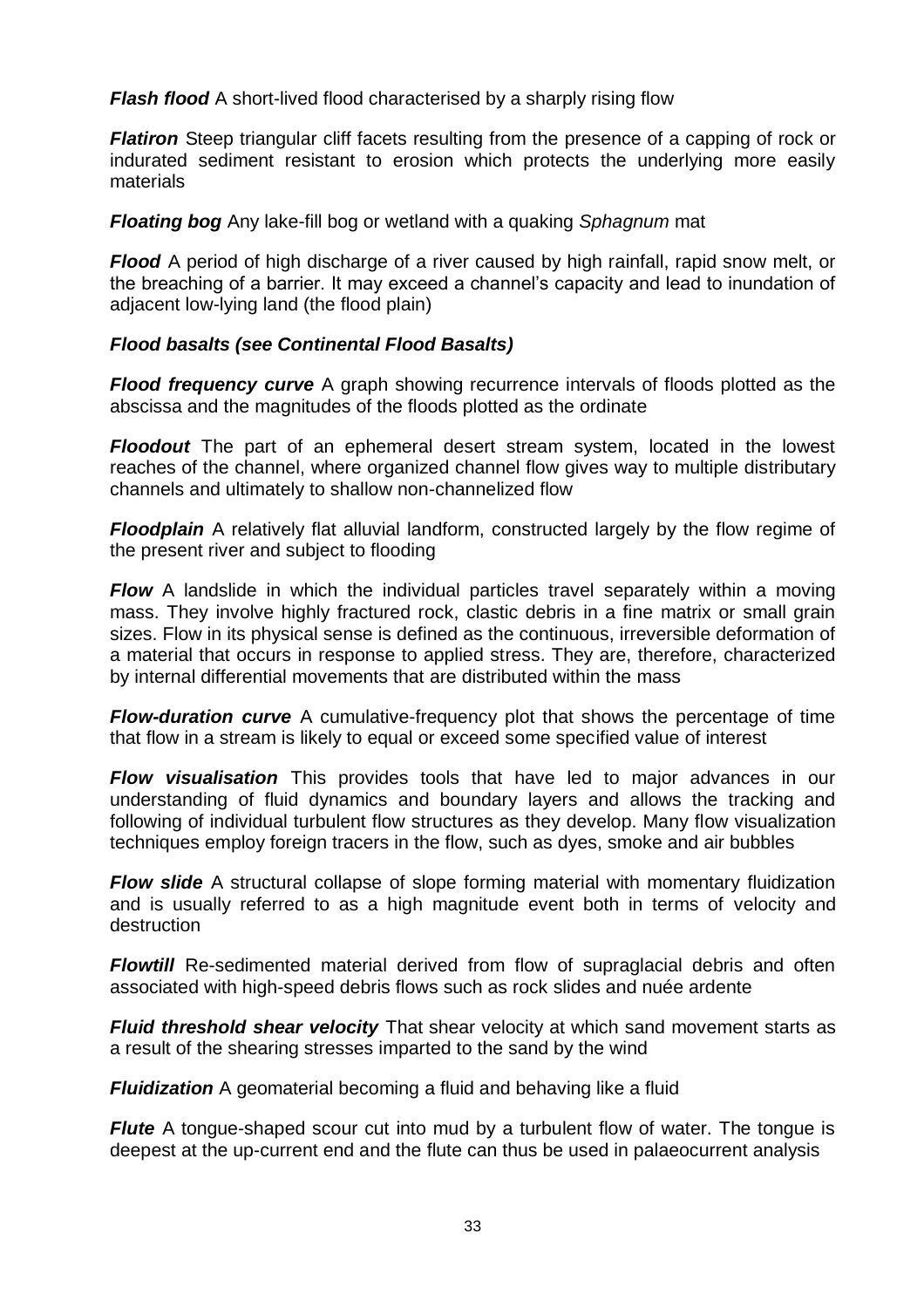***Flash flood*** A short-lived flood characterised by a sharply rising flow

***Flatiron*** Steep triangular cliff facets resulting from the presence of a capping of rock or indurated sediment resistant to erosion which protects the underlying more easily materials

***Floating bog*** Any lake-fill bog or wetland with a quaking *Sphagnum* mat

***Flood*** A period of high discharge of a river caused by high rainfall, rapid snow melt, or the breaching of a barrier. It may exceed a channel's capacity and lead to inundation of adjacent low-lying land (the flood plain)

***Flood basalts (see Continental Flood Basalts)***

***Flood frequency curve*** A graph showing recurrence intervals of floods plotted as the abscissa and the magnitudes of the floods plotted as the ordinate

***Floodout*** The part of an ephemeral desert stream system, located in the lowest reaches of the channel, where organized channel flow gives way to multiple distributary channels and ultimately to shallow non-channelized flow

***Floodplain*** A relatively flat alluvial landform, constructed largely by the flow regime of the present river and subject to flooding

***Flow*** A landslide in which the individual particles travel separately within a moving mass. They involve highly fractured rock, clastic debris in a fine matrix or small grain sizes. Flow in its physical sense is defined as the continuous, irreversible deformation of a material that occurs in response to applied stress. They are, therefore, characterized by internal differential movements that are distributed within the mass

***Flow-duration curve*** A cumulative-frequency plot that shows the percentage of time that flow in a stream is likely to equal or exceed some specified value of interest

***Flow visualisation*** This provides tools that have led to major advances in our understanding of fluid dynamics and boundary layers and allows the tracking and following of individual turbulent flow structures as they develop. Many flow visualization techniques employ foreign tracers in the flow, such as dyes, smoke and air bubbles

***Flow slide*** A structural collapse of slope forming material with momentary fluidization and is usually referred to as a high magnitude event both in terms of velocity and destruction

***Flowtill*** Re-sedimented material derived from flow of supraglacial debris and often associated with high-speed debris flows such as rock slides and nuée ardente

***Fluid threshold shear velocity*** That shear velocity at which sand movement starts as a result of the shearing stresses imparted to the sand by the wind

***Fluidization*** A geomaterial becoming a fluid and behaving like a fluid

***Flute*** A tongue-shaped scour cut into mud by a turbulent flow of water. The tongue is deepest at the up-current end and the flute can thus be used in palaeocurrent analysis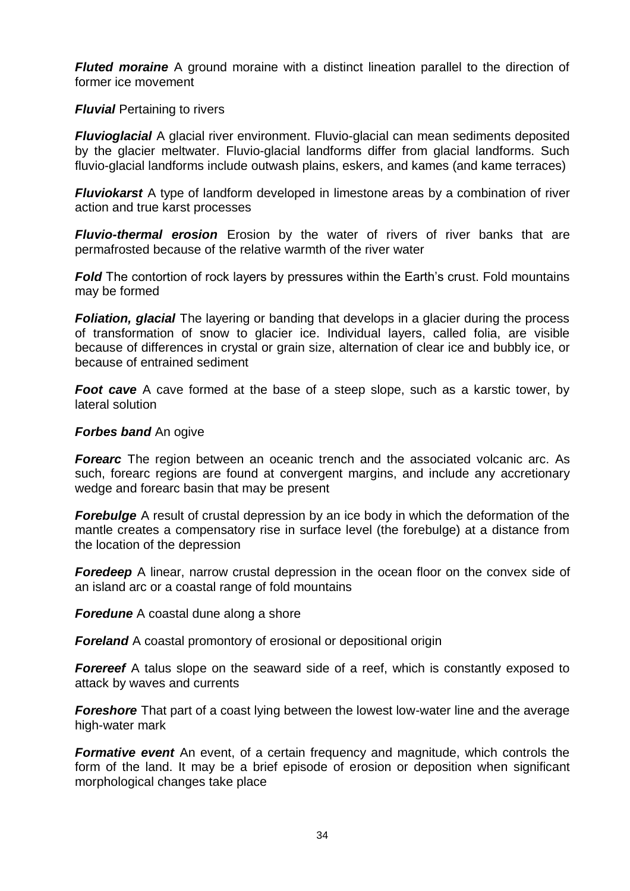***Fluted moraine*** A ground moraine with a distinct lineation parallel to the direction of former ice movement

***Fluvial*** Pertaining to rivers

***Fluvioglacial*** A glacial river environment. Fluvio-glacial can mean sediments deposited by the glacier meltwater. Fluvio-glacial landforms differ from glacial landforms. Such fluvio-glacial landforms include outwash plains, eskers, and kames (and kame terraces)

***Fluviokarst*** A type of landform developed in limestone areas by a combination of river action and true karst processes

***Fluvio-thermal erosion*** Erosion by the water of rivers of river banks that are permafrosted because of the relative warmth of the river water

***Fold*** The contortion of rock layers by pressures within the Earth's crust. Fold mountains may be formed

***Foliation, glacial*** The layering or banding that develops in a glacier during the process of transformation of snow to glacier ice. Individual layers, called folia, are visible because of differences in crystal or grain size, alternation of clear ice and bubbly ice, or because of entrained sediment

***Foot cave*** A cave formed at the base of a steep slope, such as a karstic tower, by lateral solution

***Forbes band*** An ogive

***Forearc*** The region between an oceanic trench and the associated volcanic arc. As such, forearc regions are found at convergent margins, and include any accretionary wedge and forearc basin that may be present

***Forebulge*** A result of crustal depression by an ice body in which the deformation of the mantle creates a compensatory rise in surface level (the forebulge) at a distance from the location of the depression

***Foredeep*** A linear, narrow crustal depression in the ocean floor on the convex side of an island arc or a coastal range of fold mountains

***Foredune*** A coastal dune along a shore

***Foreland*** A coastal promontory of erosional or depositional origin

***Forereef*** A talus slope on the seaward side of a reef, which is constantly exposed to attack by waves and currents

***Foreshore*** That part of a coast lying between the lowest low-water line and the average high-water mark

***Formative event*** An event, of a certain frequency and magnitude, which controls the form of the land. It may be a brief episode of erosion or deposition when significant morphological changes take place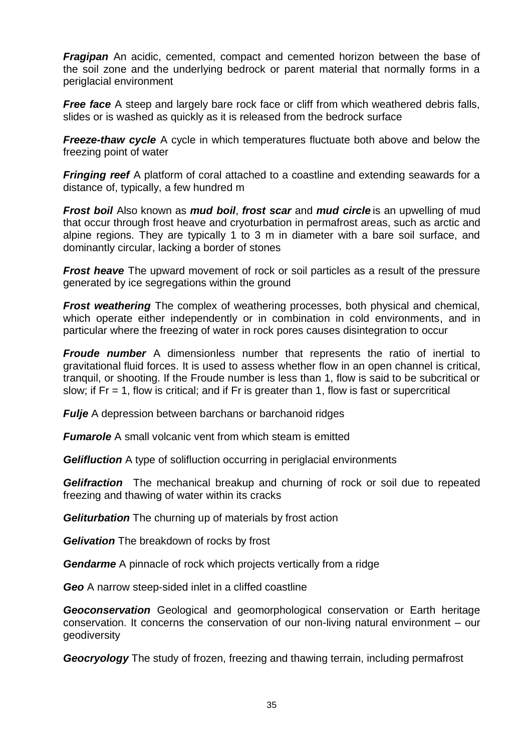***Fragipan*** An acidic, cemented, compact and cemented horizon between the base of the soil zone and the underlying bedrock or parent material that normally forms in a periglacial environment

***Free face*** A steep and largely bare rock face or cliff from which weathered debris falls, slides or is washed as quickly as it is released from the bedrock surface

***Freeze-thaw cycle*** A cycle in which temperatures fluctuate both above and below the freezing point of water

***Fringing reef*** A platform of coral attached to a coastline and extending seawards for a distance of, typically, a few hundred m

***Frost boil*** Also known as ***mud boil***, ***frost scar*** and ***mud circle*** is an upwelling of mud that occur through frost heave and cryoturbation in permafrost areas, such as arctic and alpine regions. They are typically 1 to 3 m in diameter with a bare soil surface, and dominantly circular, lacking a border of stones

***Frost heave*** The upward movement of rock or soil particles as a result of the pressure generated by ice segregations within the ground

***Frost weathering*** The complex of weathering processes, both physical and chemical, which operate either independently or in combination in cold environments, and in particular where the freezing of water in rock pores causes disintegration to occur

***Froude number*** A dimensionless number that represents the ratio of inertial to gravitational fluid forces. It is used to assess whether flow in an open channel is critical, tranquil, or shooting. If the Froude number is less than 1, flow is said to be subcritical or slow; if $Fr = 1$, flow is critical; and if Fr is greater than 1, flow is fast or supercritical

***Fulje*** A depression between barchans or barchanoid ridges

***Fumarole*** A small volcanic vent from which steam is emitted

***Gelifluction*** A type of solifluction occurring in periglacial environments

***Gelifraction*** The mechanical breakup and churning of rock or soil due to repeated freezing and thawing of water within its cracks

***Geliturbation*** The churning up of materials by frost action

***Gelivation*** The breakdown of rocks by frost

***Gendarme*** A pinnacle of rock which projects vertically from a ridge

***Geo*** A narrow steep-sided inlet in a cliffed coastline

***Geoconservation*** Geological and geomorphological conservation or Earth heritage conservation. It concerns the conservation of our non-living natural environment – our geodiversity

***Geocryology*** The study of frozen, freezing and thawing terrain, including permafrost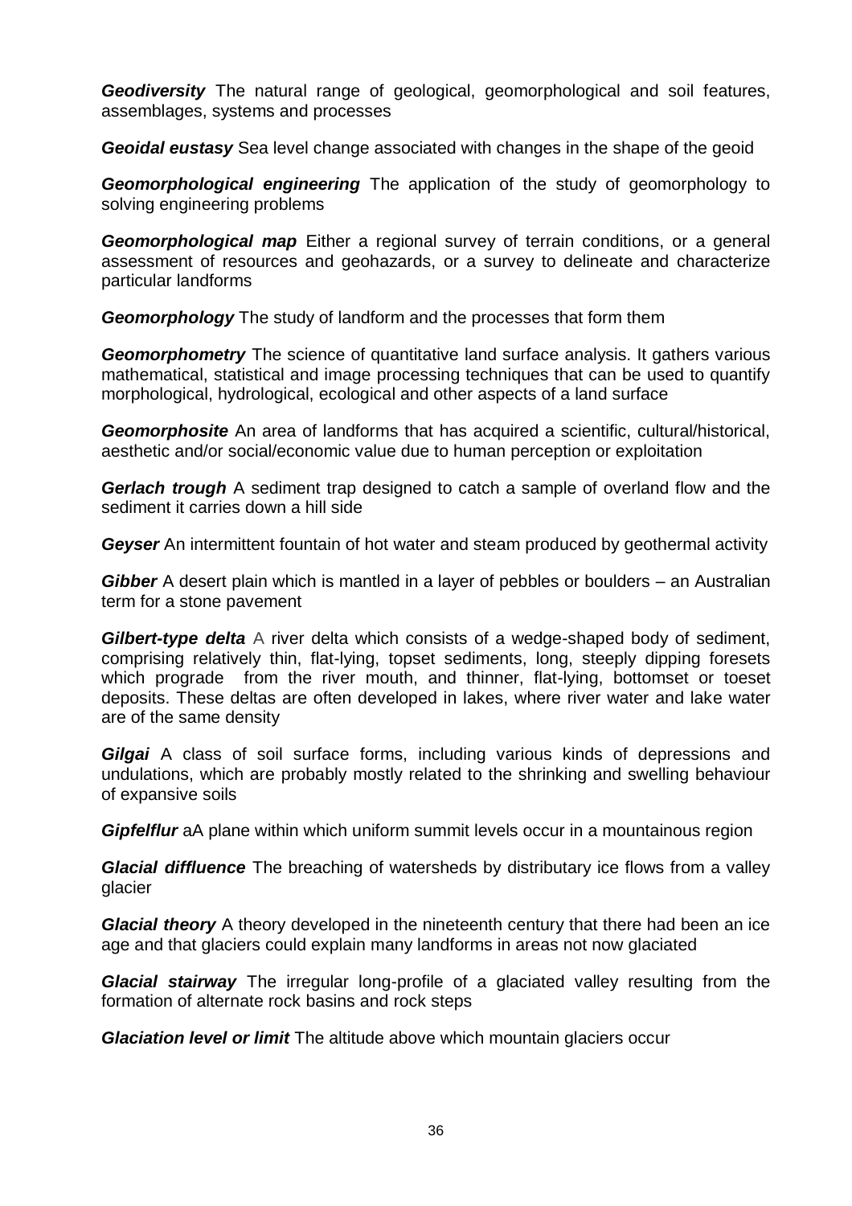***Geodiversity*** The natural range of geological, geomorphological and soil features, assemblages, systems and processes

***Geoidal eustasy*** Sea level change associated with changes in the shape of the geoid

***Geomorphological engineering*** The application of the study of geomorphology to solving engineering problems

***Geomorphological map*** Either a regional survey of terrain conditions, or a general assessment of resources and geohazards, or a survey to delineate and characterize particular landforms

***Geomorphology*** The study of landform and the processes that form them

***Geomorphometry*** The science of quantitative land surface analysis. It gathers various mathematical, statistical and image processing techniques that can be used to quantify morphological, hydrological, ecological and other aspects of a land surface

***Geomorphosite*** An area of landforms that has acquired a scientific, cultural/historical, aesthetic and/or social/economic value due to human perception or exploitation

***Gerlach trough*** A sediment trap designed to catch a sample of overland flow and the sediment it carries down a hill side

***Geyser*** An intermittent fountain of hot water and steam produced by geothermal activity

***Gibber*** A desert plain which is mantled in a layer of pebbles or boulders – an Australian term for a stone pavement

***Gilbert-type delta*** A river delta which consists of a wedge-shaped body of sediment, comprising relatively thin, flat-lying, topset sediments, long, steeply dipping foresets which prograde from the river mouth, and thinner, flat-lying, bottomset or toeset deposits. These deltas are often developed in lakes, where river water and lake water are of the same density

***Gilgai*** A class of soil surface forms, including various kinds of depressions and undulations, which are probably mostly related to the shrinking and swelling behaviour of expansive soils

***Gipfelflur*** aA plane within which uniform summit levels occur in a mountainous region

***Glacial diffluence*** The breaching of watersheds by distributary ice flows from a valley glacier

***Glacial theory*** A theory developed in the nineteenth century that there had been an ice age and that glaciers could explain many landforms in areas not now glaciated

***Glacial stairway*** The irregular long-profile of a glaciated valley resulting from the formation of alternate rock basins and rock steps

***Glaciation level or limit*** The altitude above which mountain glaciers occur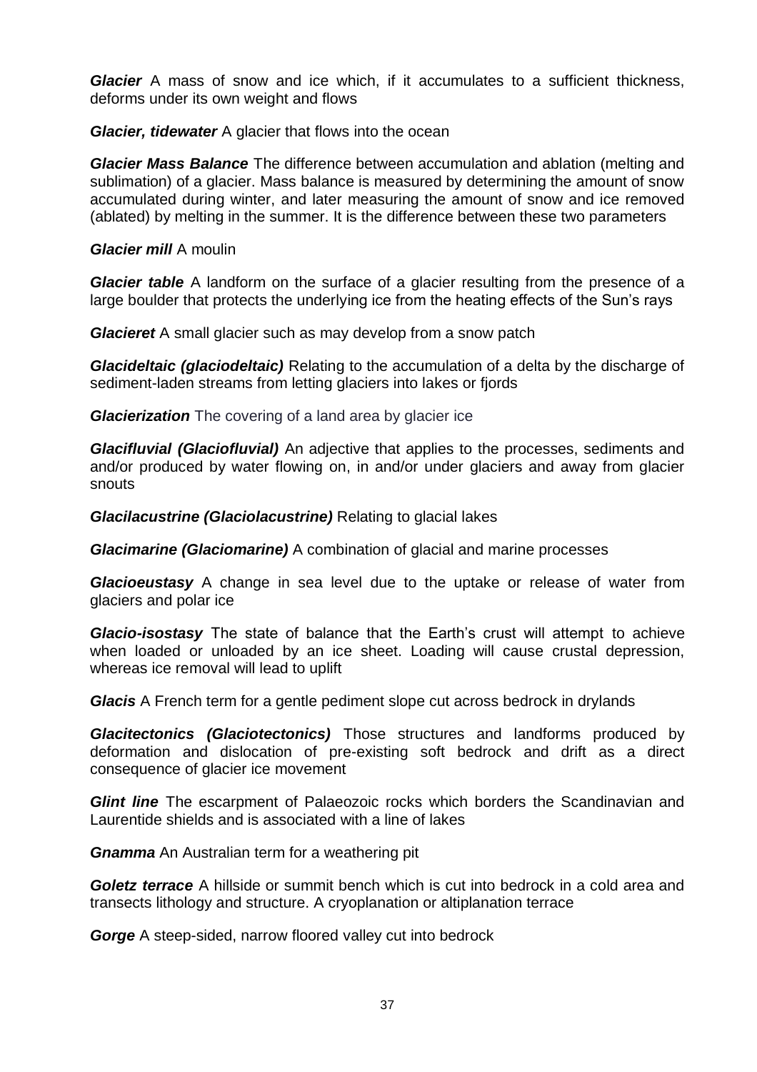***Glacier*** A mass of snow and ice which, if it accumulates to a sufficient thickness, deforms under its own weight and flows

***Glacier, tidewater*** A glacier that flows into the ocean

***Glacier Mass Balance*** The difference between accumulation and ablation (melting and sublimation) of a glacier. Mass balance is measured by determining the amount of snow accumulated during winter, and later measuring the amount of snow and ice removed (ablated) by melting in the summer. It is the difference between these two parameters

***Glacier mill*** A moulin

***Glacier table*** A landform on the surface of a glacier resulting from the presence of a large boulder that protects the underlying ice from the heating effects of the Sun's rays

***Glacieret*** A small glacier such as may develop from a snow patch

***Glacideltaic (glaciodeltaic)*** Relating to the accumulation of a delta by the discharge of sediment-laden streams from letting glaciers into lakes or fjords

***Glacierization*** The covering of a land area by glacier ice

***Glacifluvial (Glaciofluvial)*** An adjective that applies to the processes, sediments and and/or produced by water flowing on, in and/or under glaciers and away from glacier snouts

***Glacilacustrine (Glaciolacustrine)*** Relating to glacial lakes

***Glacimarine (Glaciomarine)*** A combination of glacial and marine processes

***Glacioeustasy*** A change in sea level due to the uptake or release of water from glaciers and polar ice

***Glacio-isostasy*** The state of balance that the Earth's crust will attempt to achieve when loaded or unloaded by an ice sheet. Loading will cause crustal depression, whereas ice removal will lead to uplift

***Glacis*** A French term for a gentle pediment slope cut across bedrock in drylands

***Glacitectonics (Glaciotectonics)*** Those structures and landforms produced by deformation and dislocation of pre-existing soft bedrock and drift as a direct consequence of glacier ice movement

***Glint line*** The escarpment of Palaeozoic rocks which borders the Scandinavian and Laurentide shields and is associated with a line of lakes

***Gnamma*** An Australian term for a weathering pit

***Goletz terrace*** A hillside or summit bench which is cut into bedrock in a cold area and transects lithology and structure. A cryoplanation or altiplanation terrace

***Gorge*** A steep-sided, narrow floored valley cut into bedrock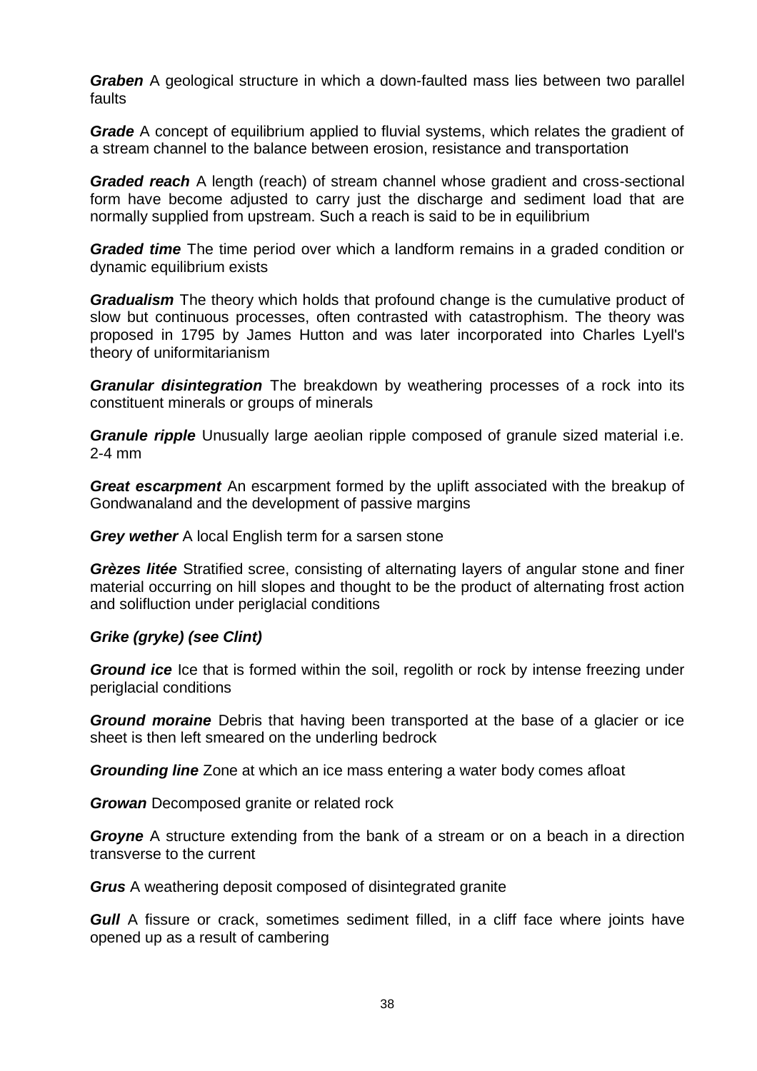***Graben*** A geological structure in which a down-faulted mass lies between two parallel faults

***Grade*** A concept of equilibrium applied to fluvial systems, which relates the gradient of a stream channel to the balance between erosion, resistance and transportation

***Graded reach*** A length (reach) of stream channel whose gradient and cross-sectional form have become adjusted to carry just the discharge and sediment load that are normally supplied from upstream. Such a reach is said to be in equilibrium

***Graded time*** The time period over which a landform remains in a graded condition or dynamic equilibrium exists

***Gradualism*** The theory which holds that profound change is the cumulative product of slow but continuous processes, often contrasted with catastrophism. The theory was proposed in 1795 by James Hutton and was later incorporated into Charles Lyell's theory of uniformitarianism

***Granular disintegration*** The breakdown by weathering processes of a rock into its constituent minerals or groups of minerals

***Granule ripple*** Unusually large aeolian ripple composed of granule sized material i.e. 2-4 mm

***Great escarpment*** An escarpment formed by the uplift associated with the breakup of Gondwanaland and the development of passive margins

***Grey wether*** A local English term for a sarsen stone

***Grèzes litée*** Stratified scree, consisting of alternating layers of angular stone and finer material occurring on hill slopes and thought to be the product of alternating frost action and solifluction under periglacial conditions

***Grike (gryke) (see Clint)***

***Ground ice*** Ice that is formed within the soil, regolith or rock by intense freezing under periglacial conditions

***Ground moraine*** Debris that having been transported at the base of a glacier or ice sheet is then left smeared on the underling bedrock

***Grounding line*** Zone at which an ice mass entering a water body comes afloat

***Growan*** Decomposed granite or related rock

***Groyne*** A structure extending from the bank of a stream or on a beach in a direction transverse to the current

***Grus*** A weathering deposit composed of disintegrated granite

***Gull*** A fissure or crack, sometimes sediment filled, in a cliff face where joints have opened up as a result of cambering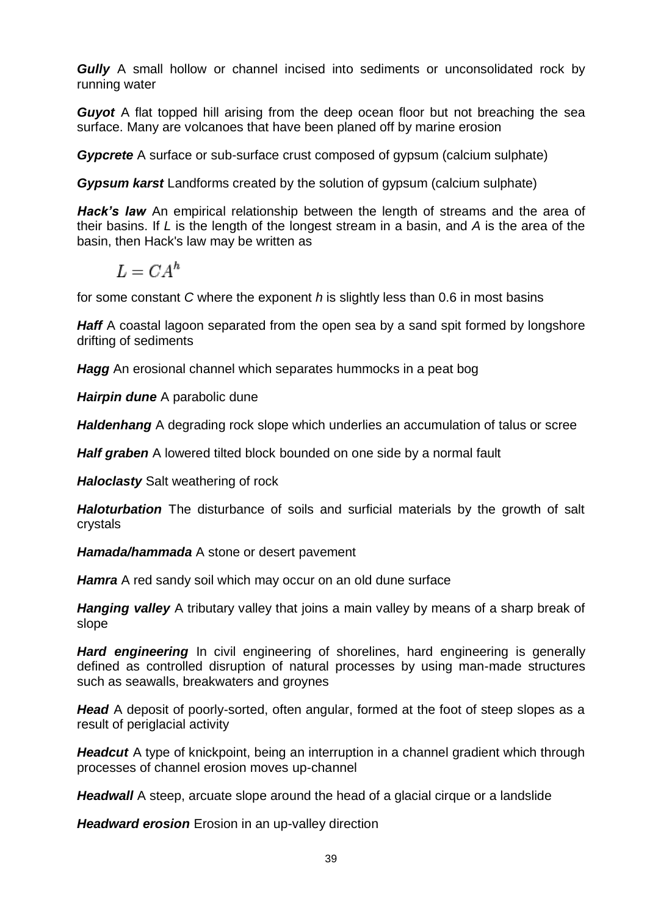***Gully*** A small hollow or channel incised into sediments or unconsolidated rock by running water

***Guyot*** A flat topped hill arising from the deep ocean floor but not breaching the sea surface. Many are volcanoes that have been planed off by marine erosion

***Gypcrete*** A surface or sub-surface crust composed of gypsum (calcium sulphate)

***Gypsum karst*** Landforms created by the solution of gypsum (calcium sulphate)

***Hack's law*** An empirical relationship between the length of streams and the area of their basins. If $L$ is the length of the longest stream in a basin, and $A$ is the area of the basin, then Hack's law may be written as

$$L = CA^h$$

for some constant $C$ where the exponent $h$ is slightly less than 0.6 in most basins

***Haff*** A coastal lagoon separated from the open sea by a sand spit formed by longshore drifting of sediments

***Hagg*** An erosional channel which separates hummocks in a peat bog

***Hairpin dune*** A parabolic dune

***Haldenhang*** A degrading rock slope which underlies an accumulation of talus or scree

***Half graben*** A lowered tilted block bounded on one side by a normal fault

***Haloclasty*** Salt weathering of rock

***Haloturbation*** The disturbance of soils and surficial materials by the growth of salt crystals

***Hamada/hammada*** A stone or desert pavement

***Hamra*** A red sandy soil which may occur on an old dune surface

***Hanging valley*** A tributary valley that joins a main valley by means of a sharp break of slope

***Hard engineering*** In civil engineering of shorelines, hard engineering is generally defined as controlled disruption of natural processes by using man-made structures such as seawalls, breakwaters and groynes

***Head*** A deposit of poorly-sorted, often angular, formed at the foot of steep slopes as a result of periglacial activity

***Headcut*** A type of knickpoint, being an interruption in a channel gradient which through processes of channel erosion moves up-channel

***Headwall*** A steep, arcuate slope around the head of a glacial cirque or a landslide

***Headward erosion*** Erosion in an up-valley direction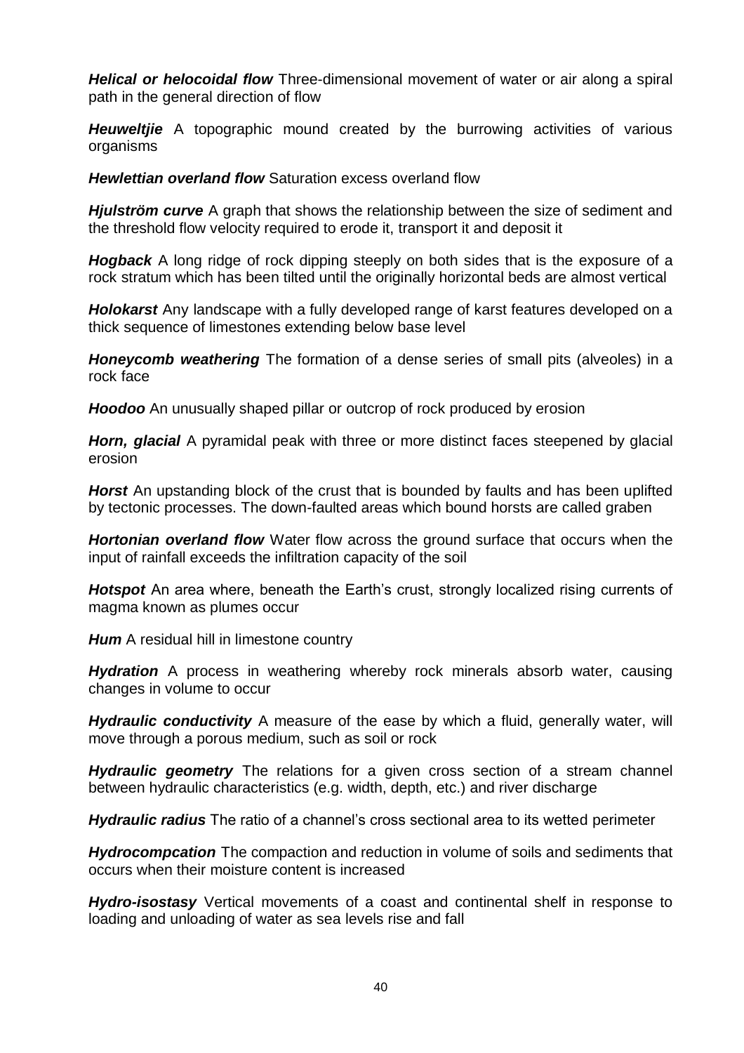***Helical or helocoidal flow*** Three-dimensional movement of water or air along a spiral path in the general direction of flow

***Heuweltjie*** A topographic mound created by the burrowing activities of various organisms

***Hewlettian overland flow*** Saturation excess overland flow

***Hjulström curve*** A graph that shows the relationship between the size of sediment and the threshold flow velocity required to erode it, transport it and deposit it

***Hogback*** A long ridge of rock dipping steeply on both sides that is the exposure of a rock stratum which has been tilted until the originally horizontal beds are almost vertical

***Holokarst*** Any landscape with a fully developed range of karst features developed on a thick sequence of limestones extending below base level

***Honeycomb weathering*** The formation of a dense series of small pits (alveoles) in a rock face

***Hoodoo*** An unusually shaped pillar or outcrop of rock produced by erosion

***Horn, glacial*** A pyramidal peak with three or more distinct faces steepened by glacial erosion

***Horst*** An upstanding block of the crust that is bounded by faults and has been uplifted by tectonic processes. The down-faulted areas which bound horsts are called graben

***Hortonian overland flow*** Water flow across the ground surface that occurs when the input of rainfall exceeds the infiltration capacity of the soil

***Hotspot*** An area where, beneath the Earth's crust, strongly localized rising currents of magma known as plumes occur

***Hum*** A residual hill in limestone country

***Hydration*** A process in weathering whereby rock minerals absorb water, causing changes in volume to occur

***Hydraulic conductivity*** A measure of the ease by which a fluid, generally water, will move through a porous medium, such as soil or rock

***Hydraulic geometry*** The relations for a given cross section of a stream channel between hydraulic characteristics (e.g. width, depth, etc.) and river discharge

***Hydraulic radius*** The ratio of a channel's cross sectional area to its wetted perimeter

***Hydrocompcation*** The compaction and reduction in volume of soils and sediments that occurs when their moisture content is increased

***Hydro-isostasy*** Vertical movements of a coast and continental shelf in response to loading and unloading of water as sea levels rise and fall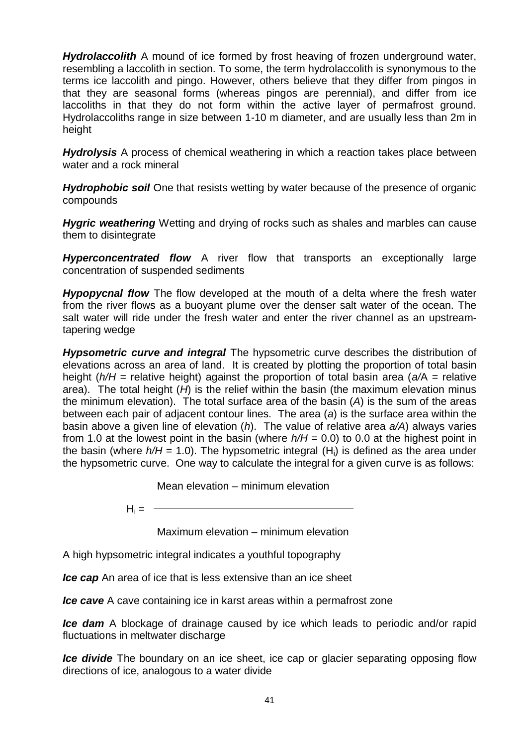***Hydrolaccolith*** A mound of ice formed by frost heaving of frozen underground water, resembling a laccolith in section. To some, the term hydrolaccolith is synonymous to the terms ice laccolith and pingo. However, others believe that they differ from pingos in that they are seasonal forms (whereas pingos are perennial), and differ from ice laccoliths in that they do not form within the active layer of permafrost ground. Hydrolaccoliths range in size between 1-10 m diameter, and are usually less than 2m in height

***Hydrolysis*** A process of chemical weathering in which a reaction takes place between water and a rock mineral

***Hydrophobic soil*** One that resists wetting by water because of the presence of organic compounds

***Hygric weathering*** Wetting and drying of rocks such as shales and marbles can cause them to disintegrate

***Hyperconcentrated flow*** A river flow that transports an exceptionally large concentration of suspended sediments

***Hypopycnal flow*** The flow developed at the mouth of a delta where the fresh water from the river flows as a buoyant plume over the denser salt water of the ocean. The salt water will ride under the fresh water and enter the river channel as an upstream-tapering wedge

***Hypsometric curve and integral*** The hypsometric curve describes the distribution of elevations across an area of land. It is created by plotting the proportion of total basin height ($h/H$ = relative height) against the proportion of total basin area ($a/A$ = relative area). The total height ($H$) is the relief within the basin (the maximum elevation minus the minimum elevation). The total surface area of the basin ($A$) is the sum of the areas between each pair of adjacent contour lines. The area ($a$) is the surface area within the basin above a given line of elevation ($h$). The value of relative area $a/A$) always varies from 1.0 at the lowest point in the basin (where $h/H$ = 0.0) to 0.0 at the highest point in the basin (where $h/H$ = 1.0). The hypsometric integral ($H_i$) is defined as the area under the hypsometric curve. One way to calculate the integral for a given curve is as follows:

$$H_i = \frac{\text{Mean elevation} - \text{minimum elevation}}{\text{Maximum elevation} - \text{minimum elevation}}$$

A high hypsometric integral indicates a youthful topography

***Ice cap*** An area of ice that is less extensive than an ice sheet

***Ice cave*** A cave containing ice in karst areas within a permafrost zone

***Ice dam*** A blockage of drainage caused by ice which leads to periodic and/or rapid fluctuations in meltwater discharge

***Ice divide*** The boundary on an ice sheet, ice cap or glacier separating opposing flow directions of ice, analogous to a water divide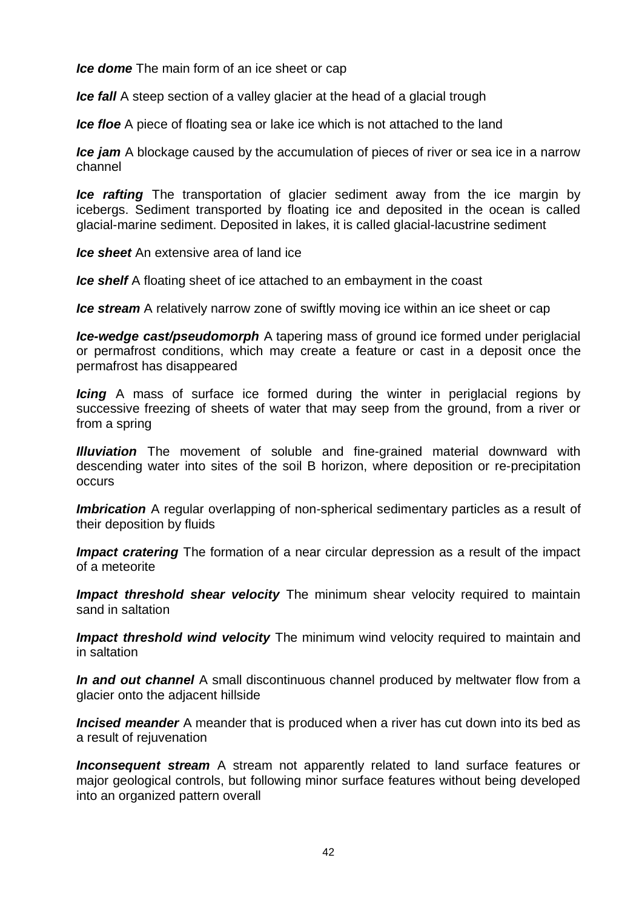***Ice dome*** The main form of an ice sheet or cap

***Ice fall*** A steep section of a valley glacier at the head of a glacial trough

***Ice floe*** A piece of floating sea or lake ice which is not attached to the land

***Ice jam*** A blockage caused by the accumulation of pieces of river or sea ice in a narrow channel

***Ice rafting*** The transportation of glacier sediment away from the ice margin by icebergs. Sediment transported by floating ice and deposited in the ocean is called glacial-marine sediment. Deposited in lakes, it is called glacial-lacustrine sediment

***Ice sheet*** An extensive area of land ice

***Ice shelf*** A floating sheet of ice attached to an embayment in the coast

***Ice stream*** A relatively narrow zone of swiftly moving ice within an ice sheet or cap

***Ice-wedge cast/pseudomorph*** A tapering mass of ground ice formed under periglacial or permafrost conditions, which may create a feature or cast in a deposit once the permafrost has disappeared

***Icing*** A mass of surface ice formed during the winter in periglacial regions by successive freezing of sheets of water that may seep from the ground, from a river or from a spring

***Illuviation*** The movement of soluble and fine-grained material downward with descending water into sites of the soil B horizon, where deposition or re-precipitation occurs

***Imbrication*** A regular overlapping of non-spherical sedimentary particles as a result of their deposition by fluids

***Impact cratering*** The formation of a near circular depression as a result of the impact of a meteorite

***Impact threshold shear velocity*** The minimum shear velocity required to maintain sand in saltation

***Impact threshold wind velocity*** The minimum wind velocity required to maintain and in saltation

***In and out channel*** A small discontinuous channel produced by meltwater flow from a glacier onto the adjacent hillside

***Incised meander*** A meander that is produced when a river has cut down into its bed as a result of rejuvenation

***Inconsequent stream*** A stream not apparently related to land surface features or major geological controls, but following minor surface features without being developed into an organized pattern overall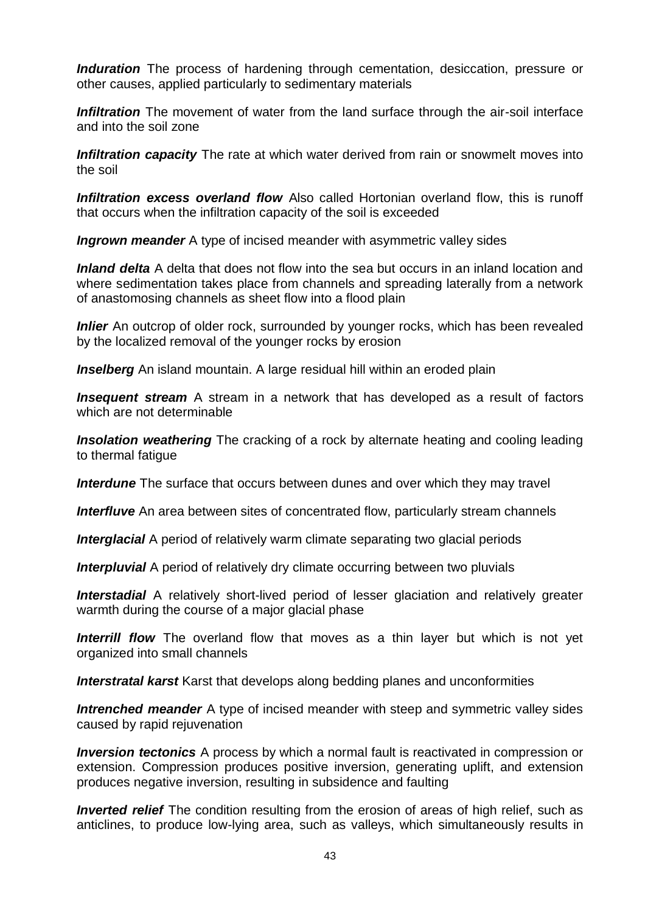***Induration*** The process of hardening through cementation, desiccation, pressure or other causes, applied particularly to sedimentary materials

***Infiltration*** The movement of water from the land surface through the air-soil interface and into the soil zone

***Infiltration capacity*** The rate at which water derived from rain or snowmelt moves into the soil

***Infiltration excess overland flow*** Also called Hortonian overland flow, this is runoff that occurs when the infiltration capacity of the soil is exceeded

***Ingrown meander*** A type of incised meander with asymmetric valley sides

***Inland delta*** A delta that does not flow into the sea but occurs in an inland location and where sedimentation takes place from channels and spreading laterally from a network of anastomosing channels as sheet flow into a flood plain

***Inlier*** An outcrop of older rock, surrounded by younger rocks, which has been revealed by the localized removal of the younger rocks by erosion

***Inselberg*** An island mountain. A large residual hill within an eroded plain

***Insequent stream*** A stream in a network that has developed as a result of factors which are not determinable

***Insolation weathering*** The cracking of a rock by alternate heating and cooling leading to thermal fatigue

***Interdune*** The surface that occurs between dunes and over which they may travel

***Interfluve*** An area between sites of concentrated flow, particularly stream channels

***Interglacial*** A period of relatively warm climate separating two glacial periods

***Interpluvial*** A period of relatively dry climate occurring between two pluvials

***Interstadial*** A relatively short-lived period of lesser glaciation and relatively greater warmth during the course of a major glacial phase

***Interrill flow*** The overland flow that moves as a thin layer but which is not yet organized into small channels

***Interstratal karst*** Karst that develops along bedding planes and unconformities

***Intrenched meander*** A type of incised meander with steep and symmetric valley sides caused by rapid rejuvenation

***Inversion tectonics*** A process by which a normal fault is reactivated in compression or extension. Compression produces positive inversion, generating uplift, and extension produces negative inversion, resulting in subsidence and faulting

***Inverted relief*** The condition resulting from the erosion of areas of high relief, such as anticlines, to produce low-lying area, such as valleys, which simultaneously results in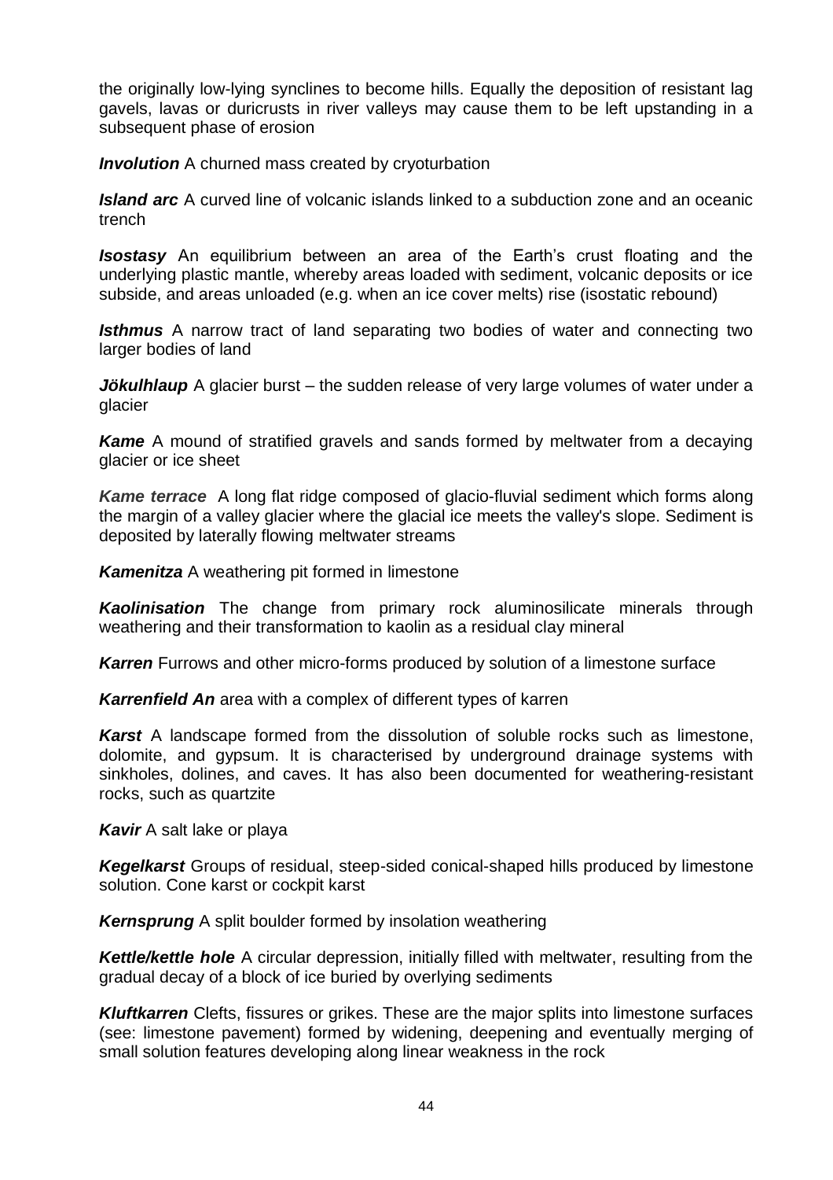the originally low-lying synclines to become hills. Equally the deposition of resistant lag gavels, lavas or duricrusts in river valleys may cause them to be left upstanding in a subsequent phase of erosion

***Involution*** A churned mass created by cryoturbation

***Island arc*** A curved line of volcanic islands linked to a subduction zone and an oceanic trench

***Isostasy*** An equilibrium between an area of the Earth's crust floating and the underlying plastic mantle, whereby areas loaded with sediment, volcanic deposits or ice subside, and areas unloaded (e.g. when an ice cover melts) rise (isostatic rebound)

***Isthmus*** A narrow tract of land separating two bodies of water and connecting two larger bodies of land

***Jökulhlaup*** A glacier burst – the sudden release of very large volumes of water under a glacier

***Kame*** A mound of stratified gravels and sands formed by meltwater from a decaying glacier or ice sheet

***Kame terrace*** A long flat ridge composed of glacio-fluvial sediment which forms along the margin of a valley glacier where the glacial ice meets the valley's slope. Sediment is deposited by laterally flowing meltwater streams

***Kamenitza*** A weathering pit formed in limestone

***Kaolinisation*** The change from primary rock aluminosilicate minerals through weathering and their transformation to kaolin as a residual clay mineral

***Karren*** Furrows and other micro-forms produced by solution of a limestone surface

***Karrenfield An*** area with a complex of different types of karren

***Karst*** A landscape formed from the dissolution of soluble rocks such as limestone, dolomite, and gypsum. It is characterised by underground drainage systems with sinkholes, dolines, and caves. It has also been documented for weathering-resistant rocks, such as quartzite

***Kavir*** A salt lake or playa

***Kegelkarst*** Groups of residual, steep-sided conical-shaped hills produced by limestone solution. Cone karst or cockpit karst

***Kernsprung*** A split boulder formed by insolation weathering

***Kettle/kettle hole*** A circular depression, initially filled with meltwater, resulting from the gradual decay of a block of ice buried by overlying sediments

***Kluftkarren*** Clefts, fissures or grikes. These are the major splits into limestone surfaces (see: limestone pavement) formed by widening, deepening and eventually merging of small solution features developing along linear weakness in the rock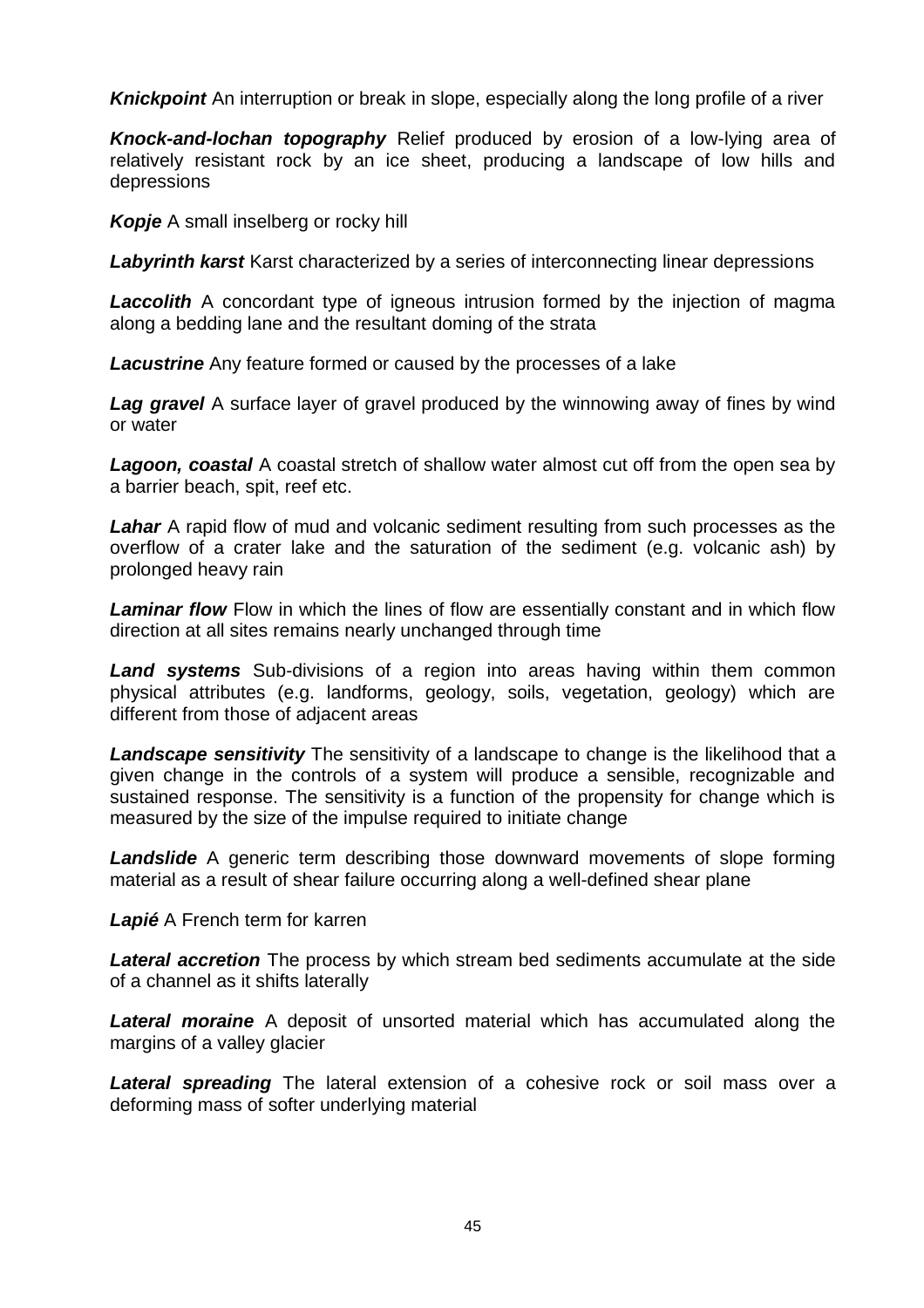***Knickpoint*** An interruption or break in slope, especially along the long profile of a river

***Knock-and-lochan topography*** Relief produced by erosion of a low-lying area of relatively resistant rock by an ice sheet, producing a landscape of low hills and depressions

***Kopje*** A small inselberg or rocky hill

***Labyrinth karst*** Karst characterized by a series of interconnecting linear depressions

***Laccolith*** A concordant type of igneous intrusion formed by the injection of magma along a bedding lane and the resultant doming of the strata

***Lacustrine*** Any feature formed or caused by the processes of a lake

***Lag gravel*** A surface layer of gravel produced by the winnowing away of fines by wind or water

***Lagoon, coastal*** A coastal stretch of shallow water almost cut off from the open sea by a barrier beach, spit, reef etc.

***Lahar*** A rapid flow of mud and volcanic sediment resulting from such processes as the overflow of a crater lake and the saturation of the sediment (e.g. volcanic ash) by prolonged heavy rain

***Laminar flow*** Flow in which the lines of flow are essentially constant and in which flow direction at all sites remains nearly unchanged through time

***Land systems*** Sub-divisions of a region into areas having within them common physical attributes (e.g. landforms, geology, soils, vegetation, geology) which are different from those of adjacent areas

***Landscape sensitivity*** The sensitivity of a landscape to change is the likelihood that a given change in the controls of a system will produce a sensible, recognizable and sustained response. The sensitivity is a function of the propensity for change which is measured by the size of the impulse required to initiate change

***Landslide*** A generic term describing those downward movements of slope forming material as a result of shear failure occurring along a well-defined shear plane

***Lapié*** A French term for karren

***Lateral accretion*** The process by which stream bed sediments accumulate at the side of a channel as it shifts laterally

***Lateral moraine*** A deposit of unsorted material which has accumulated along the margins of a valley glacier

***Lateral spreading*** The lateral extension of a cohesive rock or soil mass over a deforming mass of softer underlying material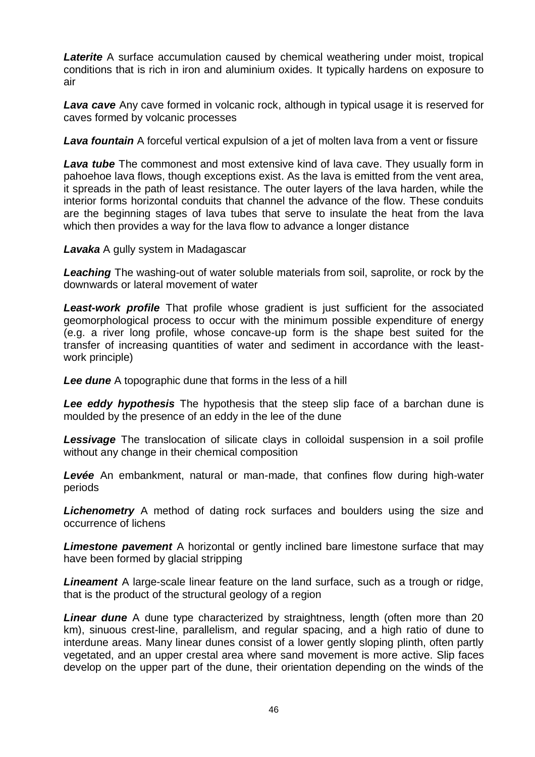***Laterite*** A surface accumulation caused by chemical weathering under moist, tropical conditions that is rich in iron and aluminium oxides. It typically hardens on exposure to air

***Lava cave*** Any cave formed in volcanic rock, although in typical usage it is reserved for caves formed by volcanic processes

***Lava fountain*** A forceful vertical expulsion of a jet of molten lava from a vent or fissure

***Lava tube*** The commonest and most extensive kind of lava cave. They usually form in pahoehoe lava flows, though exceptions exist. As the lava is emitted from the vent area, it spreads in the path of least resistance. The outer layers of the lava harden, while the interior forms horizontal conduits that channel the advance of the flow. These conduits are the beginning stages of lava tubes that serve to insulate the heat from the lava which then provides a way for the lava flow to advance a longer distance

***Lavaka*** A gully system in Madagascar

***Leaching*** The washing-out of water soluble materials from soil, saprolite, or rock by the downwards or lateral movement of water

***Least-work profile*** That profile whose gradient is just sufficient for the associated geomorphological process to occur with the minimum possible expenditure of energy (e.g. a river long profile, whose concave-up form is the shape best suited for the transfer of increasing quantities of water and sediment in accordance with the least-work principle)

***Lee dune*** A topographic dune that forms in the less of a hill

***Lee eddy hypothesis*** The hypothesis that the steep slip face of a barchan dune is moulded by the presence of an eddy in the lee of the dune

***Lessivage*** The translocation of silicate clays in colloidal suspension in a soil profile without any change in their chemical composition

***Levée*** An embankment, natural or man-made, that confines flow during high-water periods

***Lichenometry*** A method of dating rock surfaces and boulders using the size and occurrence of lichens

***Limestone pavement*** A horizontal or gently inclined bare limestone surface that may have been formed by glacial stripping

***Lineament*** A large-scale linear feature on the land surface, such as a trough or ridge, that is the product of the structural geology of a region

***Linear dune*** A dune type characterized by straightness, length (often more than 20 km), sinuous crest-line, parallelism, and regular spacing, and a high ratio of dune to interdune areas. Many linear dunes consist of a lower gently sloping plinth, often partly vegetated, and an upper crestal area where sand movement is more active. Slip faces develop on the upper part of the dune, their orientation depending on the winds of the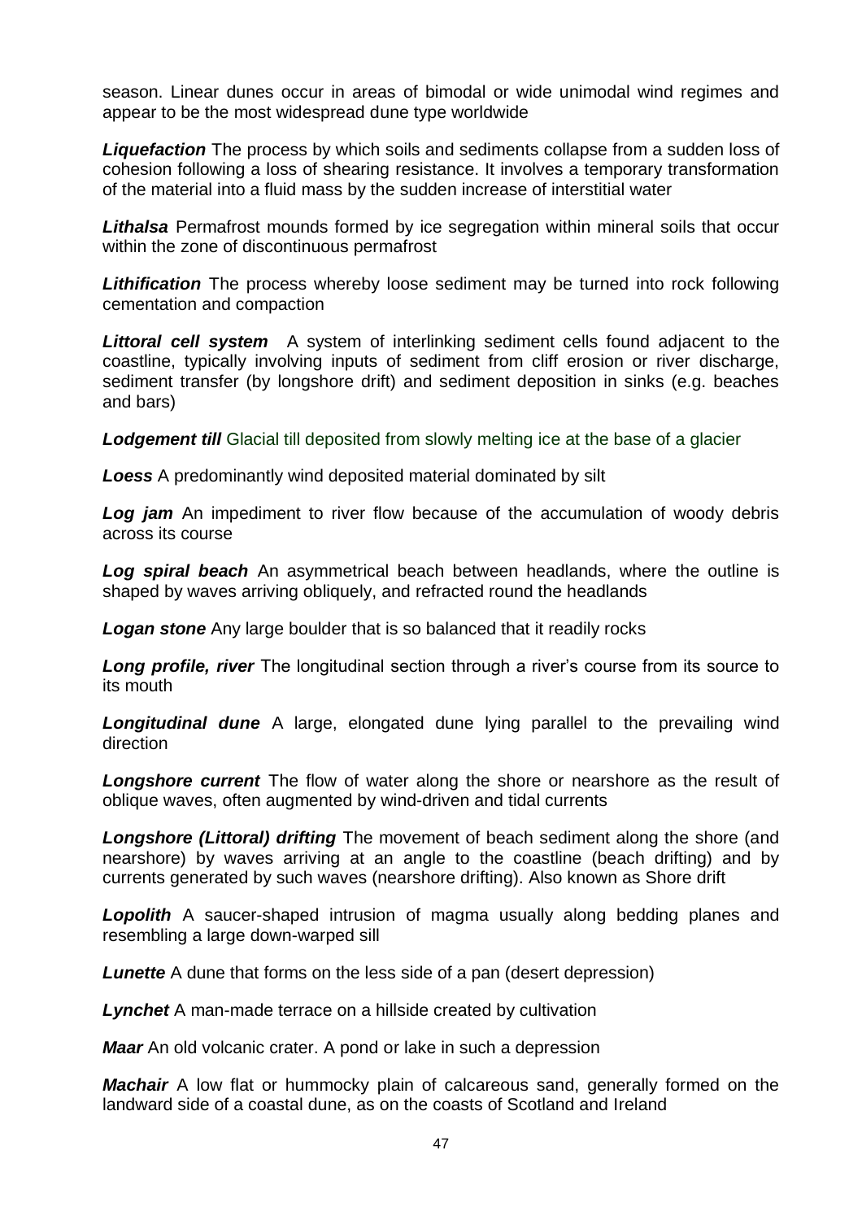season. Linear dunes occur in areas of bimodal or wide unimodal wind regimes and appear to be the most widespread dune type worldwide

***Liquefaction*** The process by which soils and sediments collapse from a sudden loss of cohesion following a loss of shearing resistance. It involves a temporary transformation of the material into a fluid mass by the sudden increase of interstitial water

***Lithalsa*** Permafrost mounds formed by ice segregation within mineral soils that occur within the zone of discontinuous permafrost

***Lithification*** The process whereby loose sediment may be turned into rock following cementation and compaction

***Littoral cell system*** A system of interlinking sediment cells found adjacent to the coastline, typically involving inputs of sediment from cliff erosion or river discharge, sediment transfer (by longshore drift) and sediment deposition in sinks (e.g. beaches and bars)

***Lodgement till*** Glacial till deposited from slowly melting ice at the base of a glacier

***Loess*** A predominantly wind deposited material dominated by silt

***Log jam*** An impediment to river flow because of the accumulation of woody debris across its course

***Log spiral beach*** An asymmetrical beach between headlands, where the outline is shaped by waves arriving obliquely, and refracted round the headlands

***Logan stone*** Any large boulder that is so balanced that it readily rocks

***Long profile, river*** The longitudinal section through a river's course from its source to its mouth

***Longitudinal dune*** A large, elongated dune lying parallel to the prevailing wind direction

***Longshore current*** The flow of water along the shore or nearshore as the result of oblique waves, often augmented by wind-driven and tidal currents

***Longshore (Littoral) drifting*** The movement of beach sediment along the shore (and nearshore) by waves arriving at an angle to the coastline (beach drifting) and by currents generated by such waves (nearshore drifting). Also known as Shore drift

***Lopolith*** A saucer-shaped intrusion of magma usually along bedding planes and resembling a large down-warped sill

***Lunette*** A dune that forms on the less side of a pan (desert depression)

***Lynchet*** A man-made terrace on a hillside created by cultivation

***Maar*** An old volcanic crater. A pond or lake in such a depression

***Machair*** A low flat or hummocky plain of calcareous sand, generally formed on the landward side of a coastal dune, as on the coasts of Scotland and Ireland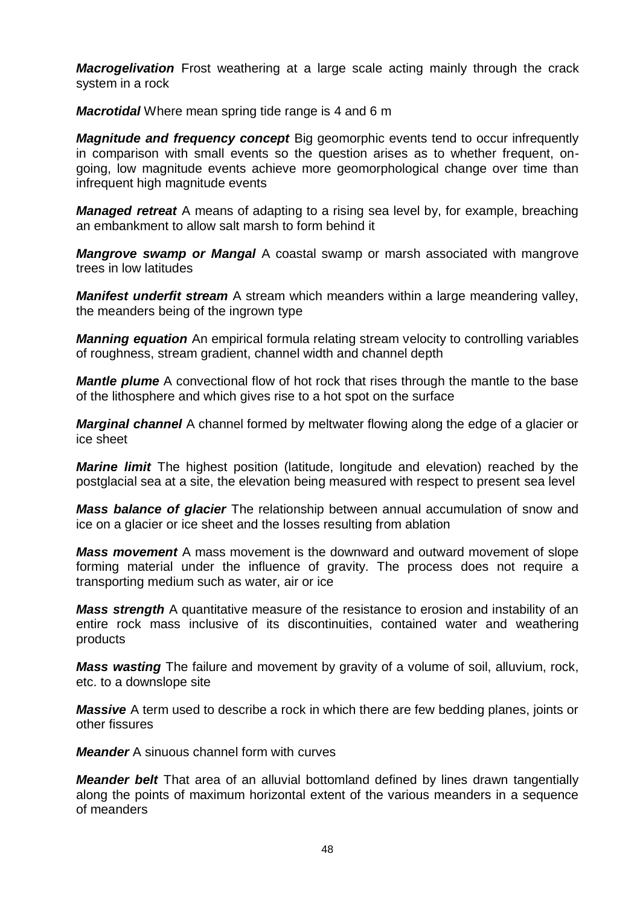***Macrogelivation*** Frost weathering at a large scale acting mainly through the crack system in a rock

***Macrotidal*** Where mean spring tide range is 4 and 6 m

***Magnitude and frequency concept*** Big geomorphic events tend to occur infrequently in comparison with small events so the question arises as to whether frequent, on-going, low magnitude events achieve more geomorphological change over time than infrequent high magnitude events

***Managed retreat*** A means of adapting to a rising sea level by, for example, breaching an embankment to allow salt marsh to form behind it

***Mangrove swamp or Mangal*** A coastal swamp or marsh associated with mangrove trees in low latitudes

***Manifest underfit stream*** A stream which meanders within a large meandering valley, the meanders being of the ingrown type

***Manning equation*** An empirical formula relating stream velocity to controlling variables of roughness, stream gradient, channel width and channel depth

***Mantle plume*** A convectional flow of hot rock that rises through the mantle to the base of the lithosphere and which gives rise to a hot spot on the surface

***Marginal channel*** A channel formed by meltwater flowing along the edge of a glacier or ice sheet

***Marine limit*** The highest position (latitude, longitude and elevation) reached by the postglacial sea at a site, the elevation being measured with respect to present sea level

***Mass balance of glacier*** The relationship between annual accumulation of snow and ice on a glacier or ice sheet and the losses resulting from ablation

***Mass movement*** A mass movement is the downward and outward movement of slope forming material under the influence of gravity. The process does not require a transporting medium such as water, air or ice

***Mass strength*** A quantitative measure of the resistance to erosion and instability of an entire rock mass inclusive of its discontinuities, contained water and weathering products

***Mass wasting*** The failure and movement by gravity of a volume of soil, alluvium, rock, etc. to a downslope site

***Massive*** A term used to describe a rock in which there are few bedding planes, joints or other fissures

***Meander*** A sinuous channel form with curves

***Meander belt*** That area of an alluvial bottomland defined by lines drawn tangentially along the points of maximum horizontal extent of the various meanders in a sequence of meanders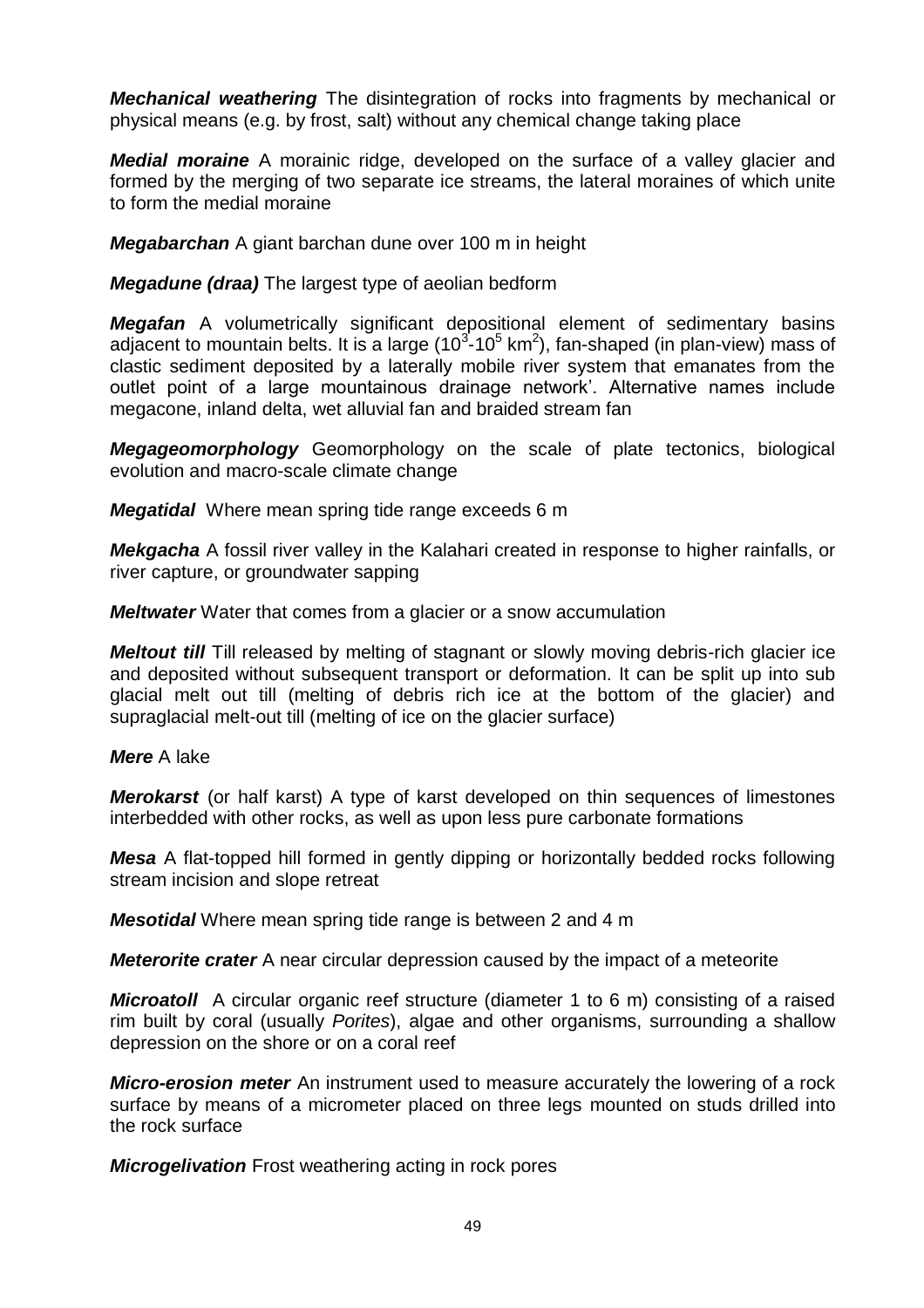***Mechanical weathering*** The disintegration of rocks into fragments by mechanical or physical means (e.g. by frost, salt) without any chemical change taking place

***Medial moraine*** A morainic ridge, developed on the surface of a valley glacier and formed by the merging of two separate ice streams, the lateral moraines of which unite to form the medial moraine

***Megabarchan*** A giant barchan dune over 100 m in height

***Megadune (draa)*** The largest type of aeolian bedform

***Megafan*** A volumetrically significant depositional element of sedimentary basins adjacent to mountain belts. It is a large ($10^3$-$10^5$ km$^2$), fan-shaped (in plan-view) mass of clastic sediment deposited by a laterally mobile river system that emanates from the outlet point of a large mountainous drainage network'. Alternative names include megacone, inland delta, wet alluvial fan and braided stream fan

***Megageomorphology*** Geomorphology on the scale of plate tectonics, biological evolution and macro-scale climate change

***Megatidal*** Where mean spring tide range exceeds 6 m

***Mekgacha*** A fossil river valley in the Kalahari created in response to higher rainfalls, or river capture, or groundwater sapping

***Meltwater*** Water that comes from a glacier or a snow accumulation

***Meltout till*** Till released by melting of stagnant or slowly moving debris-rich glacier ice and deposited without subsequent transport or deformation. It can be split up into sub glacial melt out till (melting of debris rich ice at the bottom of the glacier) and supraglacial melt-out till (melting of ice on the glacier surface)

***Mere*** A lake

***Merokarst*** (or half karst) A type of karst developed on thin sequences of limestones interbedded with other rocks, as well as upon less pure carbonate formations

***Mesa*** A flat-topped hill formed in gently dipping or horizontally bedded rocks following stream incision and slope retreat

***Mesotidal*** Where mean spring tide range is between 2 and 4 m

***Meterorite crater*** A near circular depression caused by the impact of a meteorite

***Microatoll*** A circular organic reef structure (diameter 1 to 6 m) consisting of a raised rim built by coral (usually *Porites*), algae and other organisms, surrounding a shallow depression on the shore or on a coral reef

***Micro-erosion meter*** An instrument used to measure accurately the lowering of a rock surface by means of a micrometer placed on three legs mounted on studs drilled into the rock surface

***Microgelivation*** Frost weathering acting in rock pores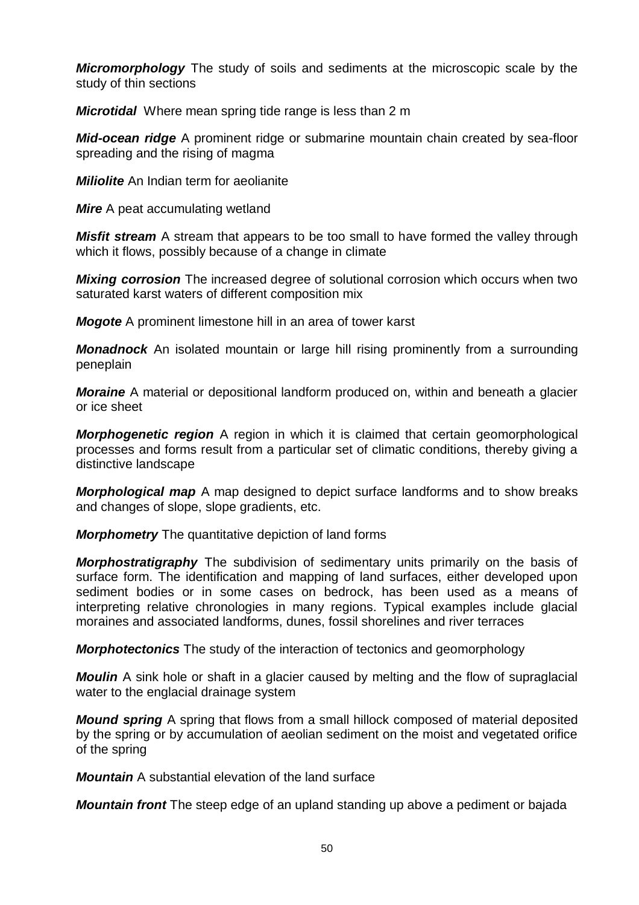***Micromorphology*** The study of soils and sediments at the microscopic scale by the study of thin sections

***Microtidal*** Where mean spring tide range is less than 2 m

***Mid-ocean ridge*** A prominent ridge or submarine mountain chain created by sea-floor spreading and the rising of magma

***Miliolite*** An Indian term for aeolianite

***Mire*** A peat accumulating wetland

***Misfit stream*** A stream that appears to be too small to have formed the valley through which it flows, possibly because of a change in climate

***Mixing corrosion*** The increased degree of solutional corrosion which occurs when two saturated karst waters of different composition mix

***Mogote*** A prominent limestone hill in an area of tower karst

***Monadnock*** An isolated mountain or large hill rising prominently from a surrounding peneplain

***Moraine*** A material or depositional landform produced on, within and beneath a glacier or ice sheet

***Morphogenetic region*** A region in which it is claimed that certain geomorphological processes and forms result from a particular set of climatic conditions, thereby giving a distinctive landscape

***Morphological map*** A map designed to depict surface landforms and to show breaks and changes of slope, slope gradients, etc.

***Morphometry*** The quantitative depiction of land forms

***Morphostratigraphy*** The subdivision of sedimentary units primarily on the basis of surface form. The identification and mapping of land surfaces, either developed upon sediment bodies or in some cases on bedrock, has been used as a means of interpreting relative chronologies in many regions. Typical examples include glacial moraines and associated landforms, dunes, fossil shorelines and river terraces

***Morphotectonics*** The study of the interaction of tectonics and geomorphology

***Moulin*** A sink hole or shaft in a glacier caused by melting and the flow of supraglacial water to the englacial drainage system

***Mound spring*** A spring that flows from a small hillock composed of material deposited by the spring or by accumulation of aeolian sediment on the moist and vegetated orifice of the spring

***Mountain*** A substantial elevation of the land surface

***Mountain front*** The steep edge of an upland standing up above a pediment or bajada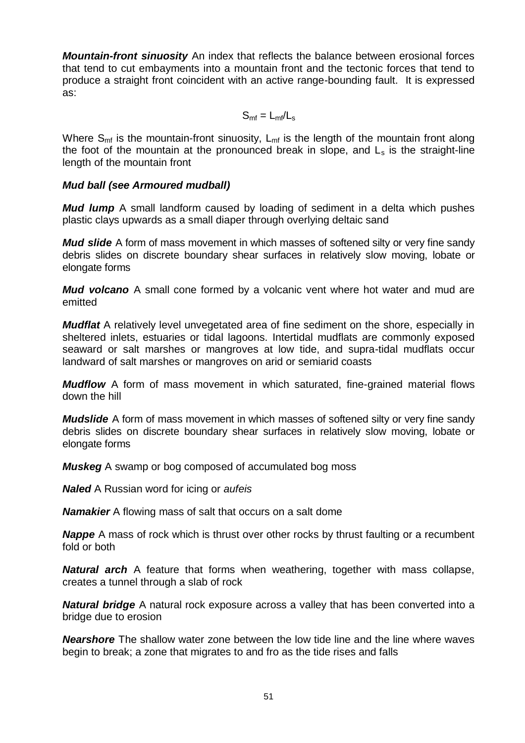***Mountain-front sinuosity*** An index that reflects the balance between erosional forces that tend to cut embayments into a mountain front and the tectonic forces that tend to produce a straight front coincident with an active range-bounding fault. It is expressed as:

$$S_{mf} = L_{mf}/L_s$$

Where $S_{mf}$ is the mountain-front sinuosity, $L_{mf}$ is the length of the mountain front along the foot of the mountain at the pronounced break in slope, and $L_s$ is the straight-line length of the mountain front

***Mud ball (see Armoured mudball)***

***Mud lump*** A small landform caused by loading of sediment in a delta which pushes plastic clays upwards as a small diaper through overlying deltaic sand

***Mud slide*** A form of mass movement in which masses of softened silty or very fine sandy debris slides on discrete boundary shear surfaces in relatively slow moving, lobate or elongate forms

***Mud volcano*** A small cone formed by a volcanic vent where hot water and mud are emitted

***Mudflat*** A relatively level unvegetated area of fine sediment on the shore, especially in sheltered inlets, estuaries or tidal lagoons. Intertidal mudflats are commonly exposed seaward or salt marshes or mangroves at low tide, and supra-tidal mudflats occur landward of salt marshes or mangroves on arid or semiarid coasts

***Mudflow*** A form of mass movement in which saturated, fine-grained material flows down the hill

***Mudslide*** A form of mass movement in which masses of softened silty or very fine sandy debris slides on discrete boundary shear surfaces in relatively slow moving, lobate or elongate forms

***Muskeg*** A swamp or bog composed of accumulated bog moss

***Naled*** A Russian word for icing or *aufeis*

***Namakier*** A flowing mass of salt that occurs on a salt dome

***Nappe*** A mass of rock which is thrust over other rocks by thrust faulting or a recumbent fold or both

***Natural arch*** A feature that forms when weathering, together with mass collapse, creates a tunnel through a slab of rock

***Natural bridge*** A natural rock exposure across a valley that has been converted into a bridge due to erosion

***Nearshore*** The shallow water zone between the low tide line and the line where waves begin to break; a zone that migrates to and fro as the tide rises and falls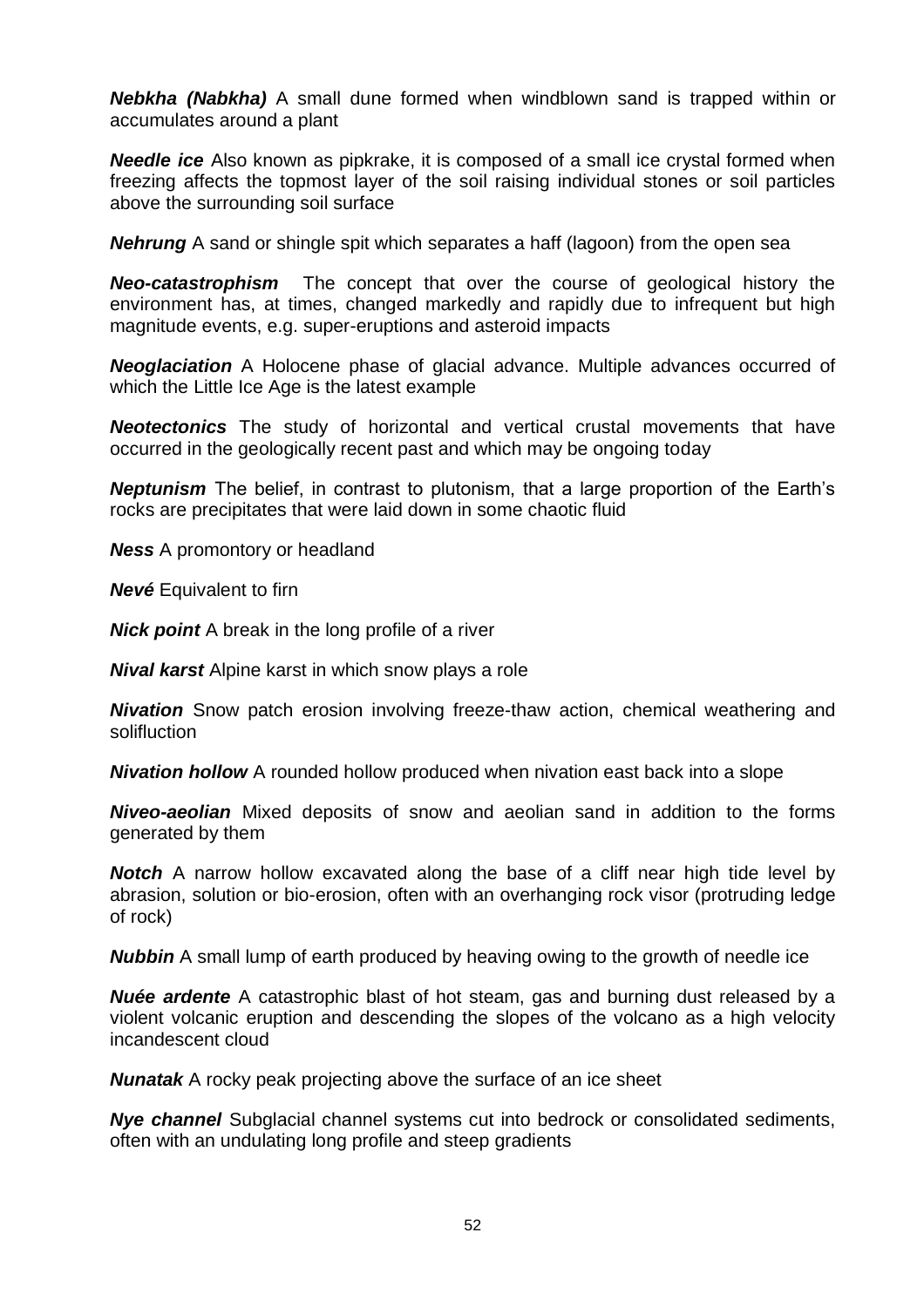***Nebkha (Nabkha)*** A small dune formed when windblown sand is trapped within or accumulates around a plant

***Needle ice*** Also known as pipkrake, it is composed of a small ice crystal formed when freezing affects the topmost layer of the soil raising individual stones or soil particles above the surrounding soil surface

***Nehrung*** A sand or shingle spit which separates a haff (lagoon) from the open sea

***Neo-catastrophism*** The concept that over the course of geological history the environment has, at times, changed markedly and rapidly due to infrequent but high magnitude events, e.g. super-eruptions and asteroid impacts

***Neoglaciation*** A Holocene phase of glacial advance. Multiple advances occurred of which the Little Ice Age is the latest example

***Neotectonics*** The study of horizontal and vertical crustal movements that have occurred in the geologically recent past and which may be ongoing today

***Neptunism*** The belief, in contrast to plutonism, that a large proportion of the Earth's rocks are precipitates that were laid down in some chaotic fluid

***Ness*** A promontory or headland

***Nevé*** Equivalent to firn

***Nick point*** A break in the long profile of a river

***Nival karst*** Alpine karst in which snow plays a role

***Nivation*** Snow patch erosion involving freeze-thaw action, chemical weathering and solifluction

***Nivation hollow*** A rounded hollow produced when nivation east back into a slope

***Niveo-aeolian*** Mixed deposits of snow and aeolian sand in addition to the forms generated by them

***Notch*** A narrow hollow excavated along the base of a cliff near high tide level by abrasion, solution or bio-erosion, often with an overhanging rock visor (protruding ledge of rock)

***Nubbin*** A small lump of earth produced by heaving owing to the growth of needle ice

***Nuée ardente*** A catastrophic blast of hot steam, gas and burning dust released by a violent volcanic eruption and descending the slopes of the volcano as a high velocity incandescent cloud

***Nunatak*** A rocky peak projecting above the surface of an ice sheet

***Nye channel*** Subglacial channel systems cut into bedrock or consolidated sediments, often with an undulating long profile and steep gradients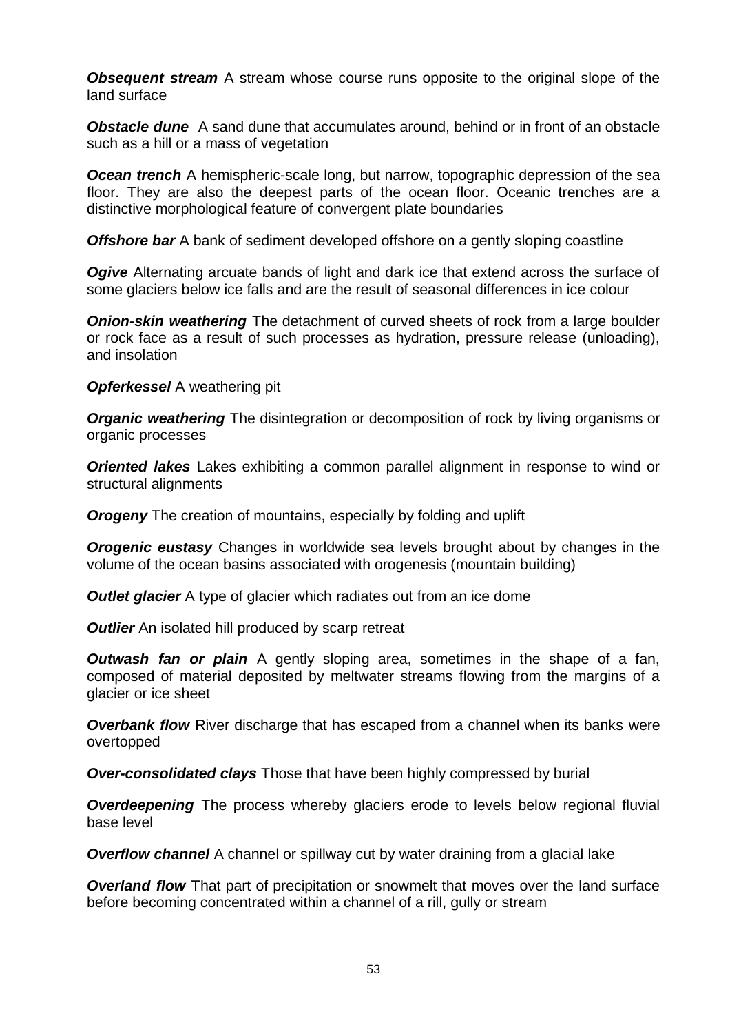***Obsequent stream*** A stream whose course runs opposite to the original slope of the land surface

***Obstacle dune*** A sand dune that accumulates around, behind or in front of an obstacle such as a hill or a mass of vegetation

***Ocean trench*** A hemispheric-scale long, but narrow, topographic depression of the sea floor. They are also the deepest parts of the ocean floor. Oceanic trenches are a distinctive morphological feature of convergent plate boundaries

***Offshore bar*** A bank of sediment developed offshore on a gently sloping coastline

***Ogive*** Alternating arcuate bands of light and dark ice that extend across the surface of some glaciers below ice falls and are the result of seasonal differences in ice colour

***Onion-skin weathering*** The detachment of curved sheets of rock from a large boulder or rock face as a result of such processes as hydration, pressure release (unloading), and insolation

***Opferkessel*** A weathering pit

***Organic weathering*** The disintegration or decomposition of rock by living organisms or organic processes

***Oriented lakes*** Lakes exhibiting a common parallel alignment in response to wind or structural alignments

***Orogeny*** The creation of mountains, especially by folding and uplift

***Orogenic eustasy*** Changes in worldwide sea levels brought about by changes in the volume of the ocean basins associated with orogenesis (mountain building)

***Outlet glacier*** A type of glacier which radiates out from an ice dome

***Outlier*** An isolated hill produced by scarp retreat

***Outwash fan or plain*** A gently sloping area, sometimes in the shape of a fan, composed of material deposited by meltwater streams flowing from the margins of a glacier or ice sheet

***Overbank flow*** River discharge that has escaped from a channel when its banks were overtopped

***Over-consolidated clays*** Those that have been highly compressed by burial

***Overdeepening*** The process whereby glaciers erode to levels below regional fluvial base level

***Overflow channel*** A channel or spillway cut by water draining from a glacial lake

***Overland flow*** That part of precipitation or snowmelt that moves over the land surface before becoming concentrated within a channel of a rill, gully or stream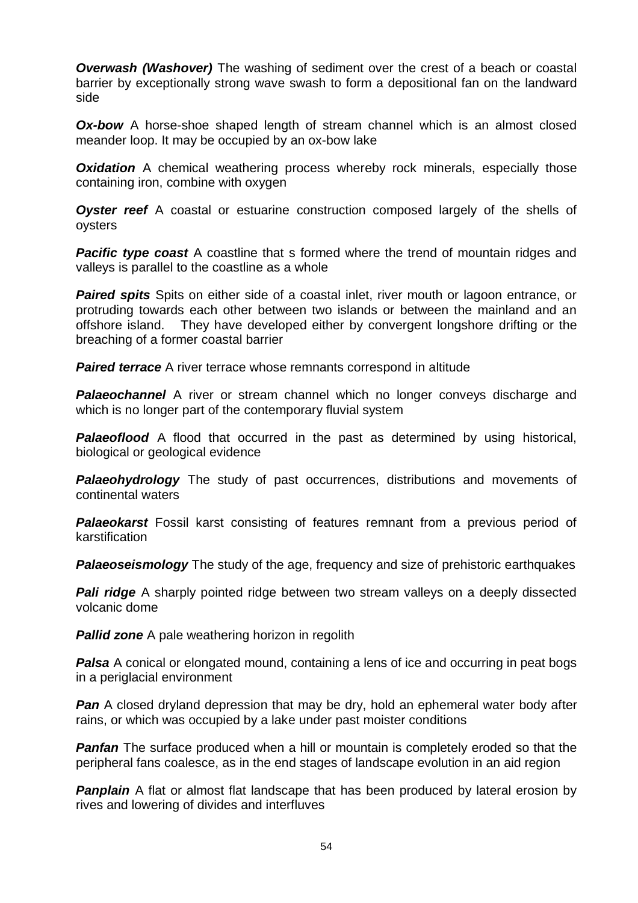***Overwash (Washover)*** The washing of sediment over the crest of a beach or coastal barrier by exceptionally strong wave swash to form a depositional fan on the landward side

***Ox-bow*** A horse-shoe shaped length of stream channel which is an almost closed meander loop. It may be occupied by an ox-bow lake

***Oxidation*** A chemical weathering process whereby rock minerals, especially those containing iron, combine with oxygen

***Oyster reef*** A coastal or estuarine construction composed largely of the shells of oysters

***Pacific type coast*** A coastline that s formed where the trend of mountain ridges and valleys is parallel to the coastline as a whole

***Paired spits*** Spits on either side of a coastal inlet, river mouth or lagoon entrance, or protruding towards each other between two islands or between the mainland and an offshore island. They have developed either by convergent longshore drifting or the breaching of a former coastal barrier

***Paired terrace*** A river terrace whose remnants correspond in altitude

***Palaeochannel*** A river or stream channel which no longer conveys discharge and which is no longer part of the contemporary fluvial system

***Palaeoflood*** A flood that occurred in the past as determined by using historical, biological or geological evidence

***Palaeohydrology*** The study of past occurrences, distributions and movements of continental waters

***Palaeokarst*** Fossil karst consisting of features remnant from a previous period of karstification

***Palaeoseismology*** The study of the age, frequency and size of prehistoric earthquakes

***Pali ridge*** A sharply pointed ridge between two stream valleys on a deeply dissected volcanic dome

***Pallid zone*** A pale weathering horizon in regolith

***Palsa*** A conical or elongated mound, containing a lens of ice and occurring in peat bogs in a periglacial environment

***Pan*** A closed dryland depression that may be dry, hold an ephemeral water body after rains, or which was occupied by a lake under past moister conditions

***Panfan*** The surface produced when a hill or mountain is completely eroded so that the peripheral fans coalesce, as in the end stages of landscape evolution in an aid region

***Panplain*** A flat or almost flat landscape that has been produced by lateral erosion by rives and lowering of divides and interfluves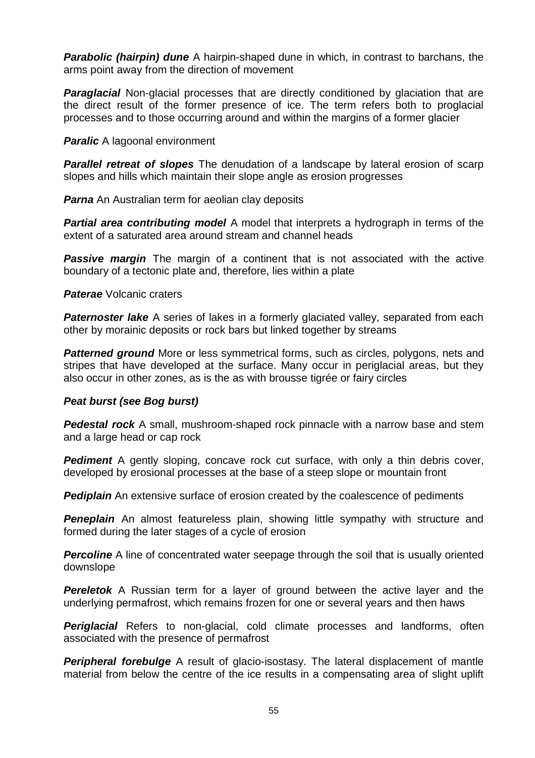***Parabolic (hairpin) dune*** A hairpin-shaped dune in which, in contrast to barchans, the arms point away from the direction of movement

***Paraglacial*** Non-glacial processes that are directly conditioned by glaciation that are the direct result of the former presence of ice. The term refers both to proglacial processes and to those occurring around and within the margins of a former glacier

***Paralic*** A lagoonal environment

***Parallel retreat of slopes*** The denudation of a landscape by lateral erosion of scarp slopes and hills which maintain their slope angle as erosion progresses

***Parna*** An Australian term for aeolian clay deposits

***Partial area contributing model*** A model that interprets a hydrograph in terms of the extent of a saturated area around stream and channel heads

***Passive margin*** The margin of a continent that is not associated with the active boundary of a tectonic plate and, therefore, lies within a plate

***Paterae*** Volcanic craters

***Paternoster lake*** A series of lakes in a formerly glaciated valley, separated from each other by morainic deposits or rock bars but linked together by streams

***Patterned ground*** More or less symmetrical forms, such as circles, polygons, nets and stripes that have developed at the surface. Many occur in periglacial areas, but they also occur in other zones, as is the as with brousse tigrée or fairy circles

***Peat burst (see Bog burst)***

***Pedestal rock*** A small, mushroom-shaped rock pinnacle with a narrow base and stem and a large head or cap rock

***Pediment*** A gently sloping, concave rock cut surface, with only a thin debris cover, developed by erosional processes at the base of a steep slope or mountain front

***Pediplain*** An extensive surface of erosion created by the coalescence of pediments

***Peneplain*** An almost featureless plain, showing little sympathy with structure and formed during the later stages of a cycle of erosion

***Percoline*** A line of concentrated water seepage through the soil that is usually oriented downslope

***Pereletok*** A Russian term for a layer of ground between the active layer and the underlying permafrost, which remains frozen for one or several years and then haws

***Periglacial*** Refers to non-glacial, cold climate processes and landforms, often associated with the presence of permafrost

***Peripheral forebulge*** A result of glacio-isostasy. The lateral displacement of mantle material from below the centre of the ice results in a compensating area of slight uplift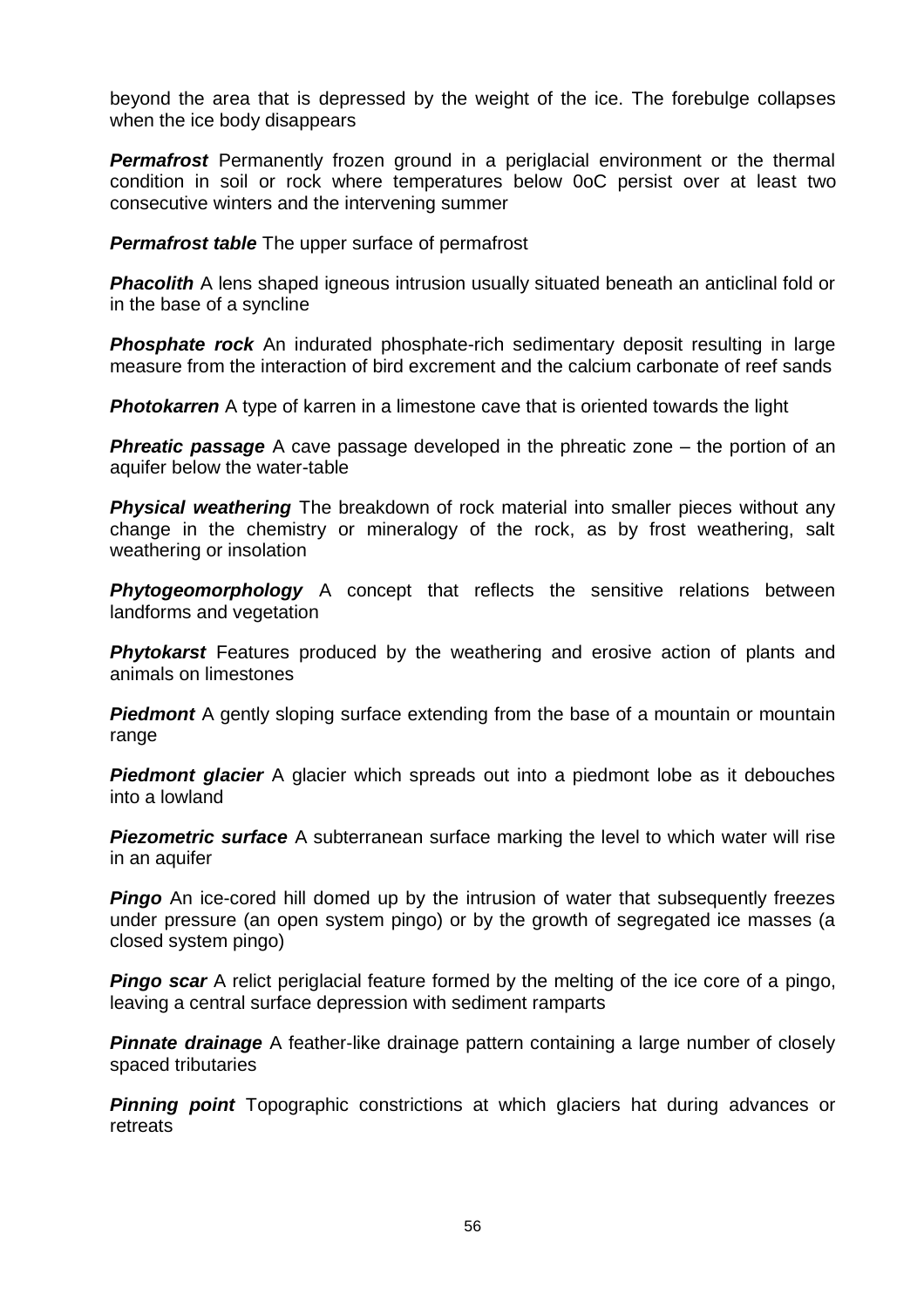beyond the area that is depressed by the weight of the ice. The forebulge collapses when the ice body disappears

***Permafrost*** Permanently frozen ground in a periglacial environment or the thermal condition in soil or rock where temperatures below 0oC persist over at least two consecutive winters and the intervening summer

***Permafrost table*** The upper surface of permafrost

***Phacolith*** A lens shaped igneous intrusion usually situated beneath an anticlinal fold or in the base of a syncline

***Phosphate rock*** An indurated phosphate-rich sedimentary deposit resulting in large measure from the interaction of bird excrement and the calcium carbonate of reef sands

***Photokarren*** A type of karren in a limestone cave that is oriented towards the light

***Phreatic passage*** A cave passage developed in the phreatic zone – the portion of an aquifer below the water-table

***Physical weathering*** The breakdown of rock material into smaller pieces without any change in the chemistry or mineralogy of the rock, as by frost weathering, salt weathering or insolation

***Phytogeomorphology*** A concept that reflects the sensitive relations between landforms and vegetation

***Phytokarst*** Features produced by the weathering and erosive action of plants and animals on limestones

***Piedmont*** A gently sloping surface extending from the base of a mountain or mountain range

***Piedmont glacier*** A glacier which spreads out into a piedmont lobe as it debouches into a lowland

***Piezometric surface*** A subterranean surface marking the level to which water will rise in an aquifer

***Pingo*** An ice-cored hill domed up by the intrusion of water that subsequently freezes under pressure (an open system pingo) or by the growth of segregated ice masses (a closed system pingo)

***Pingo scar*** A relict periglacial feature formed by the melting of the ice core of a pingo, leaving a central surface depression with sediment ramparts

***Pinnate drainage*** A feather-like drainage pattern containing a large number of closely spaced tributaries

***Pinning point*** Topographic constrictions at which glaciers hat during advances or retreats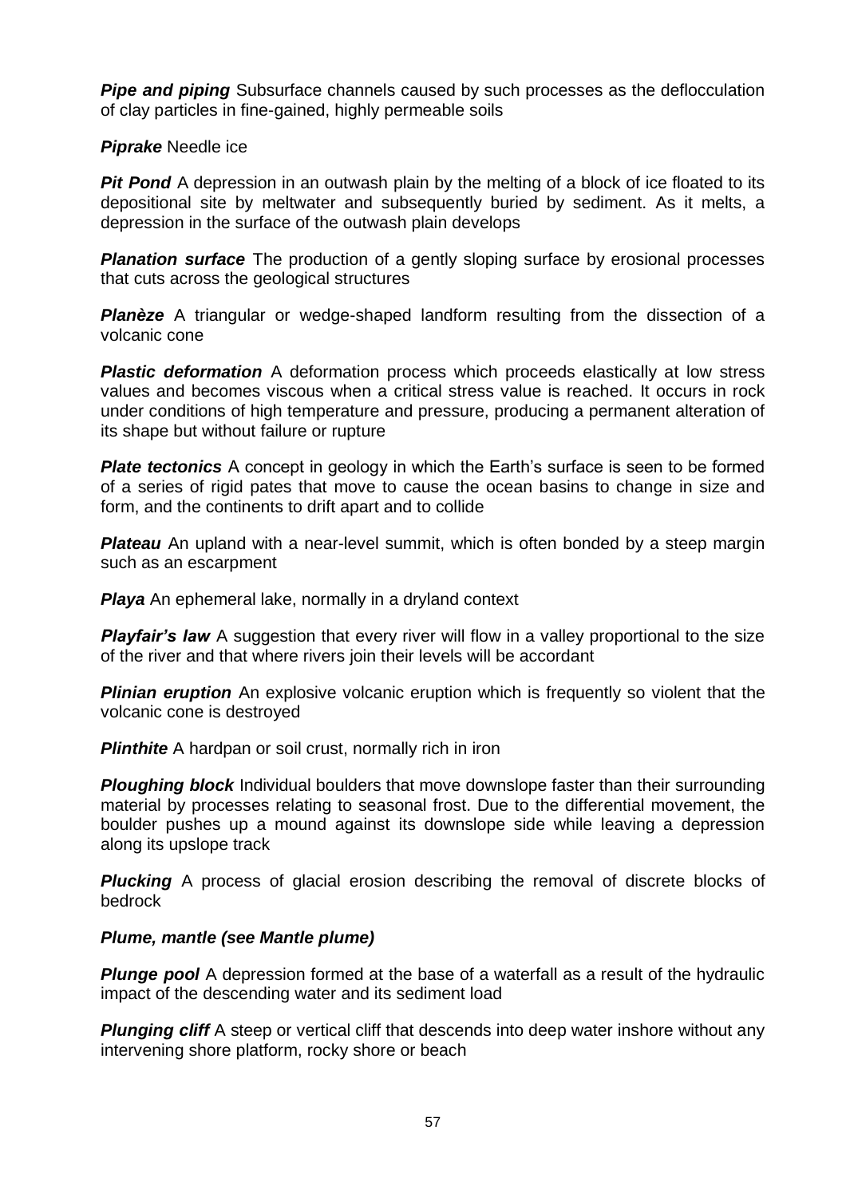***Pipe and piping*** Subsurface channels caused by such processes as the deflocculation of clay particles in fine-gained, highly permeable soils

***Piprake*** Needle ice

***Pit Pond*** A depression in an outwash plain by the melting of a block of ice floated to its depositional site by meltwater and subsequently buried by sediment. As it melts, a depression in the surface of the outwash plain develops

***Planation surface*** The production of a gently sloping surface by erosional processes that cuts across the geological structures

***Planèze*** A triangular or wedge-shaped landform resulting from the dissection of a volcanic cone

***Plastic deformation*** A deformation process which proceeds elastically at low stress values and becomes viscous when a critical stress value is reached. It occurs in rock under conditions of high temperature and pressure, producing a permanent alteration of its shape but without failure or rupture

***Plate tectonics*** A concept in geology in which the Earth's surface is seen to be formed of a series of rigid pates that move to cause the ocean basins to change in size and form, and the continents to drift apart and to collide

***Plateau*** An upland with a near-level summit, which is often bonded by a steep margin such as an escarpment

***Playa*** An ephemeral lake, normally in a dryland context

***Playfair's law*** A suggestion that every river will flow in a valley proportional to the size of the river and that where rivers join their levels will be accordant

***Plinian eruption*** An explosive volcanic eruption which is frequently so violent that the volcanic cone is destroyed

***Plinthite*** A hardpan or soil crust, normally rich in iron

***Ploughing block*** Individual boulders that move downslope faster than their surrounding material by processes relating to seasonal frost. Due to the differential movement, the boulder pushes up a mound against its downslope side while leaving a depression along its upslope track

***Plucking*** A process of glacial erosion describing the removal of discrete blocks of bedrock

***Plume, mantle (see Mantle plume)***

***Plunge pool*** A depression formed at the base of a waterfall as a result of the hydraulic impact of the descending water and its sediment load

***Plunging cliff*** A steep or vertical cliff that descends into deep water inshore without any intervening shore platform, rocky shore or beach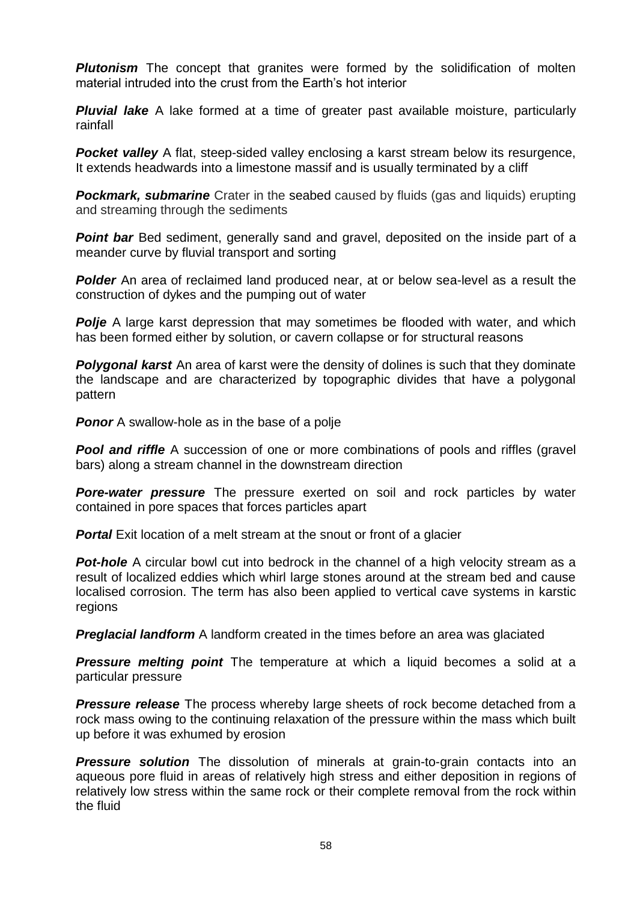***Plutonism*** The concept that granites were formed by the solidification of molten material intruded into the crust from the Earth's hot interior

***Pluvial lake*** A lake formed at a time of greater past available moisture, particularly rainfall

***Pocket valley*** A flat, steep-sided valley enclosing a karst stream below its resurgence, It extends headwards into a limestone massif and is usually terminated by a cliff

***Pockmark, submarine*** Crater in the seabed caused by fluids (gas and liquids) erupting and streaming through the sediments

***Point bar*** Bed sediment, generally sand and gravel, deposited on the inside part of a meander curve by fluvial transport and sorting

***Polder*** An area of reclaimed land produced near, at or below sea-level as a result the construction of dykes and the pumping out of water

***Polje*** A large karst depression that may sometimes be flooded with water, and which has been formed either by solution, or cavern collapse or for structural reasons

***Polygonal karst*** An area of karst were the density of dolines is such that they dominate the landscape and are characterized by topographic divides that have a polygonal pattern

***Ponor*** A swallow-hole as in the base of a polje

***Pool and riffle*** A succession of one or more combinations of pools and riffles (gravel bars) along a stream channel in the downstream direction

***Pore-water pressure*** The pressure exerted on soil and rock particles by water contained in pore spaces that forces particles apart

***Portal*** Exit location of a melt stream at the snout or front of a glacier

***Pot-hole*** A circular bowl cut into bedrock in the channel of a high velocity stream as a result of localized eddies which whirl large stones around at the stream bed and cause localised corrosion. The term has also been applied to vertical cave systems in karstic regions

***Preglacial landform*** A landform created in the times before an area was glaciated

***Pressure melting point*** The temperature at which a liquid becomes a solid at a particular pressure

***Pressure release*** The process whereby large sheets of rock become detached from a rock mass owing to the continuing relaxation of the pressure within the mass which built up before it was exhumed by erosion

***Pressure solution*** The dissolution of minerals at grain-to-grain contacts into an aqueous pore fluid in areas of relatively high stress and either deposition in regions of relatively low stress within the same rock or their complete removal from the rock within the fluid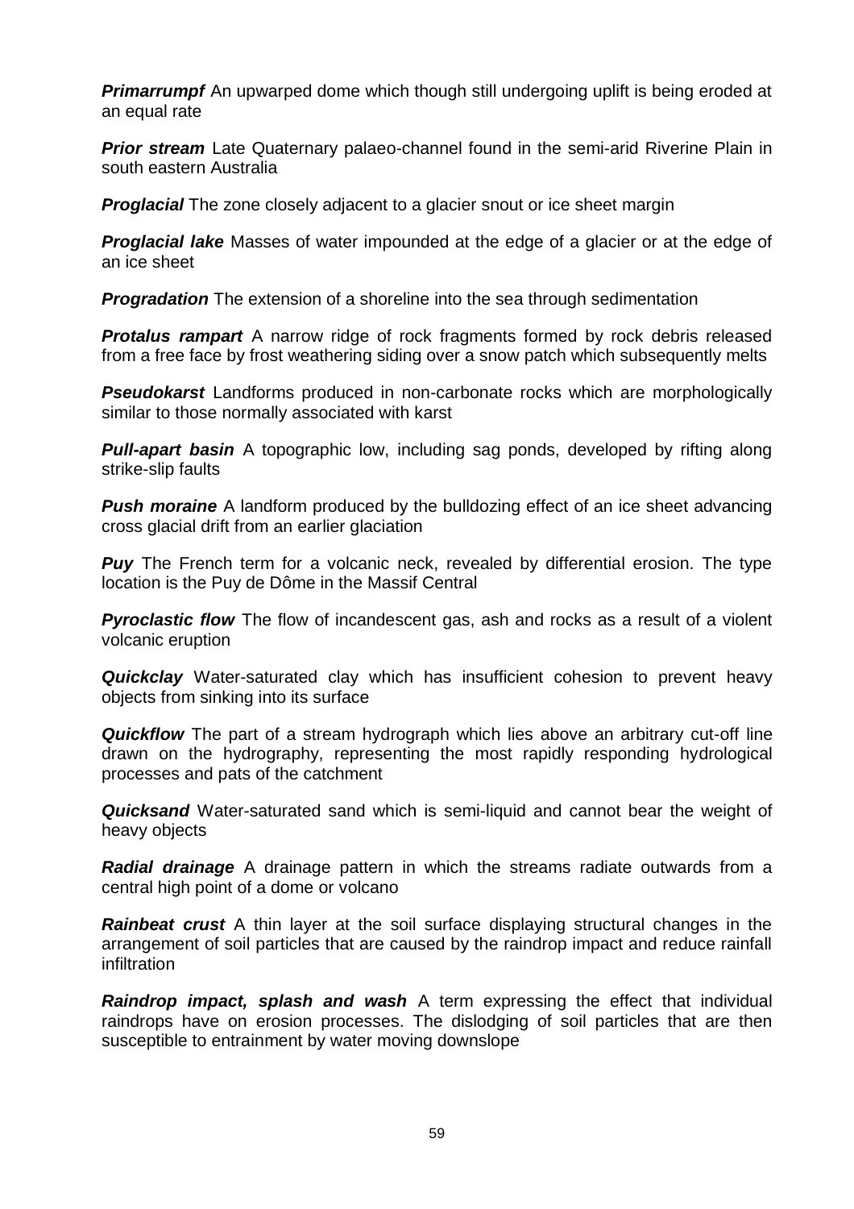***Primarrumpf*** An upwarped dome which though still undergoing uplift is being eroded at an equal rate

***Prior stream*** Late Quaternary palaeo-channel found in the semi-arid Riverine Plain in south eastern Australia

***Proglacial*** The zone closely adjacent to a glacier snout or ice sheet margin

***Proglacial lake*** Masses of water impounded at the edge of a glacier or at the edge of an ice sheet

***Progradation*** The extension of a shoreline into the sea through sedimentation

***Protalus rampart*** A narrow ridge of rock fragments formed by rock debris released from a free face by frost weathering siding over a snow patch which subsequently melts

***Pseudokarst*** Landforms produced in non-carbonate rocks which are morphologically similar to those normally associated with karst

***Pull-apart basin*** A topographic low, including sag ponds, developed by rifting along strike-slip faults

***Push moraine*** A landform produced by the bulldozing effect of an ice sheet advancing cross glacial drift from an earlier glaciation

***Puy*** The French term for a volcanic neck, revealed by differential erosion. The type location is the Puy de Dôme in the Massif Central

***Pyroclastic flow*** The flow of incandescent gas, ash and rocks as a result of a violent volcanic eruption

***Quickclay*** Water-saturated clay which has insufficient cohesion to prevent heavy objects from sinking into its surface

***Quickflow*** The part of a stream hydrograph which lies above an arbitrary cut-off line drawn on the hydrography, representing the most rapidly responding hydrological processes and pats of the catchment

***Quicksand*** Water-saturated sand which is semi-liquid and cannot bear the weight of heavy objects

***Radial drainage*** A drainage pattern in which the streams radiate outwards from a central high point of a dome or volcano

***Rainbeat crust*** A thin layer at the soil surface displaying structural changes in the arrangement of soil particles that are caused by the raindrop impact and reduce rainfall infiltration

***Raindrop impact, splash and wash*** A term expressing the effect that individual raindrops have on erosion processes. The dislodging of soil particles that are then susceptible to entrainment by water moving downslope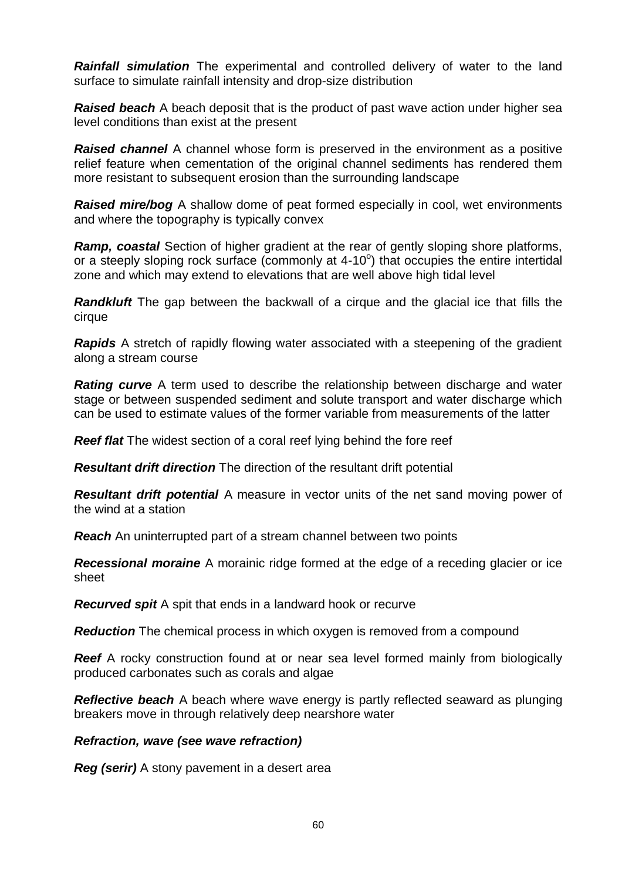***Rainfall simulation*** The experimental and controlled delivery of water to the land surface to simulate rainfall intensity and drop-size distribution

***Raised beach*** A beach deposit that is the product of past wave action under higher sea level conditions than exist at the present

***Raised channel*** A channel whose form is preserved in the environment as a positive relief feature when cementation of the original channel sediments has rendered them more resistant to subsequent erosion than the surrounding landscape

***Raised mire/bog*** A shallow dome of peat formed especially in cool, wet environments and where the topography is typically convex

***Ramp, coastal*** Section of higher gradient at the rear of gently sloping shore platforms, or a steeply sloping rock surface (commonly at 4-10$^{o}$) that occupies the entire intertidal zone and which may extend to elevations that are well above high tidal level

***Randkluft*** The gap between the backwall of a cirque and the glacial ice that fills the cirque

***Rapids*** A stretch of rapidly flowing water associated with a steepening of the gradient along a stream course

***Rating curve*** A term used to describe the relationship between discharge and water stage or between suspended sediment and solute transport and water discharge which can be used to estimate values of the former variable from measurements of the latter

***Reef flat*** The widest section of a coral reef lying behind the fore reef

***Resultant drift direction*** The direction of the resultant drift potential

***Resultant drift potential*** A measure in vector units of the net sand moving power of the wind at a station

***Reach*** An uninterrupted part of a stream channel between two points

***Recessional moraine*** A morainic ridge formed at the edge of a receding glacier or ice sheet

***Recurved spit*** A spit that ends in a landward hook or recurve

***Reduction*** The chemical process in which oxygen is removed from a compound

***Reef*** A rocky construction found at or near sea level formed mainly from biologically produced carbonates such as corals and algae

***Reflective beach*** A beach where wave energy is partly reflected seaward as plunging breakers move in through relatively deep nearshore water

***Refraction, wave (see wave refraction)***

***Reg (serir)*** A stony pavement in a desert area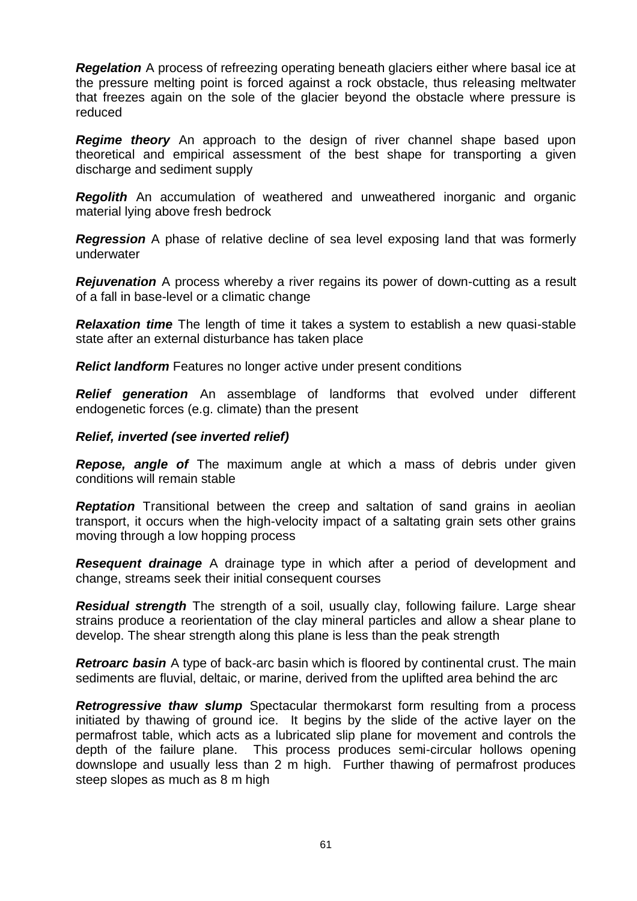***Regelation*** A process of refreezing operating beneath glaciers either where basal ice at the pressure melting point is forced against a rock obstacle, thus releasing meltwater that freezes again on the sole of the glacier beyond the obstacle where pressure is reduced

***Regime theory*** An approach to the design of river channel shape based upon theoretical and empirical assessment of the best shape for transporting a given discharge and sediment supply

***Regolith*** An accumulation of weathered and unweathered inorganic and organic material lying above fresh bedrock

***Regression*** A phase of relative decline of sea level exposing land that was formerly underwater

***Rejuvenation*** A process whereby a river regains its power of down-cutting as a result of a fall in base-level or a climatic change

***Relaxation time*** The length of time it takes a system to establish a new quasi-stable state after an external disturbance has taken place

***Relict landform*** Features no longer active under present conditions

***Relief generation*** An assemblage of landforms that evolved under different endogenetic forces (e.g. climate) than the present

***Relief, inverted (see inverted relief)***

***Repose, angle of*** The maximum angle at which a mass of debris under given conditions will remain stable

***Reptation*** Transitional between the creep and saltation of sand grains in aeolian transport, it occurs when the high-velocity impact of a saltating grain sets other grains moving through a low hopping process

***Resequent drainage*** A drainage type in which after a period of development and change, streams seek their initial consequent courses

***Residual strength*** The strength of a soil, usually clay, following failure. Large shear strains produce a reorientation of the clay mineral particles and allow a shear plane to develop. The shear strength along this plane is less than the peak strength

***Retroarc basin*** A type of back-arc basin which is floored by continental crust. The main sediments are fluvial, deltaic, or marine, derived from the uplifted area behind the arc

***Retrogressive thaw slump*** Spectacular thermokarst form resulting from a process initiated by thawing of ground ice. It begins by the slide of the active layer on the permafrost table, which acts as a lubricated slip plane for movement and controls the depth of the failure plane. This process produces semi-circular hollows opening downslope and usually less than 2 m high. Further thawing of permafrost produces steep slopes as much as 8 m high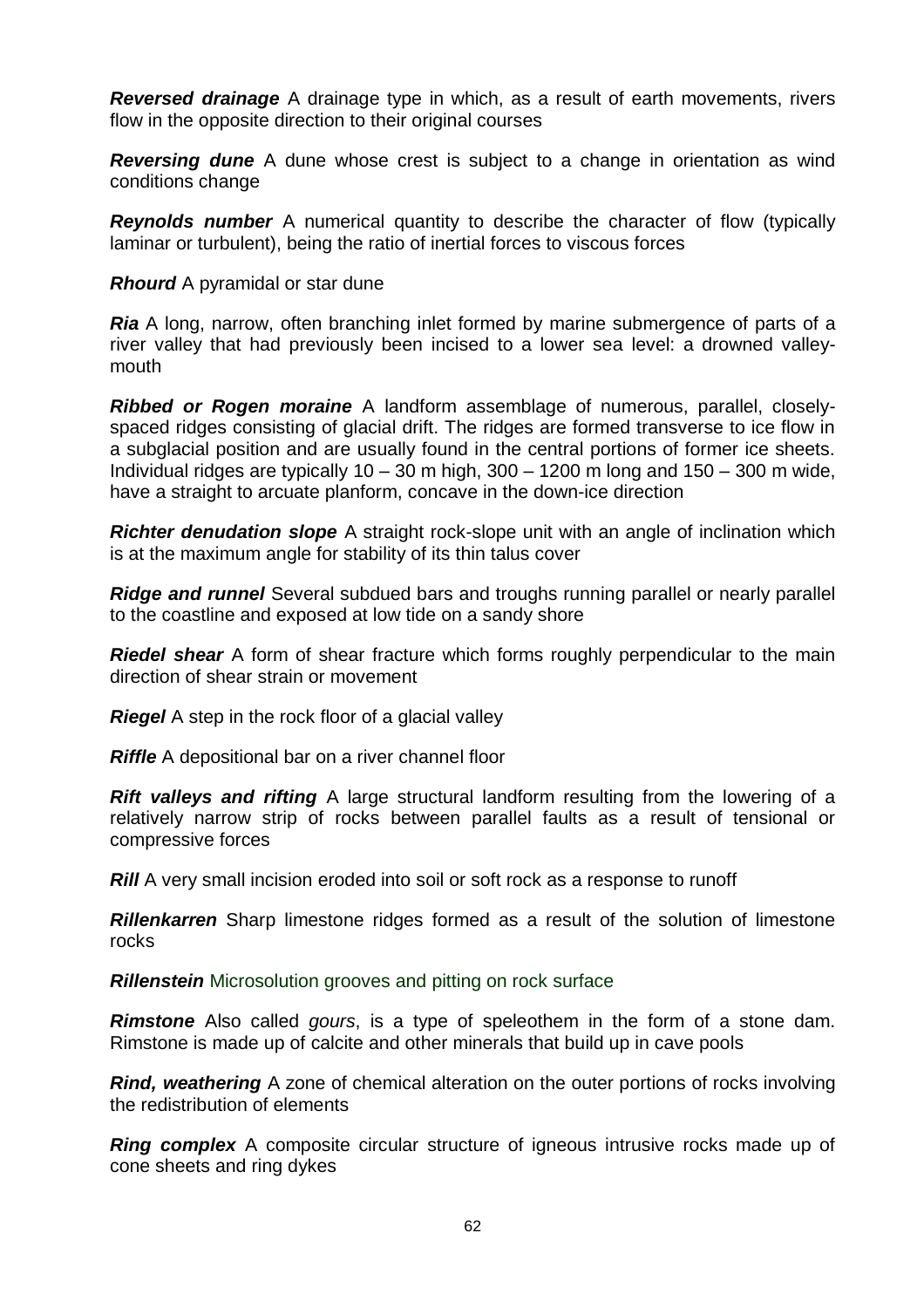***Reversed drainage*** A drainage type in which, as a result of earth movements, rivers flow in the opposite direction to their original courses

***Reversing dune*** A dune whose crest is subject to a change in orientation as wind conditions change

***Reynolds number*** A numerical quantity to describe the character of flow (typically laminar or turbulent), being the ratio of inertial forces to viscous forces

***Rhourd*** A pyramidal or star dune

***Ria*** A long, narrow, often branching inlet formed by marine submergence of parts of a river valley that had previously been incised to a lower sea level: a drowned valley-mouth

***Ribbed or Rogen moraine*** A landform assemblage of numerous, parallel, closely-spaced ridges consisting of glacial drift. The ridges are formed transverse to ice flow in a subglacial position and are usually found in the central portions of former ice sheets. Individual ridges are typically 10 – 30 m high, 300 – 1200 m long and 150 – 300 m wide, have a straight to arcuate planform, concave in the down-ice direction

***Richter denudation slope*** A straight rock-slope unit with an angle of inclination which is at the maximum angle for stability of its thin talus cover

***Ridge and runnel*** Several subdued bars and troughs running parallel or nearly parallel to the coastline and exposed at low tide on a sandy shore

***Riedel shear*** A form of shear fracture which forms roughly perpendicular to the main direction of shear strain or movement

***Riegel*** A step in the rock floor of a glacial valley

***Riffle*** A depositional bar on a river channel floor

***Rift valleys and rifting*** A large structural landform resulting from the lowering of a relatively narrow strip of rocks between parallel faults as a result of tensional or compressive forces

***Rill*** A very small incision eroded into soil or soft rock as a response to runoff

***Rillenkarren*** Sharp limestone ridges formed as a result of the solution of limestone rocks

***Rillenstein*** Microsolution grooves and pitting on rock surface

***Rimstone*** Also called *gours*, is a type of speleothem in the form of a stone dam. Rimstone is made up of calcite and other minerals that build up in cave pools

***Rind, weathering*** A zone of chemical alteration on the outer portions of rocks involving the redistribution of elements

***Ring complex*** A composite circular structure of igneous intrusive rocks made up of cone sheets and ring dykes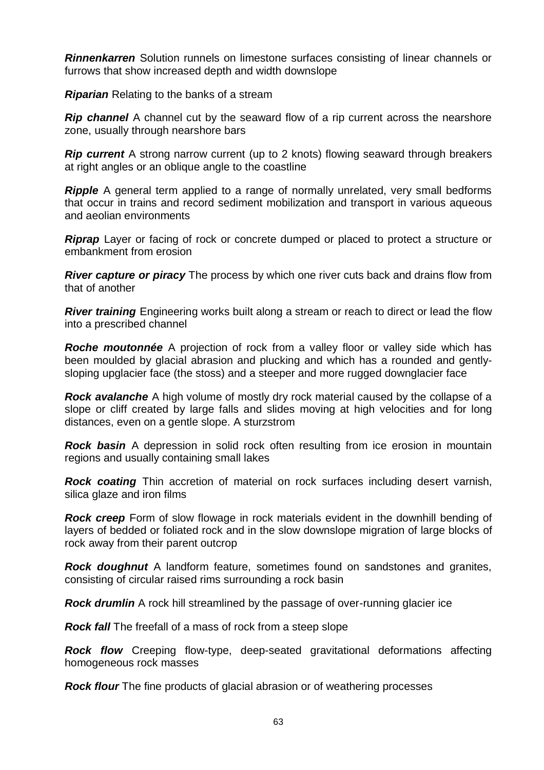***Rinnenkarren*** Solution runnels on limestone surfaces consisting of linear channels or furrows that show increased depth and width downslope

***Riparian*** Relating to the banks of a stream

***Rip channel*** A channel cut by the seaward flow of a rip current across the nearshore zone, usually through nearshore bars

***Rip current*** A strong narrow current (up to 2 knots) flowing seaward through breakers at right angles or an oblique angle to the coastline

***Ripple*** A general term applied to a range of normally unrelated, very small bedforms that occur in trains and record sediment mobilization and transport in various aqueous and aeolian environments

***Riprap*** Layer or facing of rock or concrete dumped or placed to protect a structure or embankment from erosion

***River capture or piracy*** The process by which one river cuts back and drains flow from that of another

***River training*** Engineering works built along a stream or reach to direct or lead the flow into a prescribed channel

***Roche moutonnée*** A projection of rock from a valley floor or valley side which has been moulded by glacial abrasion and plucking and which has a rounded and gently-sloping upglacier face (the stoss) and a steeper and more rugged downglacier face

***Rock avalanche*** A high volume of mostly dry rock material caused by the collapse of a slope or cliff created by large falls and slides moving at high velocities and for long distances, even on a gentle slope. A sturzstrom

***Rock basin*** A depression in solid rock often resulting from ice erosion in mountain regions and usually containing small lakes

***Rock coating*** Thin accretion of material on rock surfaces including desert varnish, silica glaze and iron films

***Rock creep*** Form of slow flowage in rock materials evident in the downhill bending of layers of bedded or foliated rock and in the slow downslope migration of large blocks of rock away from their parent outcrop

***Rock doughnut*** A landform feature, sometimes found on sandstones and granites, consisting of circular raised rims surrounding a rock basin

***Rock drumlin*** A rock hill streamlined by the passage of over-running glacier ice

***Rock fall*** The freefall of a mass of rock from a steep slope

***Rock flow*** Creeping flow-type, deep-seated gravitational deformations affecting homogeneous rock masses

***Rock flour*** The fine products of glacial abrasion or of weathering processes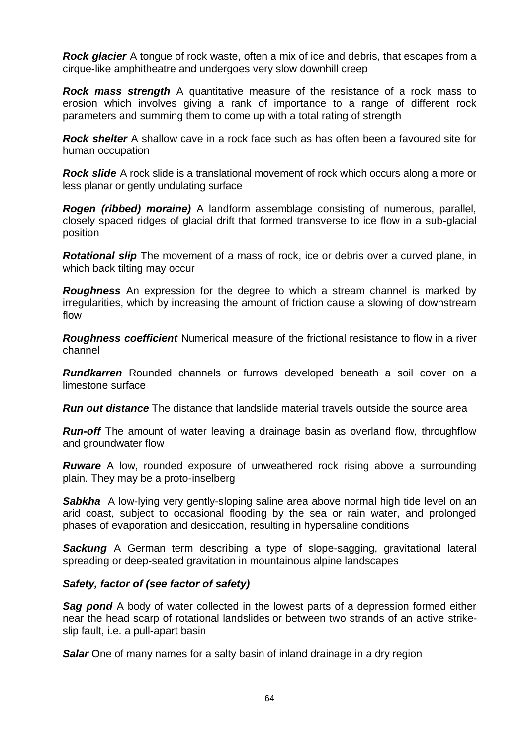***Rock glacier*** A tongue of rock waste, often a mix of ice and debris, that escapes from a cirque-like amphitheatre and undergoes very slow downhill creep

***Rock mass strength*** A quantitative measure of the resistance of a rock mass to erosion which involves giving a rank of importance to a range of different rock parameters and summing them to come up with a total rating of strength

***Rock shelter*** A shallow cave in a rock face such as has often been a favoured site for human occupation

***Rock slide*** A rock slide is a translational movement of rock which occurs along a more or less planar or gently undulating surface

***Rogen (ribbed) moraine)*** A landform assemblage consisting of numerous, parallel, closely spaced ridges of glacial drift that formed transverse to ice flow in a sub-glacial position

***Rotational slip*** The movement of a mass of rock, ice or debris over a curved plane, in which back tilting may occur

***Roughness*** An expression for the degree to which a stream channel is marked by irregularities, which by increasing the amount of friction cause a slowing of downstream flow

***Roughness coefficient*** Numerical measure of the frictional resistance to flow in a river channel

***Rundkarren*** Rounded channels or furrows developed beneath a soil cover on a limestone surface

***Run out distance*** The distance that landslide material travels outside the source area

***Run-off*** The amount of water leaving a drainage basin as overland flow, throughflow and groundwater flow

***Ruware*** A low, rounded exposure of unweathered rock rising above a surrounding plain. They may be a proto-inselberg

***Sabkha*** A low-lying very gently-sloping saline area above normal high tide level on an arid coast, subject to occasional flooding by the sea or rain water, and prolonged phases of evaporation and desiccation, resulting in hypersaline conditions

***Sackung*** A German term describing a type of slope-sagging, gravitational lateral spreading or deep-seated gravitation in mountainous alpine landscapes

***Safety, factor of (see factor of safety)***

***Sag pond*** A body of water collected in the lowest parts of a depression formed either near the head scarp of rotational landslides or between two strands of an active strike-slip fault, i.e. a pull-apart basin

***Salar*** One of many names for a salty basin of inland drainage in a dry region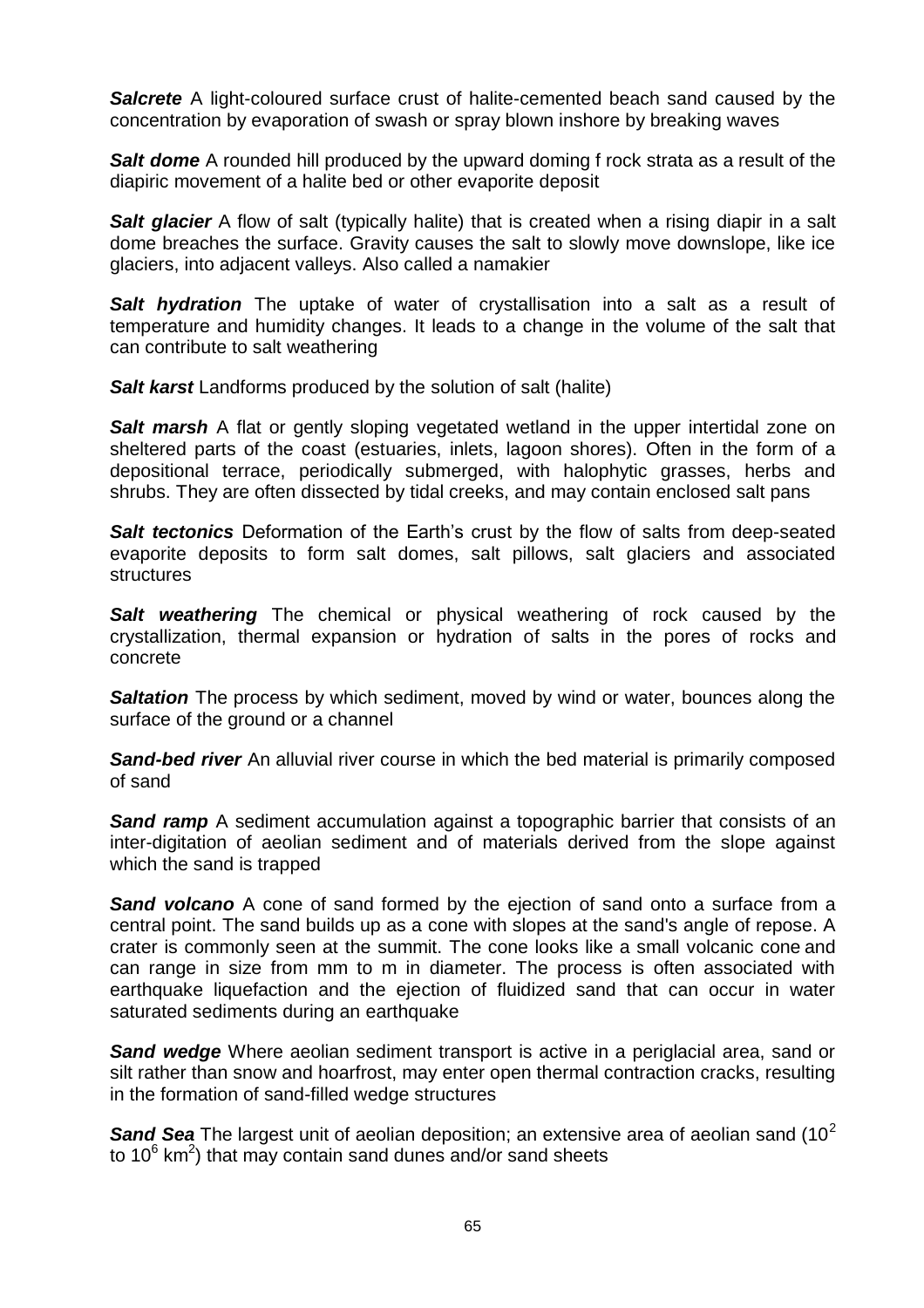***Salcrete*** A light-coloured surface crust of halite-cemented beach sand caused by the concentration by evaporation of swash or spray blown inshore by breaking waves

***Salt dome*** A rounded hill produced by the upward doming f rock strata as a result of the diapiric movement of a halite bed or other evaporite deposit

***Salt glacier*** A flow of salt (typically halite) that is created when a rising diapir in a salt dome breaches the surface. Gravity causes the salt to slowly move downslope, like ice glaciers, into adjacent valleys. Also called a namakier

***Salt hydration*** The uptake of water of crystallisation into a salt as a result of temperature and humidity changes. It leads to a change in the volume of the salt that can contribute to salt weathering

***Salt karst*** Landforms produced by the solution of salt (halite)

***Salt marsh*** A flat or gently sloping vegetated wetland in the upper intertidal zone on sheltered parts of the coast (estuaries, inlets, lagoon shores). Often in the form of a depositional terrace, periodically submerged, with halophytic grasses, herbs and shrubs. They are often dissected by tidal creeks, and may contain enclosed salt pans

***Salt tectonics*** Deformation of the Earth's crust by the flow of salts from deep-seated evaporite deposits to form salt domes, salt pillows, salt glaciers and associated structures

***Salt weathering*** The chemical or physical weathering of rock caused by the crystallization, thermal expansion or hydration of salts in the pores of rocks and concrete

***Saltation*** The process by which sediment, moved by wind or water, bounces along the surface of the ground or a channel

***Sand-bed river*** An alluvial river course in which the bed material is primarily composed of sand

***Sand ramp*** A sediment accumulation against a topographic barrier that consists of an inter-digitation of aeolian sediment and of materials derived from the slope against which the sand is trapped

***Sand volcano*** A cone of sand formed by the ejection of sand onto a surface from a central point. The sand builds up as a cone with slopes at the sand's angle of repose. A crater is commonly seen at the summit. The cone looks like a small volcanic cone and can range in size from mm to m in diameter. The process is often associated with earthquake liquefaction and the ejection of fluidized sand that can occur in water saturated sediments during an earthquake

***Sand wedge*** Where aeolian sediment transport is active in a periglacial area, sand or silt rather than snow and hoarfrost, may enter open thermal contraction cracks, resulting in the formation of sand-filled wedge structures

***Sand Sea*** The largest unit of aeolian deposition; an extensive area of aeolian sand ($10^2$ to $10^6$ $km^2$) that may contain sand dunes and/or sand sheets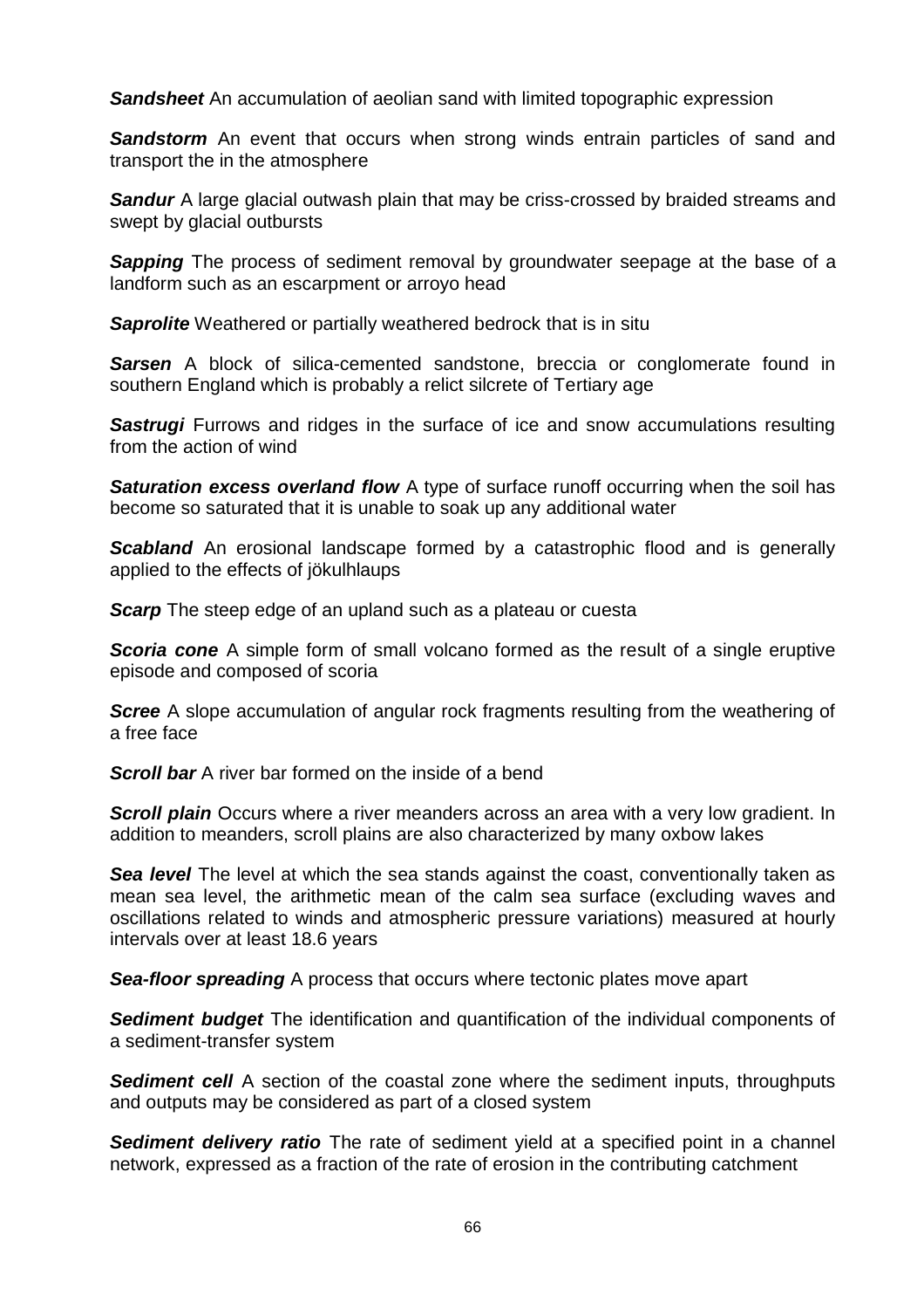***Sandsheet*** An accumulation of aeolian sand with limited topographic expression

***Sandstorm*** An event that occurs when strong winds entrain particles of sand and transport the in the atmosphere

***Sandur*** A large glacial outwash plain that may be criss-crossed by braided streams and swept by glacial outbursts

***Sapping*** The process of sediment removal by groundwater seepage at the base of a landform such as an escarpment or arroyo head

***Saprolite*** Weathered or partially weathered bedrock that is in situ

***Sarsen*** A block of silica-cemented sandstone, breccia or conglomerate found in southern England which is probably a relict silcrete of Tertiary age

***Sastrugi*** Furrows and ridges in the surface of ice and snow accumulations resulting from the action of wind

***Saturation excess overland flow*** A type of surface runoff occurring when the soil has become so saturated that it is unable to soak up any additional water

***Scabland*** An erosional landscape formed by a catastrophic flood and is generally applied to the effects of jökulhlaups

***Scarp*** The steep edge of an upland such as a plateau or cuesta

***Scoria cone*** A simple form of small volcano formed as the result of a single eruptive episode and composed of scoria

***Scree*** A slope accumulation of angular rock fragments resulting from the weathering of a free face

***Scroll bar*** A river bar formed on the inside of a bend

***Scroll plain*** Occurs where a river meanders across an area with a very low gradient. In addition to meanders, scroll plains are also characterized by many oxbow lakes

***Sea level*** The level at which the sea stands against the coast, conventionally taken as mean sea level, the arithmetic mean of the calm sea surface (excluding waves and oscillations related to winds and atmospheric pressure variations) measured at hourly intervals over at least 18.6 years

***Sea-floor spreading*** A process that occurs where tectonic plates move apart

***Sediment budget*** The identification and quantification of the individual components of a sediment-transfer system

***Sediment cell*** A section of the coastal zone where the sediment inputs, throughputs and outputs may be considered as part of a closed system

***Sediment delivery ratio*** The rate of sediment yield at a specified point in a channel network, expressed as a fraction of the rate of erosion in the contributing catchment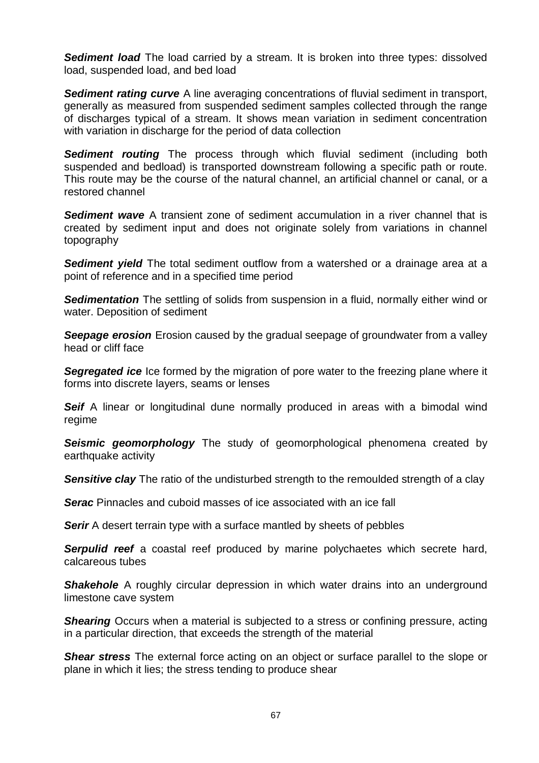***Sediment load*** The load carried by a stream. It is broken into three types: dissolved load, suspended load, and bed load

***Sediment rating curve*** A line averaging concentrations of fluvial sediment in transport, generally as measured from suspended sediment samples collected through the range of discharges typical of a stream. It shows mean variation in sediment concentration with variation in discharge for the period of data collection

***Sediment routing*** The process through which fluvial sediment (including both suspended and bedload) is transported downstream following a specific path or route. This route may be the course of the natural channel, an artificial channel or canal, or a restored channel

***Sediment wave*** A transient zone of sediment accumulation in a river channel that is created by sediment input and does not originate solely from variations in channel topography

***Sediment yield*** The total sediment outflow from a watershed or a drainage area at a point of reference and in a specified time period

***Sedimentation*** The settling of solids from suspension in a fluid, normally either wind or water. Deposition of sediment

***Seepage erosion*** Erosion caused by the gradual seepage of groundwater from a valley head or cliff face

***Segregated ice*** Ice formed by the migration of pore water to the freezing plane where it forms into discrete layers, seams or lenses

***Seif*** A linear or longitudinal dune normally produced in areas with a bimodal wind regime

***Seismic geomorphology*** The study of geomorphological phenomena created by earthquake activity

***Sensitive clay*** The ratio of the undisturbed strength to the remoulded strength of a clay

***Serac*** Pinnacles and cuboid masses of ice associated with an ice fall

***Serir*** A desert terrain type with a surface mantled by sheets of pebbles

***Serpulid reef*** a coastal reef produced by marine polychaetes which secrete hard, calcareous tubes

***Shakehole*** A roughly circular depression in which water drains into an underground limestone cave system

***Shearing*** Occurs when a material is subjected to a stress or confining pressure, acting in a particular direction, that exceeds the strength of the material

***Shear stress*** The external force acting on an object or surface parallel to the slope or plane in which it lies; the stress tending to produce shear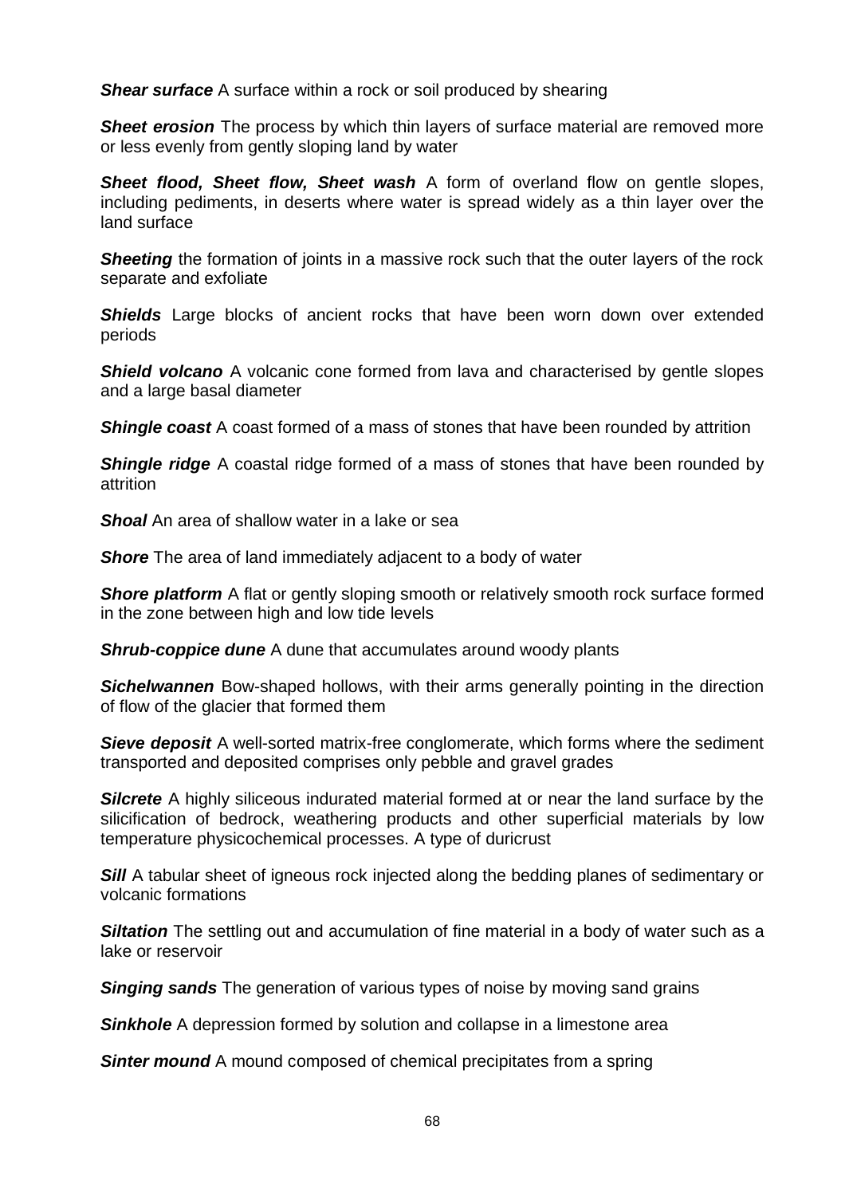***Shear surface*** A surface within a rock or soil produced by shearing

***Sheet erosion*** The process by which thin layers of surface material are removed more or less evenly from gently sloping land by water

***Sheet flood, Sheet flow, Sheet wash*** A form of overland flow on gentle slopes, including pediments, in deserts where water is spread widely as a thin layer over the land surface

***Sheeting*** the formation of joints in a massive rock such that the outer layers of the rock separate and exfoliate

***Shields*** Large blocks of ancient rocks that have been worn down over extended periods

***Shield volcano*** A volcanic cone formed from lava and characterised by gentle slopes and a large basal diameter

***Shingle coast*** A coast formed of a mass of stones that have been rounded by attrition

***Shingle ridge*** A coastal ridge formed of a mass of stones that have been rounded by attrition

***Shoal*** An area of shallow water in a lake or sea

***Shore*** The area of land immediately adjacent to a body of water

***Shore platform*** A flat or gently sloping smooth or relatively smooth rock surface formed in the zone between high and low tide levels

***Shrub-coppice dune*** A dune that accumulates around woody plants

***Sichelwannen*** Bow-shaped hollows, with their arms generally pointing in the direction of flow of the glacier that formed them

***Sieve deposit*** A well-sorted matrix-free conglomerate, which forms where the sediment transported and deposited comprises only pebble and gravel grades

***Silcrete*** A highly siliceous indurated material formed at or near the land surface by the silicification of bedrock, weathering products and other superficial materials by low temperature physicochemical processes. A type of duricrust

***Sill*** A tabular sheet of igneous rock injected along the bedding planes of sedimentary or volcanic formations

***Siltation*** The settling out and accumulation of fine material in a body of water such as a lake or reservoir

***Singing sands*** The generation of various types of noise by moving sand grains

***Sinkhole*** A depression formed by solution and collapse in a limestone area

***Sinter mound*** A mound composed of chemical precipitates from a spring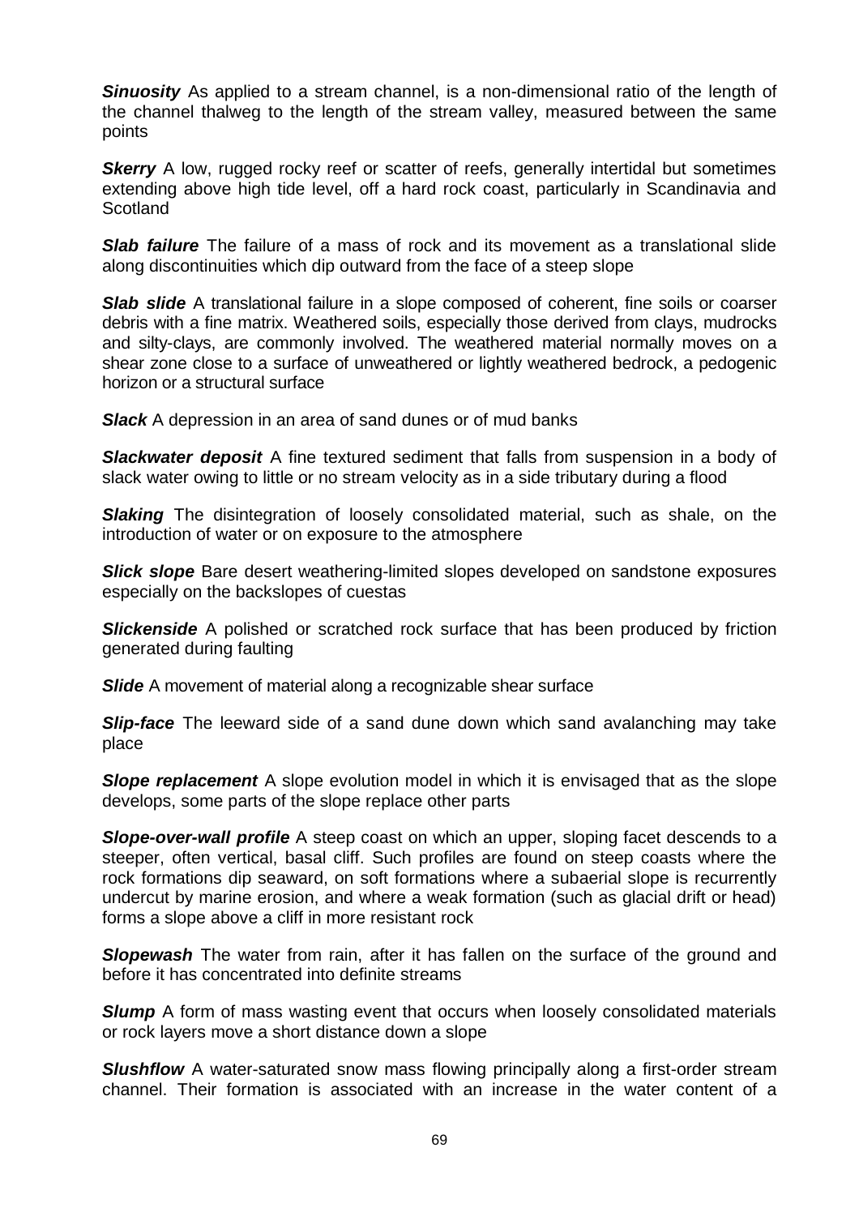***Sinuosity*** As applied to a stream channel, is a non-dimensional ratio of the length of the channel thalweg to the length of the stream valley, measured between the same points

***Skerry*** A low, rugged rocky reef or scatter of reefs, generally intertidal but sometimes extending above high tide level, off a hard rock coast, particularly in Scandinavia and Scotland

***Slab failure*** The failure of a mass of rock and its movement as a translational slide along discontinuities which dip outward from the face of a steep slope

***Slab slide*** A translational failure in a slope composed of coherent, fine soils or coarser debris with a fine matrix. Weathered soils, especially those derived from clays, mudrocks and silty-clays, are commonly involved. The weathered material normally moves on a shear zone close to a surface of unweathered or lightly weathered bedrock, a pedogenic horizon or a structural surface

***Slack*** A depression in an area of sand dunes or of mud banks

***Slackwater deposit*** A fine textured sediment that falls from suspension in a body of slack water owing to little or no stream velocity as in a side tributary during a flood

***Slaking*** The disintegration of loosely consolidated material, such as shale, on the introduction of water or on exposure to the atmosphere

***Slick slope*** Bare desert weathering-limited slopes developed on sandstone exposures especially on the backslopes of cuestas

***Slickenside*** A polished or scratched rock surface that has been produced by friction generated during faulting

***Slide*** A movement of material along a recognizable shear surface

***Slip-face*** The leeward side of a sand dune down which sand avalanching may take place

***Slope replacement*** A slope evolution model in which it is envisaged that as the slope develops, some parts of the slope replace other parts

***Slope-over-wall profile*** A steep coast on which an upper, sloping facet descends to a steeper, often vertical, basal cliff. Such profiles are found on steep coasts where the rock formations dip seaward, on soft formations where a subaerial slope is recurrently undercut by marine erosion, and where a weak formation (such as glacial drift or head) forms a slope above a cliff in more resistant rock

***Slopewash*** The water from rain, after it has fallen on the surface of the ground and before it has concentrated into definite streams

***Slump*** A form of mass wasting event that occurs when loosely consolidated materials or rock layers move a short distance down a slope

***Slushflow*** A water-saturated snow mass flowing principally along a first-order stream channel. Their formation is associated with an increase in the water content of a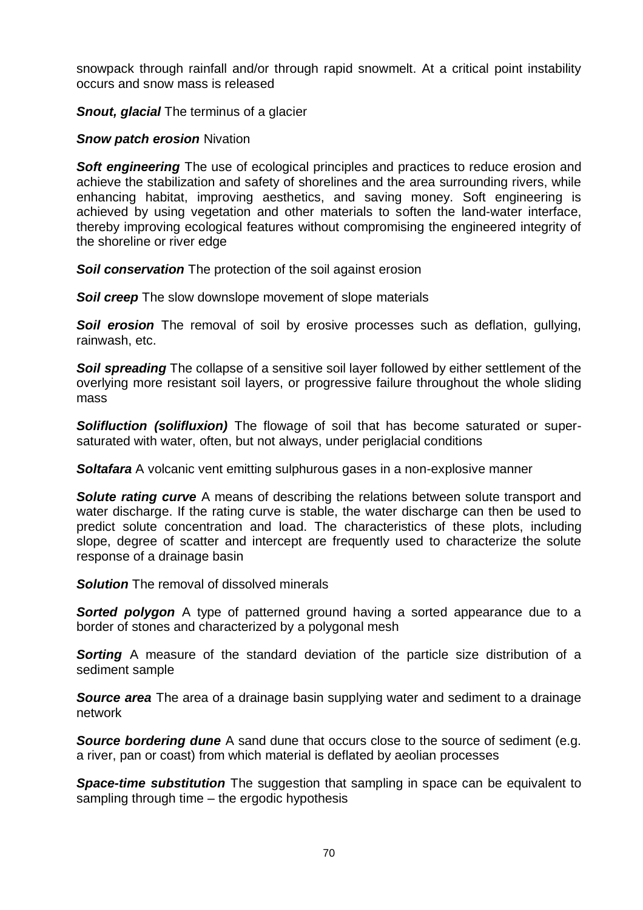snowpack through rainfall and/or through rapid snowmelt. At a critical point instability occurs and snow mass is released

***Snout, glacial*** The terminus of a glacier

***Snow patch erosion*** Nivation

***Soft engineering*** The use of ecological principles and practices to reduce erosion and achieve the stabilization and safety of shorelines and the area surrounding rivers, while enhancing habitat, improving aesthetics, and saving money. Soft engineering is achieved by using vegetation and other materials to soften the land-water interface, thereby improving ecological features without compromising the engineered integrity of the shoreline or river edge

***Soil conservation*** The protection of the soil against erosion

***Soil creep*** The slow downslope movement of slope materials

***Soil erosion*** The removal of soil by erosive processes such as deflation, gullying, rainwash, etc.

***Soil spreading*** The collapse of a sensitive soil layer followed by either settlement of the overlying more resistant soil layers, or progressive failure throughout the whole sliding mass

***Solifluction (solifluxion)*** The flowage of soil that has become saturated or super-saturated with water, often, but not always, under periglacial conditions

***Soltafara*** A volcanic vent emitting sulphurous gases in a non-explosive manner

***Solute rating curve*** A means of describing the relations between solute transport and water discharge. If the rating curve is stable, the water discharge can then be used to predict solute concentration and load. The characteristics of these plots, including slope, degree of scatter and intercept are frequently used to characterize the solute response of a drainage basin

***Solution*** The removal of dissolved minerals

***Sorted polygon*** A type of patterned ground having a sorted appearance due to a border of stones and characterized by a polygonal mesh

***Sorting*** A measure of the standard deviation of the particle size distribution of a sediment sample

***Source area*** The area of a drainage basin supplying water and sediment to a drainage network

***Source bordering dune*** A sand dune that occurs close to the source of sediment (e.g. a river, pan or coast) from which material is deflated by aeolian processes

***Space-time substitution*** The suggestion that sampling in space can be equivalent to sampling through time – the ergodic hypothesis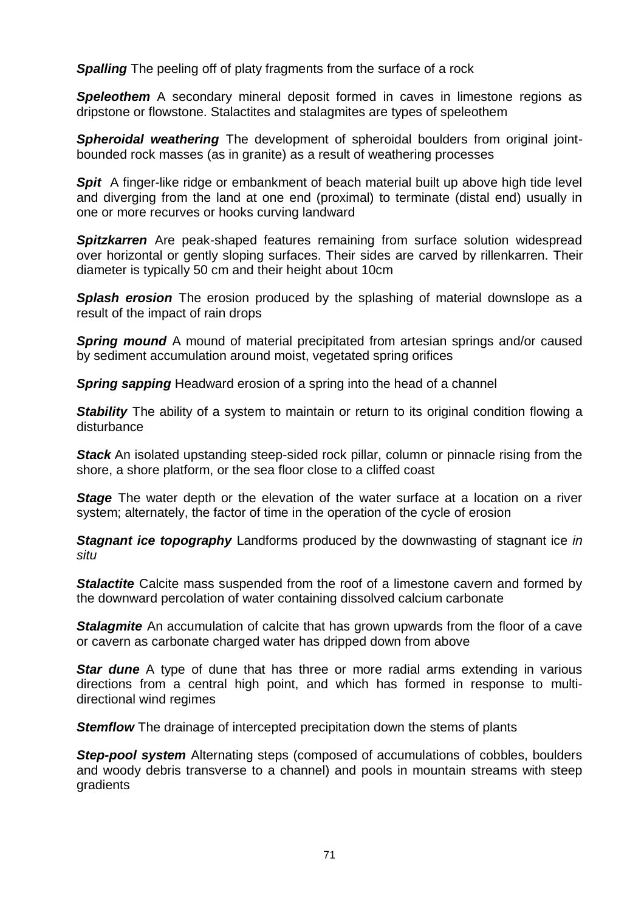***Spalling*** The peeling off of platy fragments from the surface of a rock

***Speleothem*** A secondary mineral deposit formed in caves in limestone regions as dripstone or flowstone. Stalactites and stalagmites are types of speleothem

***Spheroidal weathering*** The development of spheroidal boulders from original joint-bounded rock masses (as in granite) as a result of weathering processes

***Spit*** A finger-like ridge or embankment of beach material built up above high tide level and diverging from the land at one end (proximal) to terminate (distal end) usually in one or more recurves or hooks curving landward

***Spitzkarren*** Are peak-shaped features remaining from surface solution widespread over horizontal or gently sloping surfaces. Their sides are carved by rillenkarren. Their diameter is typically 50 cm and their height about 10cm

***Splash erosion*** The erosion produced by the splashing of material downslope as a result of the impact of rain drops

***Spring mound*** A mound of material precipitated from artesian springs and/or caused by sediment accumulation around moist, vegetated spring orifices

***Spring sapping*** Headward erosion of a spring into the head of a channel

***Stability*** The ability of a system to maintain or return to its original condition flowing a disturbance

***Stack*** An isolated upstanding steep-sided rock pillar, column or pinnacle rising from the shore, a shore platform, or the sea floor close to a cliffed coast

***Stage*** The water depth or the elevation of the water surface at a location on a river system; alternately, the factor of time in the operation of the cycle of erosion

***Stagnant ice topography*** Landforms produced by the downwasting of stagnant ice *in situ*

***Stalactite*** Calcite mass suspended from the roof of a limestone cavern and formed by the downward percolation of water containing dissolved calcium carbonate

***Stalagmite*** An accumulation of calcite that has grown upwards from the floor of a cave or cavern as carbonate charged water has dripped down from above

***Star dune*** A type of dune that has three or more radial arms extending in various directions from a central high point, and which has formed in response to multi-directional wind regimes

***Stemflow*** The drainage of intercepted precipitation down the stems of plants

***Step-pool system*** Alternating steps (composed of accumulations of cobbles, boulders and woody debris transverse to a channel) and pools in mountain streams with steep gradients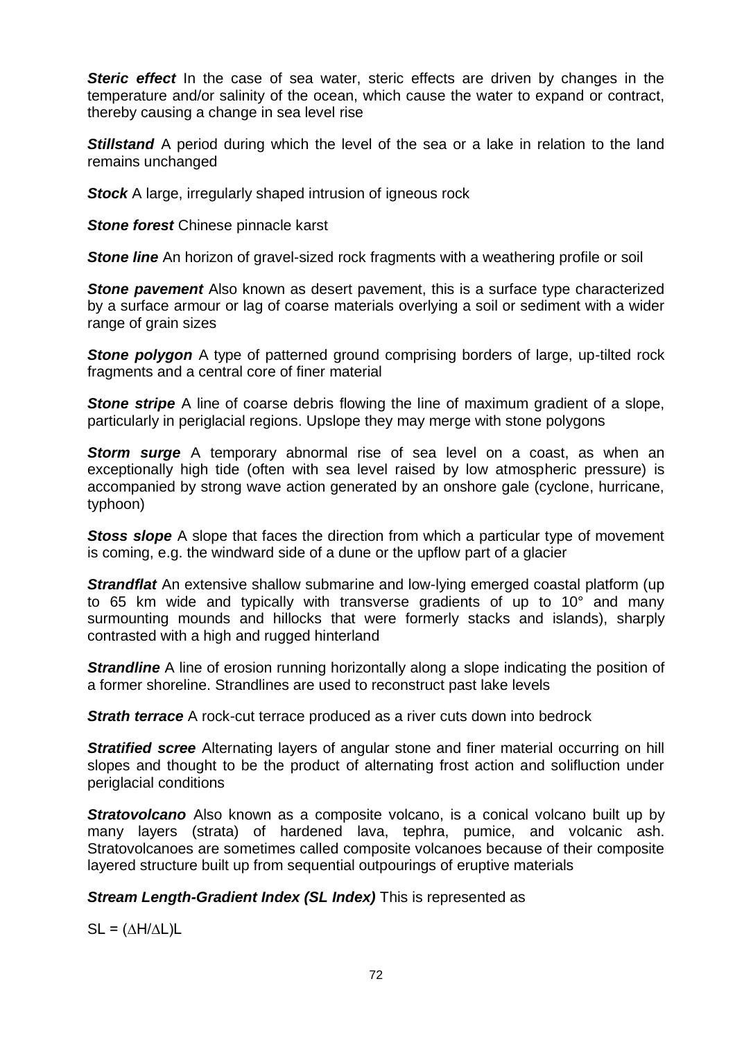***Steric effect*** In the case of sea water, steric effects are driven by changes in the temperature and/or salinity of the ocean, which cause the water to expand or contract, thereby causing a change in sea level rise

***Stillstand*** A period during which the level of the sea or a lake in relation to the land remains unchanged

***Stock*** A large, irregularly shaped intrusion of igneous rock

***Stone forest*** Chinese pinnacle karst

***Stone line*** An horizon of gravel-sized rock fragments with a weathering profile or soil

***Stone pavement*** Also known as desert pavement, this is a surface type characterized by a surface armour or lag of coarse materials overlying a soil or sediment with a wider range of grain sizes

***Stone polygon*** A type of patterned ground comprising borders of large, up-tilted rock fragments and a central core of finer material

***Stone stripe*** A line of coarse debris flowing the line of maximum gradient of a slope, particularly in periglacial regions. Upslope they may merge with stone polygons

***Storm surge*** A temporary abnormal rise of sea level on a coast, as when an exceptionally high tide (often with sea level raised by low atmospheric pressure) is accompanied by strong wave action generated by an onshore gale (cyclone, hurricane, typhoon)

***Stoss slope*** A slope that faces the direction from which a particular type of movement is coming, e.g. the windward side of a dune or the upflow part of a glacier

***Strandflat*** An extensive shallow submarine and low-lying emerged coastal platform (up to 65 km wide and typically with transverse gradients of up to 10° and many surmounting mounds and hillocks that were formerly stacks and islands), sharply contrasted with a high and rugged hinterland

***Strandline*** A line of erosion running horizontally along a slope indicating the position of a former shoreline. Strandlines are used to reconstruct past lake levels

***Strath terrace*** A rock-cut terrace produced as a river cuts down into bedrock

***Stratified scree*** Alternating layers of angular stone and finer material occurring on hill slopes and thought to be the product of alternating frost action and solifluction under periglacial conditions

***Stratovolcano*** Also known as a composite volcano, is a conical volcano built up by many layers (strata) of hardened lava, tephra, pumice, and volcanic ash. Stratovolcanoes are sometimes called composite volcanoes because of their composite layered structure built up from sequential outpourings of eruptive materials

***Stream Length-Gradient Index (SL Index)*** This is represented as

$$SL = (\Delta H/\Delta L)L$$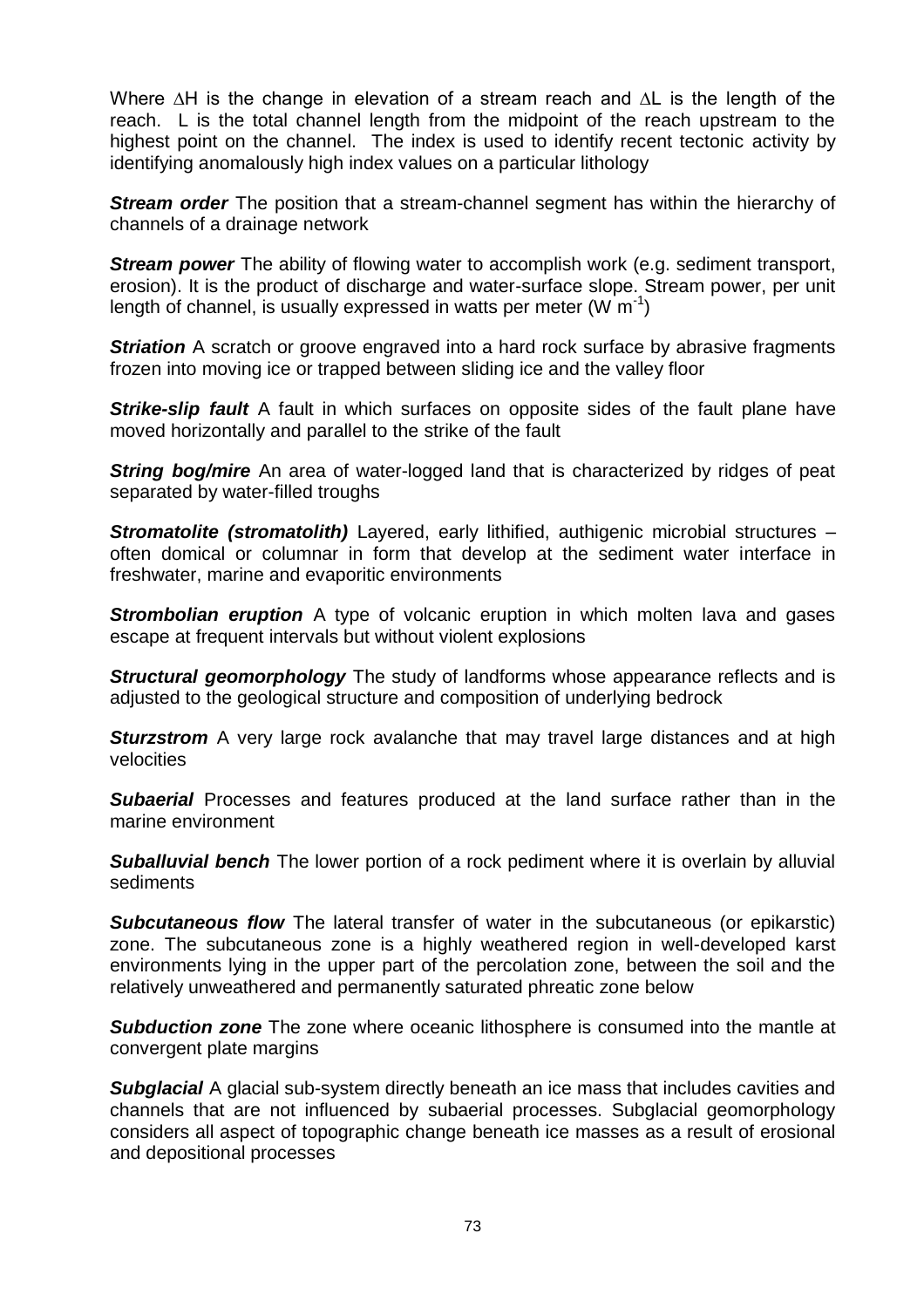Where $\Delta H$ is the change in elevation of a stream reach and $\Delta L$ is the length of the reach. L is the total channel length from the midpoint of the reach upstream to the highest point on the channel. The index is used to identify recent tectonic activity by identifying anomalously high index values on a particular lithology

***Stream order*** The position that a stream-channel segment has within the hierarchy of channels of a drainage network

***Stream power*** The ability of flowing water to accomplish work (e.g. sediment transport, erosion). It is the product of discharge and water-surface slope. Stream power, per unit length of channel, is usually expressed in watts per meter ($W\ m^{-1}$)

***Striation*** A scratch or groove engraved into a hard rock surface by abrasive fragments frozen into moving ice or trapped between sliding ice and the valley floor

***Strike-slip fault*** A fault in which surfaces on opposite sides of the fault plane have moved horizontally and parallel to the strike of the fault

***String bog/mire*** An area of water-logged land that is characterized by ridges of peat separated by water-filled troughs

***Stromatolite (stromatolith)*** Layered, early lithified, authigenic microbial structures – often domical or columnar in form that develop at the sediment water interface in freshwater, marine and evaporitic environments

***Strombolian eruption*** A type of volcanic eruption in which molten lava and gases escape at frequent intervals but without violent explosions

***Structural geomorphology*** The study of landforms whose appearance reflects and is adjusted to the geological structure and composition of underlying bedrock

***Sturzstrom*** A very large rock avalanche that may travel large distances and at high velocities

***Subaerial*** Processes and features produced at the land surface rather than in the marine environment

***Suballuvial bench*** The lower portion of a rock pediment where it is overlain by alluvial sediments

***Subcutaneous flow*** The lateral transfer of water in the subcutaneous (or epikarstic) zone. The subcutaneous zone is a highly weathered region in well-developed karst environments lying in the upper part of the percolation zone, between the soil and the relatively unweathered and permanently saturated phreatic zone below

***Subduction zone*** The zone where oceanic lithosphere is consumed into the mantle at convergent plate margins

***Subglacial*** A glacial sub-system directly beneath an ice mass that includes cavities and channels that are not influenced by subaerial processes. Subglacial geomorphology considers all aspect of topographic change beneath ice masses as a result of erosional and depositional processes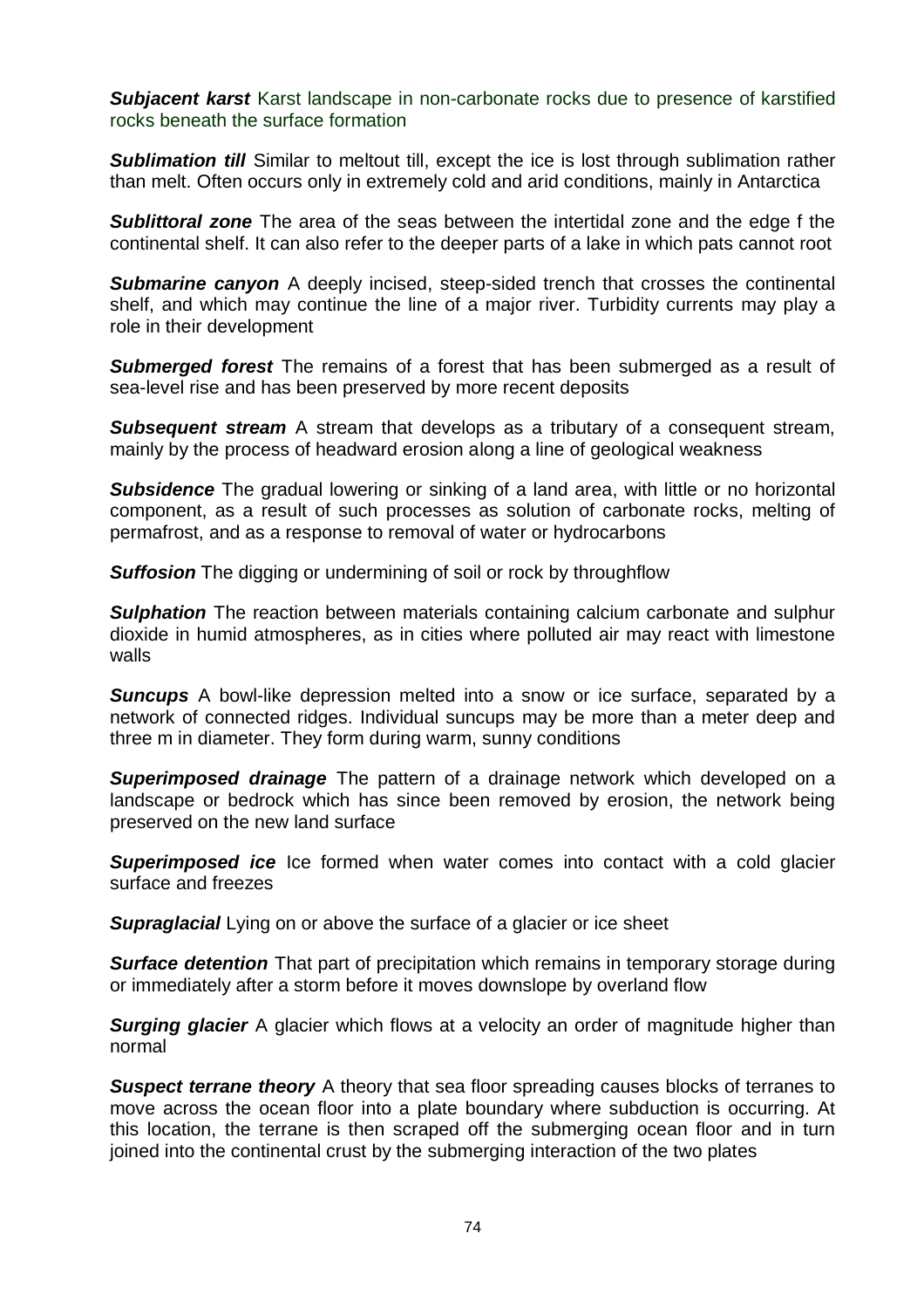***Subjacent karst*** Karst landscape in non-carbonate rocks due to presence of karstified rocks beneath the surface formation

***Sublimation till*** Similar to meltout till, except the ice is lost through sublimation rather than melt. Often occurs only in extremely cold and arid conditions, mainly in Antarctica

***Sublittoral zone*** The area of the seas between the intertidal zone and the edge f the continental shelf. It can also refer to the deeper parts of a lake in which pats cannot root

***Submarine canyon*** A deeply incised, steep-sided trench that crosses the continental shelf, and which may continue the line of a major river. Turbidity currents may play a role in their development

***Submerged forest*** The remains of a forest that has been submerged as a result of sea-level rise and has been preserved by more recent deposits

***Subsequent stream*** A stream that develops as a tributary of a consequent stream, mainly by the process of headward erosion along a line of geological weakness

***Subsidence*** The gradual lowering or sinking of a land area, with little or no horizontal component, as a result of such processes as solution of carbonate rocks, melting of permafrost, and as a response to removal of water or hydrocarbons

***Suffosion*** The digging or undermining of soil or rock by throughflow

***Sulphation*** The reaction between materials containing calcium carbonate and sulphur dioxide in humid atmospheres, as in cities where polluted air may react with limestone walls

***Suncups*** A bowl-like depression melted into a snow or ice surface, separated by a network of connected ridges. Individual suncups may be more than a meter deep and three m in diameter. They form during warm, sunny conditions

***Superimposed drainage*** The pattern of a drainage network which developed on a landscape or bedrock which has since been removed by erosion, the network being preserved on the new land surface

***Superimposed ice*** Ice formed when water comes into contact with a cold glacier surface and freezes

***Supraglacial*** Lying on or above the surface of a glacier or ice sheet

***Surface detention*** That part of precipitation which remains in temporary storage during or immediately after a storm before it moves downslope by overland flow

***Surging glacier*** A glacier which flows at a velocity an order of magnitude higher than normal

***Suspect terrane theory*** A theory that sea floor spreading causes blocks of terranes to move across the ocean floor into a plate boundary where subduction is occurring. At this location, the terrane is then scraped off the submerging ocean floor and in turn joined into the continental crust by the submerging interaction of the two plates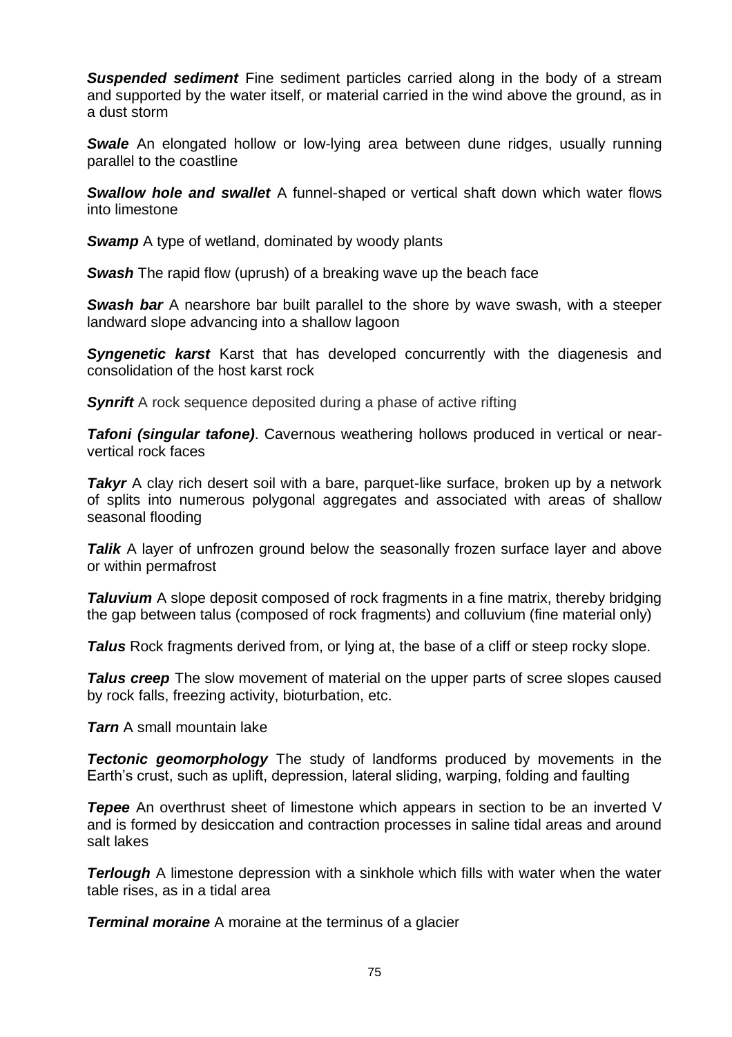***Suspended sediment*** Fine sediment particles carried along in the body of a stream and supported by the water itself, or material carried in the wind above the ground, as in a dust storm

***Swale*** An elongated hollow or low-lying area between dune ridges, usually running parallel to the coastline

***Swallow hole and swallet*** A funnel-shaped or vertical shaft down which water flows into limestone

***Swamp*** A type of wetland, dominated by woody plants

***Swash*** The rapid flow (uprush) of a breaking wave up the beach face

***Swash bar*** A nearshore bar built parallel to the shore by wave swash, with a steeper landward slope advancing into a shallow lagoon

***Syngenetic karst*** Karst that has developed concurrently with the diagenesis and consolidation of the host karst rock

***Synrift*** A rock sequence deposited during a phase of active rifting

***Tafoni (singular tafone)***. Cavernous weathering hollows produced in vertical or near-vertical rock faces

***Takyr*** A clay rich desert soil with a bare, parquet-like surface, broken up by a network of splits into numerous polygonal aggregates and associated with areas of shallow seasonal flooding

***Talik*** A layer of unfrozen ground below the seasonally frozen surface layer and above or within permafrost

***Taluvium*** A slope deposit composed of rock fragments in a fine matrix, thereby bridging the gap between talus (composed of rock fragments) and colluvium (fine material only)

***Talus*** Rock fragments derived from, or lying at, the base of a cliff or steep rocky slope.

***Talus creep*** The slow movement of material on the upper parts of scree slopes caused by rock falls, freezing activity, bioturbation, etc.

***Tarn*** A small mountain lake

***Tectonic geomorphology*** The study of landforms produced by movements in the Earth's crust, such as uplift, depression, lateral sliding, warping, folding and faulting

***Tepee*** An overthrust sheet of limestone which appears in section to be an inverted V and is formed by desiccation and contraction processes in saline tidal areas and around salt lakes

***Terlough*** A limestone depression with a sinkhole which fills with water when the water table rises, as in a tidal area

***Terminal moraine*** A moraine at the terminus of a glacier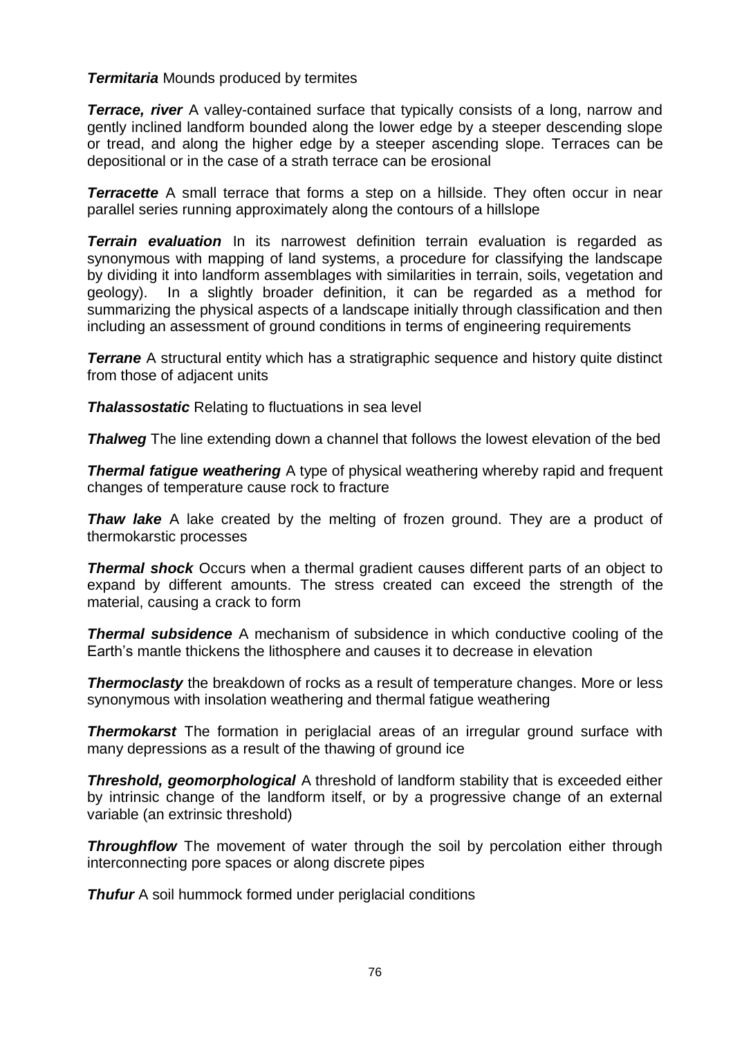***Termitaria*** Mounds produced by termites

***Terrace, river*** A valley-contained surface that typically consists of a long, narrow and gently inclined landform bounded along the lower edge by a steeper descending slope or tread, and along the higher edge by a steeper ascending slope. Terraces can be depositional or in the case of a strath terrace can be erosional

***Terracette*** A small terrace that forms a step on a hillside. They often occur in near parallel series running approximately along the contours of a hillslope

***Terrain evaluation*** In its narrowest definition terrain evaluation is regarded as synonymous with mapping of land systems, a procedure for classifying the landscape by dividing it into landform assemblages with similarities in terrain, soils, vegetation and geology). In a slightly broader definition, it can be regarded as a method for summarizing the physical aspects of a landscape initially through classification and then including an assessment of ground conditions in terms of engineering requirements

***Terrane*** A structural entity which has a stratigraphic sequence and history quite distinct from those of adjacent units

***Thalassostatic*** Relating to fluctuations in sea level

***Thalweg*** The line extending down a channel that follows the lowest elevation of the bed

***Thermal fatigue weathering*** A type of physical weathering whereby rapid and frequent changes of temperature cause rock to fracture

***Thaw lake*** A lake created by the melting of frozen ground. They are a product of thermokarstic processes

***Thermal shock*** Occurs when a thermal gradient causes different parts of an object to expand by different amounts. The stress created can exceed the strength of the material, causing a crack to form

***Thermal subsidence*** A mechanism of subsidence in which conductive cooling of the Earth's mantle thickens the lithosphere and causes it to decrease in elevation

***Thermoclasty*** the breakdown of rocks as a result of temperature changes. More or less synonymous with insolation weathering and thermal fatigue weathering

***Thermokarst*** The formation in periglacial areas of an irregular ground surface with many depressions as a result of the thawing of ground ice

***Threshold, geomorphological*** A threshold of landform stability that is exceeded either by intrinsic change of the landform itself, or by a progressive change of an external variable (an extrinsic threshold)

***Throughflow*** The movement of water through the soil by percolation either through interconnecting pore spaces or along discrete pipes

***Thufur*** A soil hummock formed under periglacial conditions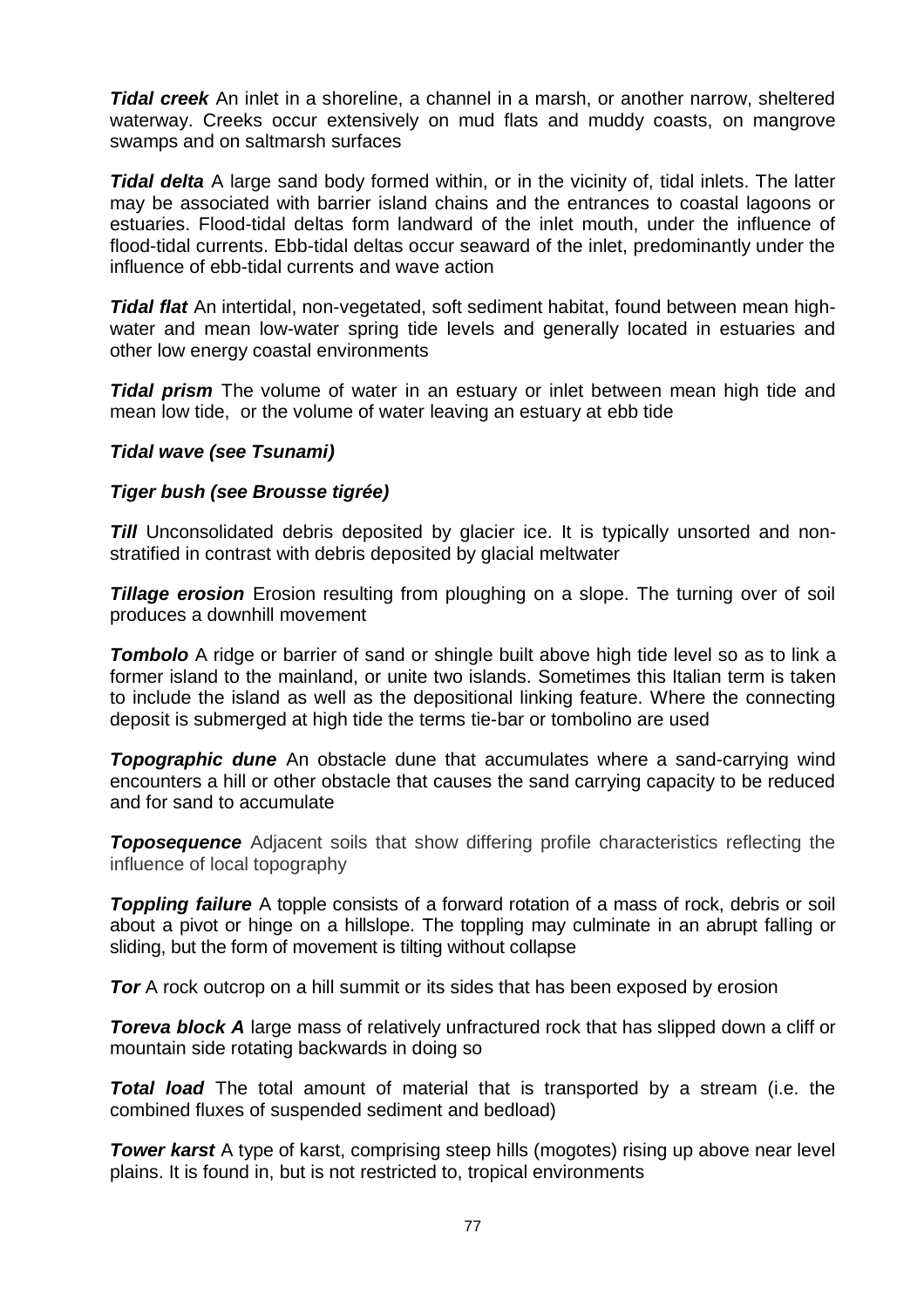***Tidal creek*** An inlet in a shoreline, a channel in a marsh, or another narrow, sheltered waterway. Creeks occur extensively on mud flats and muddy coasts, on mangrove swamps and on saltmarsh surfaces

***Tidal delta*** A large sand body formed within, or in the vicinity of, tidal inlets. The latter may be associated with barrier island chains and the entrances to coastal lagoons or estuaries. Flood-tidal deltas form landward of the inlet mouth, under the influence of flood-tidal currents. Ebb-tidal deltas occur seaward of the inlet, predominantly under the influence of ebb-tidal currents and wave action

***Tidal flat*** An intertidal, non-vegetated, soft sediment habitat, found between mean high-water and mean low-water spring tide levels and generally located in estuaries and other low energy coastal environments

***Tidal prism*** The volume of water in an estuary or inlet between mean high tide and mean low tide, or the volume of water leaving an estuary at ebb tide

***Tidal wave (see Tsunami)***

***Tiger bush (see Brousse tigrée)***

***Till*** Unconsolidated debris deposited by glacier ice. It is typically unsorted and non-stratified in contrast with debris deposited by glacial meltwater

***Tillage erosion*** Erosion resulting from ploughing on a slope. The turning over of soil produces a downhill movement

***Tombolo*** A ridge or barrier of sand or shingle built above high tide level so as to link a former island to the mainland, or unite two islands. Sometimes this Italian term is taken to include the island as well as the depositional linking feature. Where the connecting deposit is submerged at high tide the terms tie-bar or tombolino are used

***Topographic dune*** An obstacle dune that accumulates where a sand-carrying wind encounters a hill or other obstacle that causes the sand carrying capacity to be reduced and for sand to accumulate

***Toposequence*** Adjacent soils that show differing profile characteristics reflecting the influence of local topography

***Toppling failure*** A topple consists of a forward rotation of a mass of rock, debris or soil about a pivot or hinge on a hillslope. The toppling may culminate in an abrupt falling or sliding, but the form of movement is tilting without collapse

***Tor*** A rock outcrop on a hill summit or its sides that has been exposed by erosion

***Toreva block A*** large mass of relatively unfractured rock that has slipped down a cliff or mountain side rotating backwards in doing so

***Total load*** The total amount of material that is transported by a stream (i.e. the combined fluxes of suspended sediment and bedload)

***Tower karst*** A type of karst, comprising steep hills (mogotes) rising up above near level plains. It is found in, but is not restricted to, tropical environments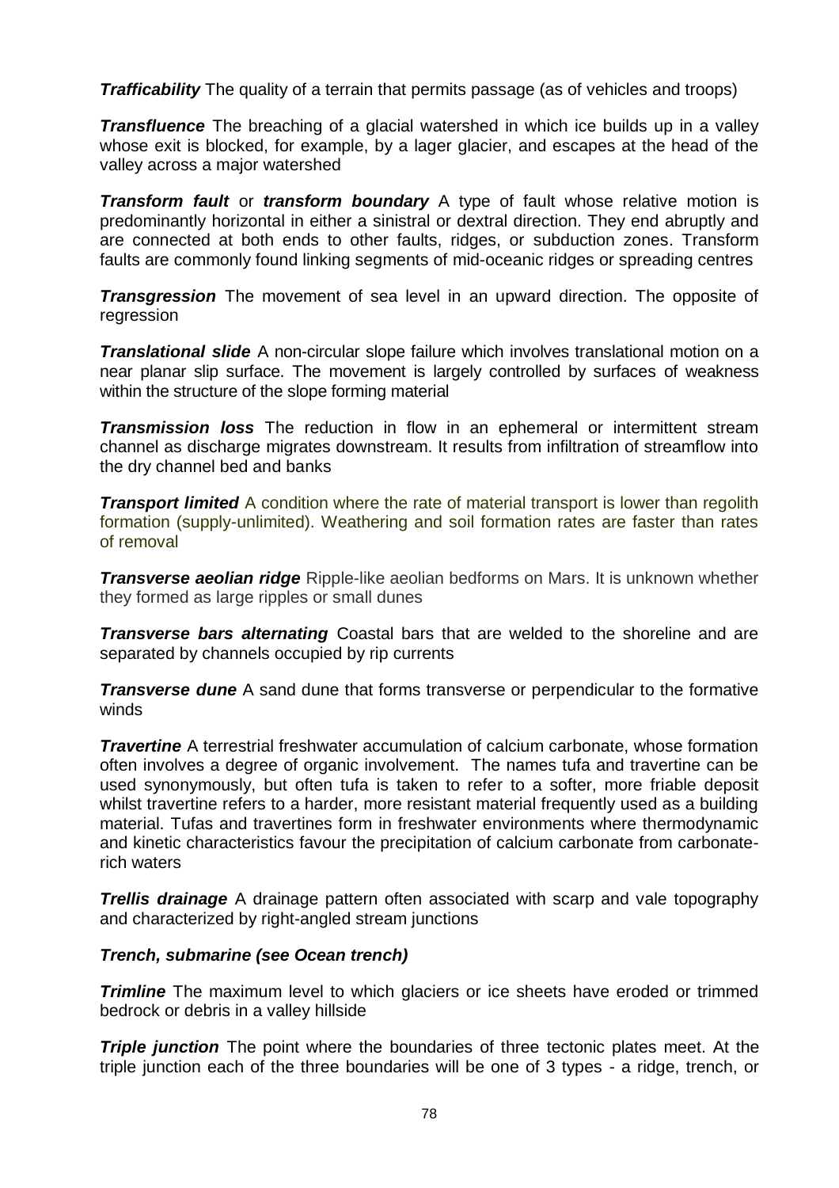***Trafficability*** The quality of a terrain that permits passage (as of vehicles and troops)

***Transfluence*** The breaching of a glacial watershed in which ice builds up in a valley whose exit is blocked, for example, by a lager glacier, and escapes at the head of the valley across a major watershed

***Transform fault*** or ***transform boundary*** A type of fault whose relative motion is predominantly horizontal in either a sinistral or dextral direction. They end abruptly and are connected at both ends to other faults, ridges, or subduction zones. Transform faults are commonly found linking segments of mid-oceanic ridges or spreading centres

***Transgression*** The movement of sea level in an upward direction. The opposite of regression

***Translational slide*** A non-circular slope failure which involves translational motion on a near planar slip surface. The movement is largely controlled by surfaces of weakness within the structure of the slope forming material

***Transmission loss*** The reduction in flow in an ephemeral or intermittent stream channel as discharge migrates downstream. It results from infiltration of streamflow into the dry channel bed and banks

***Transport limited*** A condition where the rate of material transport is lower than regolith formation (supply-unlimited). Weathering and soil formation rates are faster than rates of removal

***Transverse aeolian ridge*** Ripple-like aeolian bedforms on Mars. It is unknown whether they formed as large ripples or small dunes

***Transverse bars alternating*** Coastal bars that are welded to the shoreline and are separated by channels occupied by rip currents

***Transverse dune*** A sand dune that forms transverse or perpendicular to the formative winds

***Travertine*** A terrestrial freshwater accumulation of calcium carbonate, whose formation often involves a degree of organic involvement. The names tufa and travertine can be used synonymously, but often tufa is taken to refer to a softer, more friable deposit whilst travertine refers to a harder, more resistant material frequently used as a building material. Tufas and travertines form in freshwater environments where thermodynamic and kinetic characteristics favour the precipitation of calcium carbonate from carbonate-rich waters

***Trellis drainage*** A drainage pattern often associated with scarp and vale topography and characterized by right-angled stream junctions

***Trench, submarine (see Ocean trench)***

***Trimline*** The maximum level to which glaciers or ice sheets have eroded or trimmed bedrock or debris in a valley hillside

***Triple junction*** The point where the boundaries of three tectonic plates meet. At the triple junction each of the three boundaries will be one of 3 types - a ridge, trench, or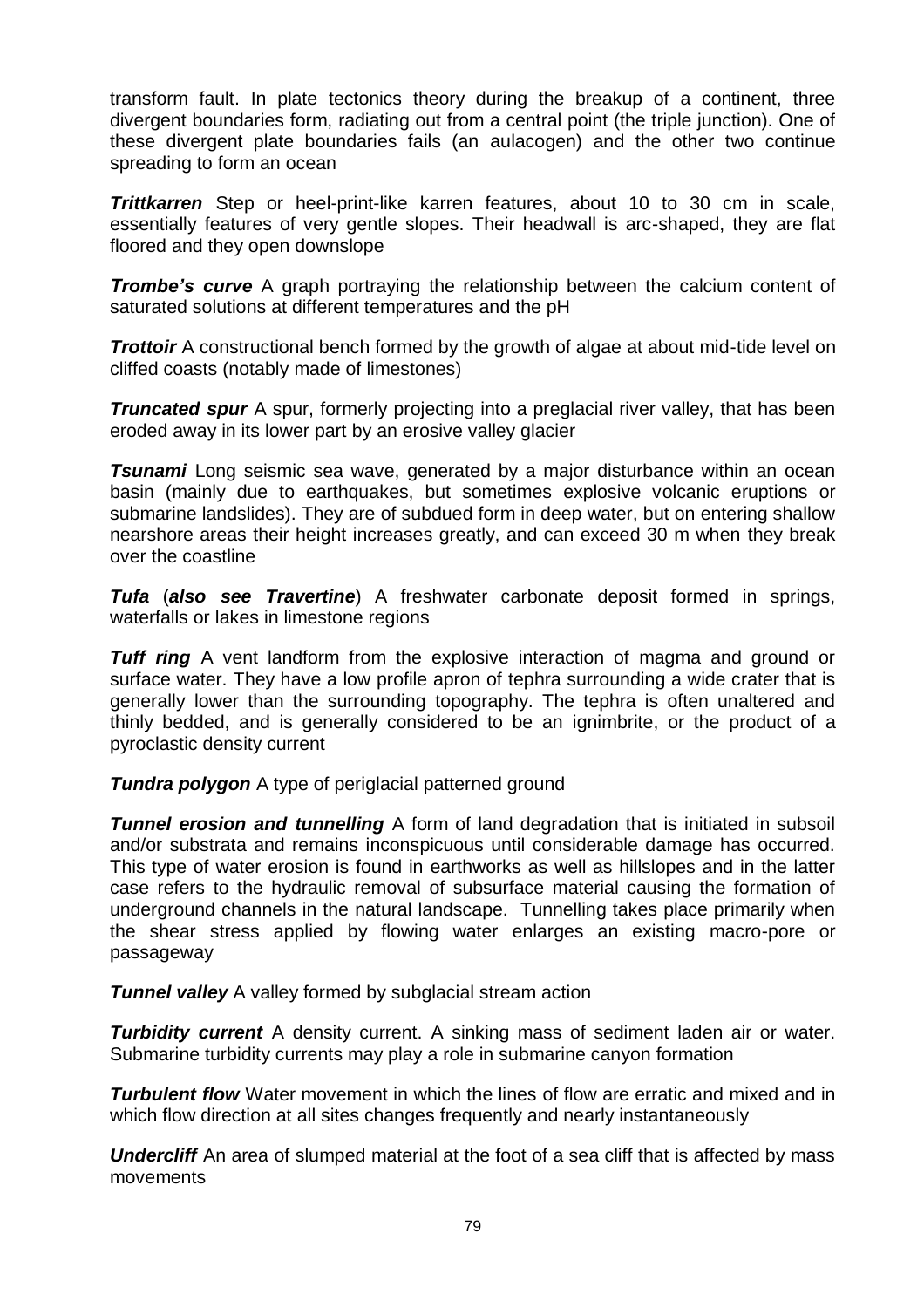transform fault. In plate tectonics theory during the breakup of a continent, three divergent boundaries form, radiating out from a central point (the triple junction). One of these divergent plate boundaries fails (an aulacogen) and the other two continue spreading to form an ocean

***Trittkarren*** Step or heel-print-like karren features, about 10 to 30 cm in scale, essentially features of very gentle slopes. Their headwall is arc-shaped, they are flat floored and they open downslope

***Trombe's curve*** A graph portraying the relationship between the calcium content of saturated solutions at different temperatures and the pH

***Trottoir*** A constructional bench formed by the growth of algae at about mid-tide level on cliffed coasts (notably made of limestones)

***Truncated spur*** A spur, formerly projecting into a preglacial river valley, that has been eroded away in its lower part by an erosive valley glacier

***Tsunami*** Long seismic sea wave, generated by a major disturbance within an ocean basin (mainly due to earthquakes, but sometimes explosive volcanic eruptions or submarine landslides). They are of subdued form in deep water, but on entering shallow nearshore areas their height increases greatly, and can exceed 30 m when they break over the coastline

***Tufa*** (***also see Travertine***) A freshwater carbonate deposit formed in springs, waterfalls or lakes in limestone regions

***Tuff ring*** A vent landform from the explosive interaction of magma and ground or surface water. They have a low profile apron of tephra surrounding a wide crater that is generally lower than the surrounding topography. The tephra is often unaltered and thinly bedded, and is generally considered to be an ignimbrite, or the product of a pyroclastic density current

***Tundra polygon*** A type of periglacial patterned ground

***Tunnel erosion and tunnelling*** A form of land degradation that is initiated in subsoil and/or substrata and remains inconspicuous until considerable damage has occurred. This type of water erosion is found in earthworks as well as hillslopes and in the latter case refers to the hydraulic removal of subsurface material causing the formation of underground channels in the natural landscape. Tunnelling takes place primarily when the shear stress applied by flowing water enlarges an existing macro-pore or passageway

***Tunnel valley*** A valley formed by subglacial stream action

***Turbidity current*** A density current. A sinking mass of sediment laden air or water. Submarine turbidity currents may play a role in submarine canyon formation

***Turbulent flow*** Water movement in which the lines of flow are erratic and mixed and in which flow direction at all sites changes frequently and nearly instantaneously

***Undercliff*** An area of slumped material at the foot of a sea cliff that is affected by mass movements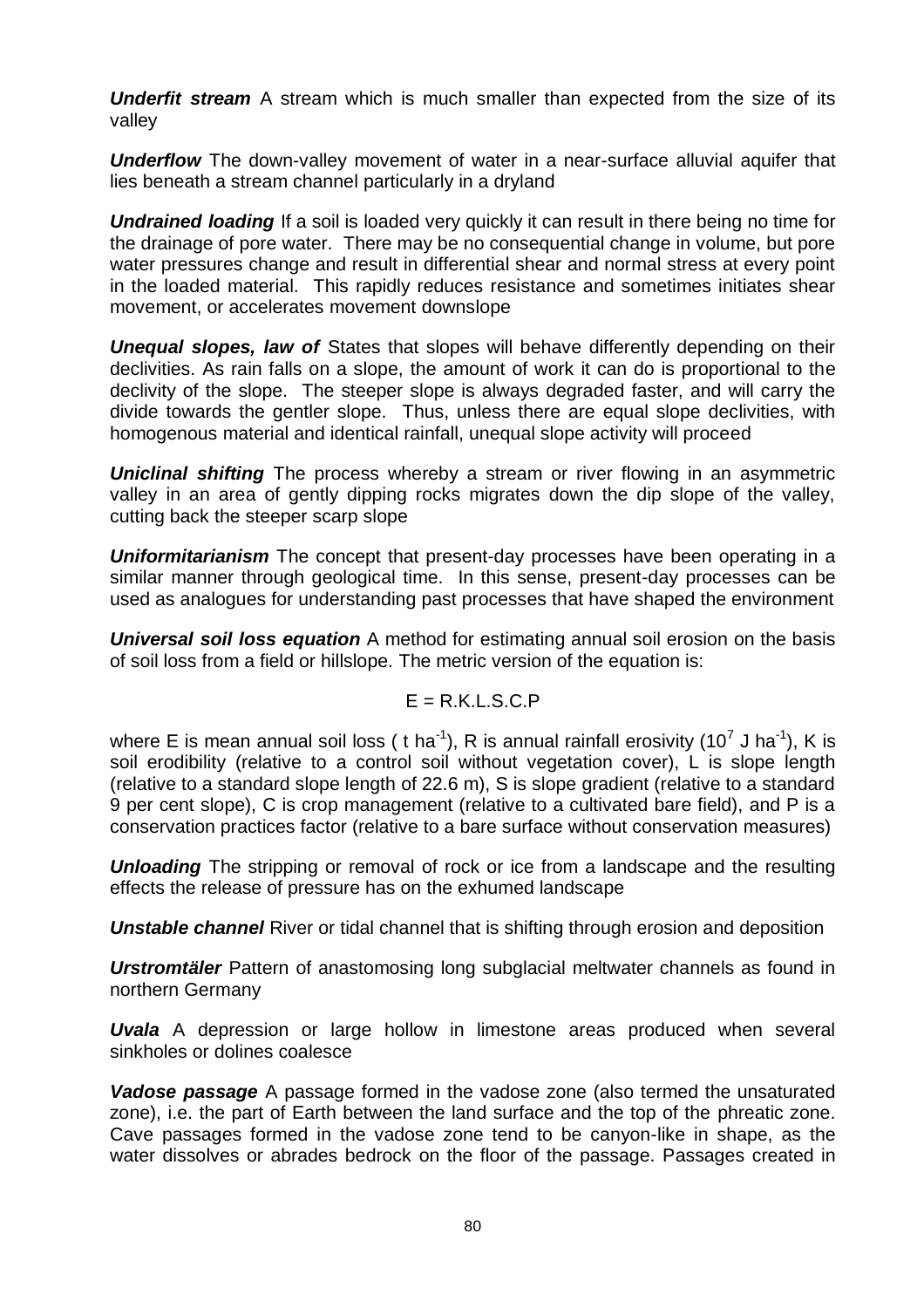***Underfit stream*** A stream which is much smaller than expected from the size of its valley

***Underflow*** The down-valley movement of water in a near-surface alluvial aquifer that lies beneath a stream channel particularly in a dryland

***Undrained loading*** If a soil is loaded very quickly it can result in there being no time for the drainage of pore water. There may be no consequential change in volume, but pore water pressures change and result in differential shear and normal stress at every point in the loaded material. This rapidly reduces resistance and sometimes initiates shear movement, or accelerates movement downslope

***Unequal slopes, law of*** States that slopes will behave differently depending on their declivities. As rain falls on a slope, the amount of work it can do is proportional to the declivity of the slope. The steeper slope is always degraded faster, and will carry the divide towards the gentler slope. Thus, unless there are equal slope declivities, with homogenous material and identical rainfall, unequal slope activity will proceed

***Uniclinal shifting*** The process whereby a stream or river flowing in an asymmetric valley in an area of gently dipping rocks migrates down the dip slope of the valley, cutting back the steeper scarp slope

***Uniformitarianism*** The concept that present-day processes have been operating in a similar manner through geological time. In this sense, present-day processes can be used as analogues for understanding past processes that have shaped the environment

***Universal soil loss equation*** A method for estimating annual soil erosion on the basis of soil loss from a field or hillslope. The metric version of the equation is:

$$E = R.K.L.S.C.P$$

where E is mean annual soil loss ( t $ha^{-1}$), R is annual rainfall erosivity ($10^7$ J $ha^{-1}$), K is soil erodibility (relative to a control soil without vegetation cover), L is slope length (relative to a standard slope length of 22.6 m), S is slope gradient (relative to a standard 9 per cent slope), C is crop management (relative to a cultivated bare field), and P is a conservation practices factor (relative to a bare surface without conservation measures)

***Unloading*** The stripping or removal of rock or ice from a landscape and the resulting effects the release of pressure has on the exhumed landscape

***Unstable channel*** River or tidal channel that is shifting through erosion and deposition

***Urstromtäler*** Pattern of anastomosing long subglacial meltwater channels as found in northern Germany

***Uvala*** A depression or large hollow in limestone areas produced when several sinkholes or dolines coalesce

***Vadose passage*** A passage formed in the vadose zone (also termed the unsaturated zone), i.e. the part of Earth between the land surface and the top of the phreatic zone. Cave passages formed in the vadose zone tend to be canyon-like in shape, as the water dissolves or abrades bedrock on the floor of the passage. Passages created in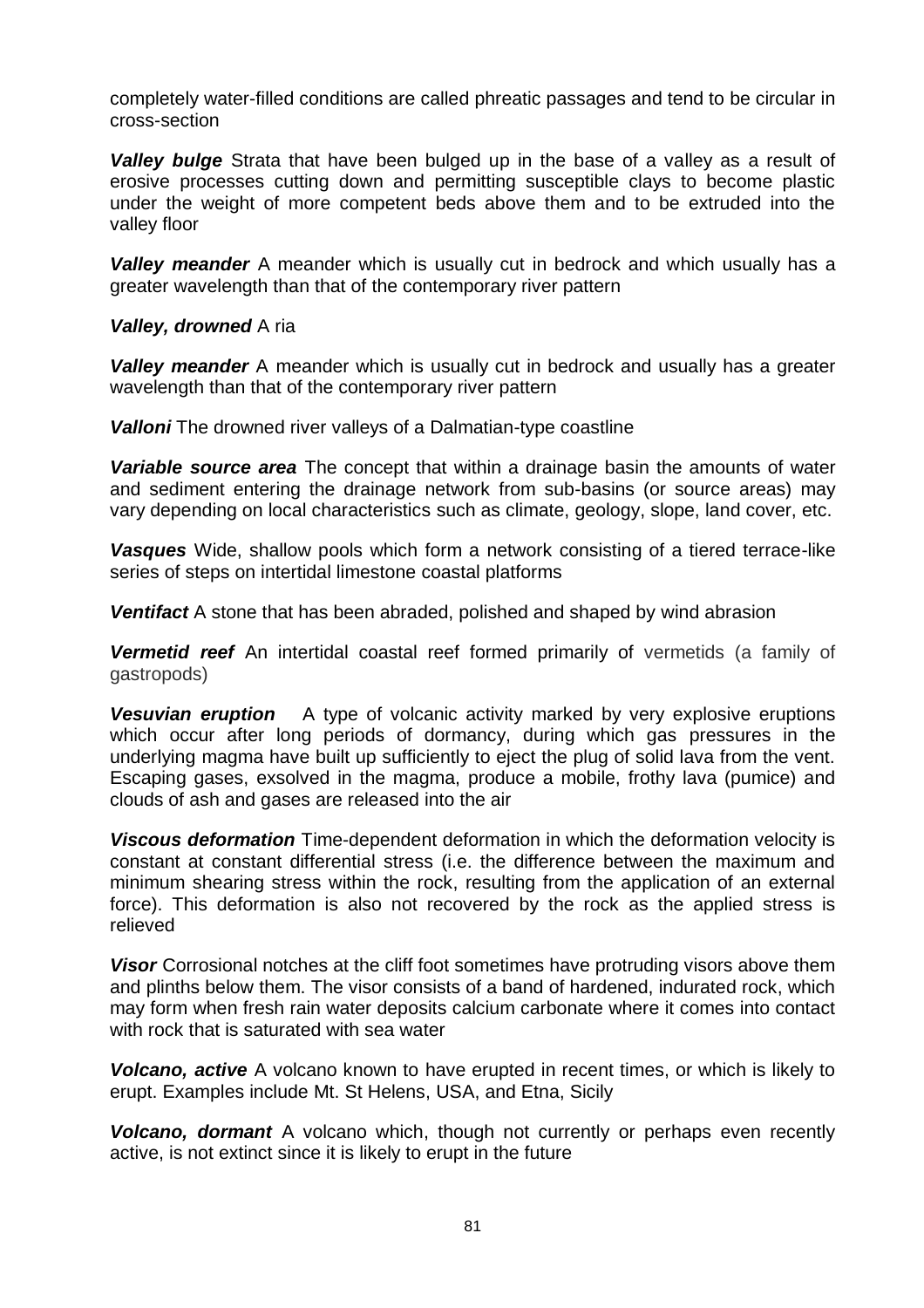completely water-filled conditions are called phreatic passages and tend to be circular in cross-section

***Valley bulge*** Strata that have been bulged up in the base of a valley as a result of erosive processes cutting down and permitting susceptible clays to become plastic under the weight of more competent beds above them and to be extruded into the valley floor

***Valley meander*** A meander which is usually cut in bedrock and which usually has a greater wavelength than that of the contemporary river pattern

***Valley, drowned*** A ria

***Valley meander*** A meander which is usually cut in bedrock and usually has a greater wavelength than that of the contemporary river pattern

***Valloni*** The drowned river valleys of a Dalmatian-type coastline

***Variable source area*** The concept that within a drainage basin the amounts of water and sediment entering the drainage network from sub-basins (or source areas) may vary depending on local characteristics such as climate, geology, slope, land cover, etc.

***Vasques*** Wide, shallow pools which form a network consisting of a tiered terrace-like series of steps on intertidal limestone coastal platforms

***Ventifact*** A stone that has been abraded, polished and shaped by wind abrasion

***Vermetid reef*** An intertidal coastal reef formed primarily of vermetids (a family of gastropods)

***Vesuvian eruption*** A type of volcanic activity marked by very explosive eruptions which occur after long periods of dormancy, during which gas pressures in the underlying magma have built up sufficiently to eject the plug of solid lava from the vent. Escaping gases, exsolved in the magma, produce a mobile, frothy lava (pumice) and clouds of ash and gases are released into the air

***Viscous deformation*** Time-dependent deformation in which the deformation velocity is constant at constant differential stress (i.e. the difference between the maximum and minimum shearing stress within the rock, resulting from the application of an external force). This deformation is also not recovered by the rock as the applied stress is relieved

***Visor*** Corrosional notches at the cliff foot sometimes have protruding visors above them and plinths below them. The visor consists of a band of hardened, indurated rock, which may form when fresh rain water deposits calcium carbonate where it comes into contact with rock that is saturated with sea water

***Volcano, active*** A volcano known to have erupted in recent times, or which is likely to erupt. Examples include Mt. St Helens, USA, and Etna, Sicily

***Volcano, dormant*** A volcano which, though not currently or perhaps even recently active, is not extinct since it is likely to erupt in the future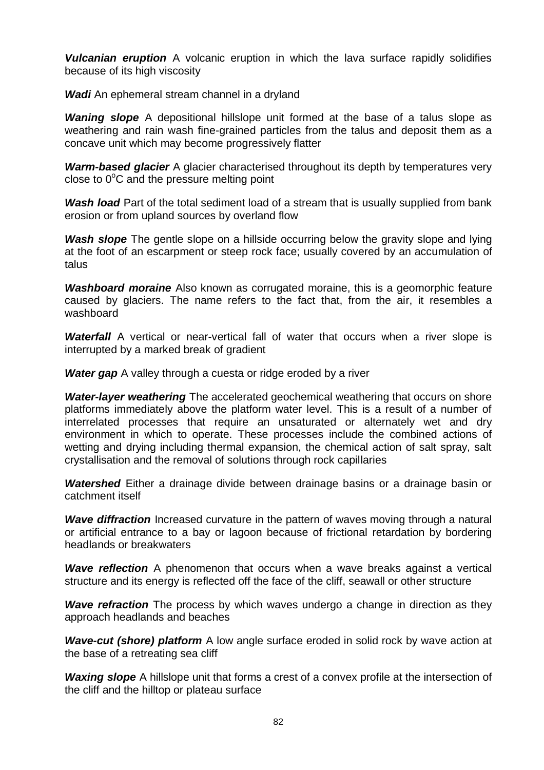***Vulcanian eruption*** A volcanic eruption in which the lava surface rapidly solidifies because of its high viscosity

***Wadi*** An ephemeral stream channel in a dryland

***Waning slope*** A depositional hillslope unit formed at the base of a talus slope as weathering and rain wash fine-grained particles from the talus and deposit them as a concave unit which may become progressively flatter

***Warm-based glacier*** A glacier characterised throughout its depth by temperatures very close to $0^{o}$C and the pressure melting point

***Wash load*** Part of the total sediment load of a stream that is usually supplied from bank erosion or from upland sources by overland flow

***Wash slope*** The gentle slope on a hillside occurring below the gravity slope and lying at the foot of an escarpment or steep rock face; usually covered by an accumulation of talus

***Washboard moraine*** Also known as corrugated moraine, this is a geomorphic feature caused by glaciers. The name refers to the fact that, from the air, it resembles a washboard

***Waterfall*** A vertical or near-vertical fall of water that occurs when a river slope is interrupted by a marked break of gradient

***Water gap*** A valley through a cuesta or ridge eroded by a river

***Water-layer weathering*** The accelerated geochemical weathering that occurs on shore platforms immediately above the platform water level. This is a result of a number of interrelated processes that require an unsaturated or alternately wet and dry environment in which to operate. These processes include the combined actions of wetting and drying including thermal expansion, the chemical action of salt spray, salt crystallisation and the removal of solutions through rock capillaries

***Watershed*** Either a drainage divide between drainage basins or a drainage basin or catchment itself

***Wave diffraction*** Increased curvature in the pattern of waves moving through a natural or artificial entrance to a bay or lagoon because of frictional retardation by bordering headlands or breakwaters

***Wave reflection*** A phenomenon that occurs when a wave breaks against a vertical structure and its energy is reflected off the face of the cliff, seawall or other structure

***Wave refraction*** The process by which waves undergo a change in direction as they approach headlands and beaches

***Wave-cut (shore) platform*** A low angle surface eroded in solid rock by wave action at the base of a retreating sea cliff

***Waxing slope*** A hillslope unit that forms a crest of a convex profile at the intersection of the cliff and the hilltop or plateau surface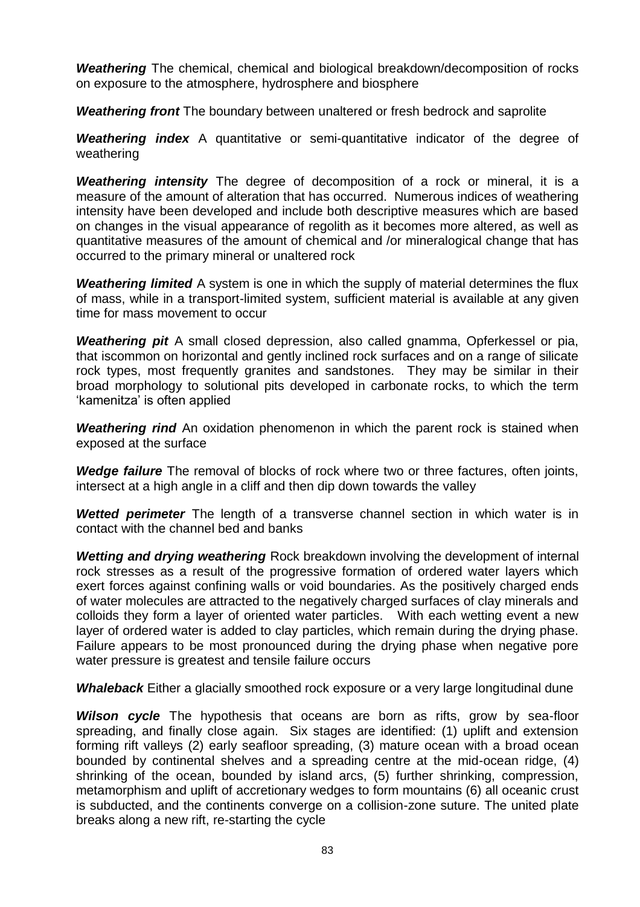***Weathering*** The chemical, chemical and biological breakdown/decomposition of rocks on exposure to the atmosphere, hydrosphere and biosphere

***Weathering front*** The boundary between unaltered or fresh bedrock and saprolite

***Weathering index*** A quantitative or semi-quantitative indicator of the degree of weathering

***Weathering intensity*** The degree of decomposition of a rock or mineral, it is a measure of the amount of alteration that has occurred. Numerous indices of weathering intensity have been developed and include both descriptive measures which are based on changes in the visual appearance of regolith as it becomes more altered, as well as quantitative measures of the amount of chemical and /or mineralogical change that has occurred to the primary mineral or unaltered rock

***Weathering limited*** A system is one in which the supply of material determines the flux of mass, while in a transport-limited system, sufficient material is available at any given time for mass movement to occur

***Weathering pit*** A small closed depression, also called gnamma, Opferkessel or pia, that iscommon on horizontal and gently inclined rock surfaces and on a range of silicate rock types, most frequently granites and sandstones. They may be similar in their broad morphology to solutional pits developed in carbonate rocks, to which the term 'kamenitza' is often applied

***Weathering rind*** An oxidation phenomenon in which the parent rock is stained when exposed at the surface

***Wedge failure*** The removal of blocks of rock where two or three factures, often joints, intersect at a high angle in a cliff and then dip down towards the valley

***Wetted perimeter*** The length of a transverse channel section in which water is in contact with the channel bed and banks

***Wetting and drying weathering*** Rock breakdown involving the development of internal rock stresses as a result of the progressive formation of ordered water layers which exert forces against confining walls or void boundaries. As the positively charged ends of water molecules are attracted to the negatively charged surfaces of clay minerals and colloids they form a layer of oriented water particles. With each wetting event a new layer of ordered water is added to clay particles, which remain during the drying phase. Failure appears to be most pronounced during the drying phase when negative pore water pressure is greatest and tensile failure occurs

***Whaleback*** Either a glacially smoothed rock exposure or a very large longitudinal dune

***Wilson cycle*** The hypothesis that oceans are born as rifts, grow by sea-floor spreading, and finally close again. Six stages are identified: (1) uplift and extension forming rift valleys (2) early seafloor spreading, (3) mature ocean with a broad ocean bounded by continental shelves and a spreading centre at the mid-ocean ridge, (4) shrinking of the ocean, bounded by island arcs, (5) further shrinking, compression, metamorphism and uplift of accretionary wedges to form mountains (6) all oceanic crust is subducted, and the continents converge on a collision-zone suture. The united plate breaks along a new rift, re-starting the cycle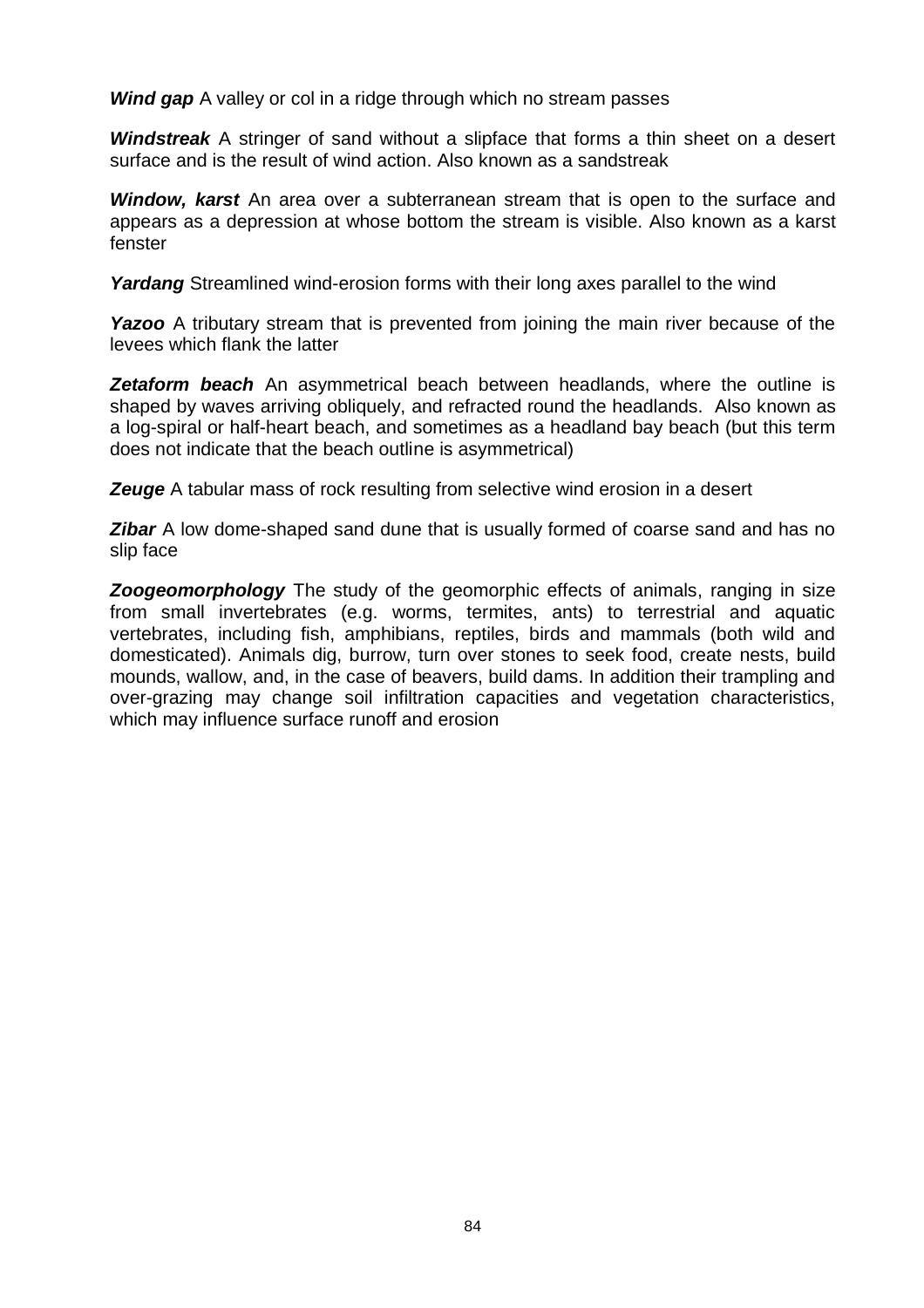***Wind gap*** A valley or col in a ridge through which no stream passes

***Windstreak*** A stringer of sand without a slipface that forms a thin sheet on a desert surface and is the result of wind action. Also known as a sandstreak

***Window, karst*** An area over a subterranean stream that is open to the surface and appears as a depression at whose bottom the stream is visible. Also known as a karst fenster

***Yardang*** Streamlined wind-erosion forms with their long axes parallel to the wind

***Yazoo*** A tributary stream that is prevented from joining the main river because of the levees which flank the latter

***Zetaform beach*** An asymmetrical beach between headlands, where the outline is shaped by waves arriving obliquely, and refracted round the headlands. Also known as a log-spiral or half-heart beach, and sometimes as a headland bay beach (but this term does not indicate that the beach outline is asymmetrical)

***Zeuge*** A tabular mass of rock resulting from selective wind erosion in a desert

***Zibar*** A low dome-shaped sand dune that is usually formed of coarse sand and has no slip face

***Zoogeomorphology*** The study of the geomorphic effects of animals, ranging in size from small invertebrates (e.g. worms, termites, ants) to terrestrial and aquatic vertebrates, including fish, amphibians, reptiles, birds and mammals (both wild and domesticated). Animals dig, burrow, turn over stones to seek food, create nests, build mounds, wallow, and, in the case of beavers, build dams. In addition their trampling and over-grazing may change soil infiltration capacities and vegetation characteristics, which may influence surface runoff and erosion